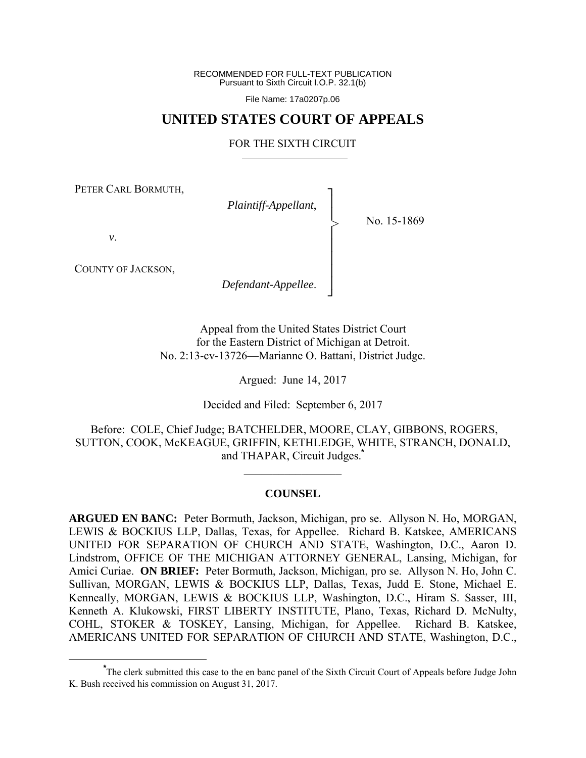RECOMMENDED FOR FULL-TEXT PUBLICATION
Pursuant to Sixth Circuit I.O.P. 32.1(b)

File Name: 17a0207p.06

# UNITED STATES COURT OF APPEALS

FOR THE SIXTH CIRCUIT

PETER CARL BORMUTH,
*Plaintiff-Appellant*,

*v*.

COUNTY OF JACKSON,
*Defendant-Appellee*.

No. 15-1869

Appeal from the United States District Court
for the Eastern District of Michigan at Detroit.
No. 2:13-cv-13726—Marianne O. Battani, District Judge.

Argued: June 14, 2017

Decided and Filed: September 6, 2017

Before: COLE, Chief Judge; BATCHELDER, MOORE, CLAY, GIBBONS, ROGERS, SUTTON, COOK, McKEAGUE, GRIFFIN, KETHLEDGE, WHITE, STRANCH, DONALD, and THAPAR, Circuit Judges.*

## COUNSEL

**ARGUED EN BANC:** Peter Bormuth, Jackson, Michigan, pro se. Allyson N. Ho, MORGAN, LEWIS & BOCKIUS LLP, Dallas, Texas, for Appellee. Richard B. Katskee, AMERICANS UNITED FOR SEPARATION OF CHURCH AND STATE, Washington, D.C., Aaron D. Lindstrom, OFFICE OF THE MICHIGAN ATTORNEY GENERAL, Lansing, Michigan, for Amici Curiae. **ON BRIEF:** Peter Bormuth, Jackson, Michigan, pro se. Allyson N. Ho, John C. Sullivan, MORGAN, LEWIS & BOCKIUS LLP, Dallas, Texas, Judd E. Stone, Michael E. Kenneally, MORGAN, LEWIS & BOCKIUS LLP, Washington, D.C., Hiram S. Sasser, III, Kenneth A. Klukowski, FIRST LIBERTY INSTITUTE, Plano, Texas, Richard D. McNulty, COHL, STOKER & TOSKEY, Lansing, Michigan, for Appellee. Richard B. Katskee, AMERICANS UNITED FOR SEPARATION OF CHURCH AND STATE, Washington, D.C.,

*The clerk submitted this case to the en banc panel of the Sixth Circuit Court of Appeals before Judge John K. Bush received his commission on August 31, 2017.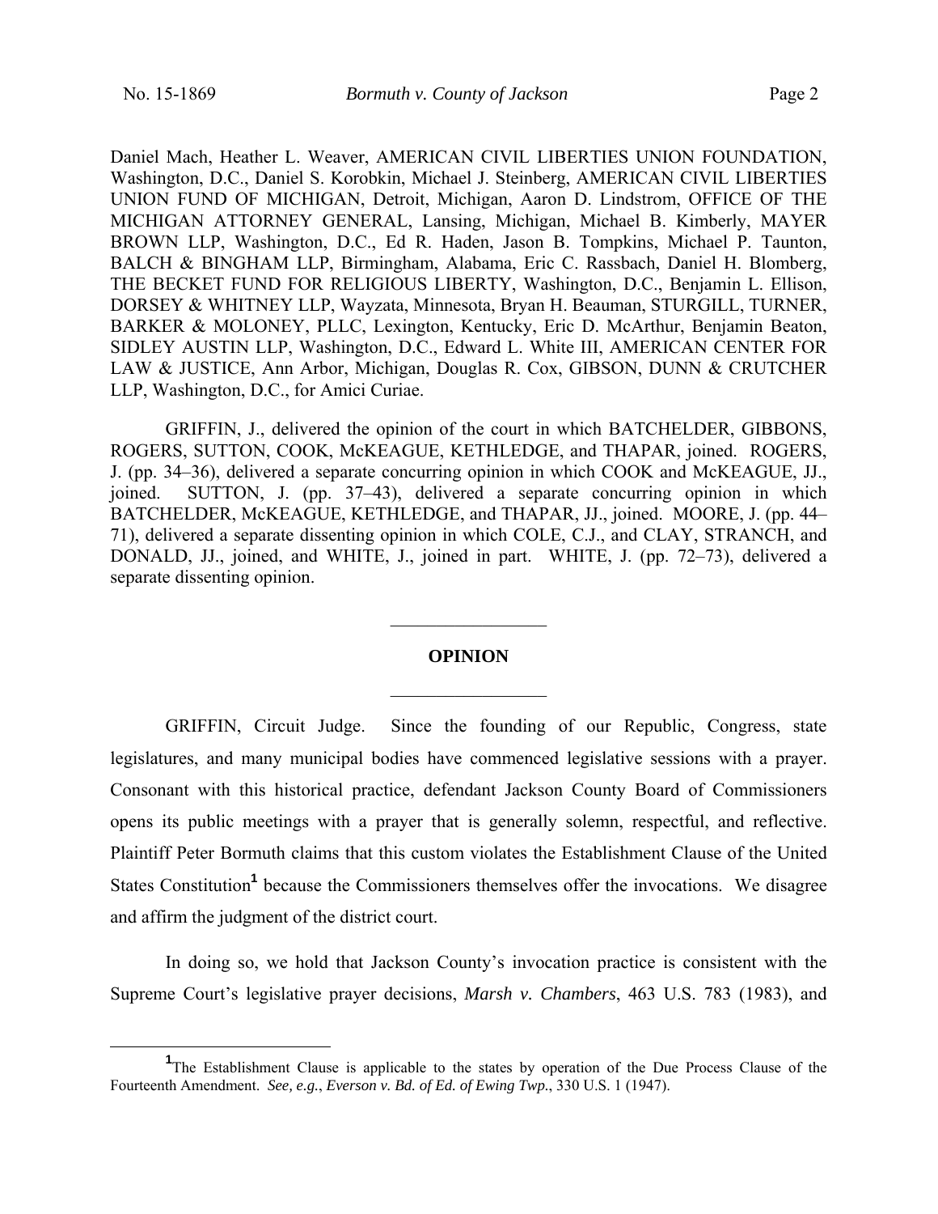Daniel Mach, Heather L. Weaver, AMERICAN CIVIL LIBERTIES UNION FOUNDATION, Washington, D.C., Daniel S. Korobkin, Michael J. Steinberg, AMERICAN CIVIL LIBERTIES UNION FUND OF MICHIGAN, Detroit, Michigan, Aaron D. Lindstrom, OFFICE OF THE MICHIGAN ATTORNEY GENERAL, Lansing, Michigan, Michael B. Kimberly, MAYER BROWN LLP, Washington, D.C., Ed R. Haden, Jason B. Tompkins, Michael P. Taunton, BALCH & BINGHAM LLP, Birmingham, Alabama, Eric C. Rassbach, Daniel H. Blomberg, THE BECKET FUND FOR RELIGIOUS LIBERTY, Washington, D.C., Benjamin L. Ellison, DORSEY & WHITNEY LLP, Wayzata, Minnesota, Bryan H. Beauman, STURGILL, TURNER, BARKER & MOLONEY, PLLC, Lexington, Kentucky, Eric D. McArthur, Benjamin Beaton, SIDLEY AUSTIN LLP, Washington, D.C., Edward L. White III, AMERICAN CENTER FOR LAW & JUSTICE, Ann Arbor, Michigan, Douglas R. Cox, GIBSON, DUNN & CRUTCHER LLP, Washington, D.C., for Amici Curiae.

GRIFFIN, J., delivered the opinion of the court in which BATCHELDER, GIBBONS, ROGERS, SUTTON, COOK, McKEAGUE, KETHLEDGE, and THAPAR, joined. ROGERS, J. (pp. 34–36), delivered a separate concurring opinion in which COOK and McKEAGUE, JJ., joined. SUTTON, J. (pp. 37–43), delivered a separate concurring opinion in which BATCHELDER, McKEAGUE, KETHLEDGE, and THAPAR, JJ., joined. MOORE, J. (pp. 44–71), delivered a separate dissenting opinion in which COLE, C.J., and CLAY, STRANCH, and DONALD, JJ., joined, and WHITE, J., joined in part. WHITE, J. (pp. 72–73), delivered a separate dissenting opinion.

---

**OPINION**

---

GRIFFIN, Circuit Judge. Since the founding of our Republic, Congress, state legislatures, and many municipal bodies have commenced legislative sessions with a prayer. Consonant with this historical practice, defendant Jackson County Board of Commissioners opens its public meetings with a prayer that is generally solemn, respectful, and reflective. Plaintiff Peter Bormuth claims that this custom violates the Establishment Clause of the United States Constitution[1] because the Commissioners themselves offer the invocations. We disagree and affirm the judgment of the district court.

In doing so, we hold that Jackson County's invocation practice is consistent with the Supreme Court's legislative prayer decisions, *Marsh v. Chambers*, 463 U.S. 783 (1983), and

[1] The Establishment Clause is applicable to the states by operation of the Due Process Clause of the Fourteenth Amendment. *See, e.g.*, *Everson v. Bd. of Ed. of Ewing Twp.*, 330 U.S. 1 (1947).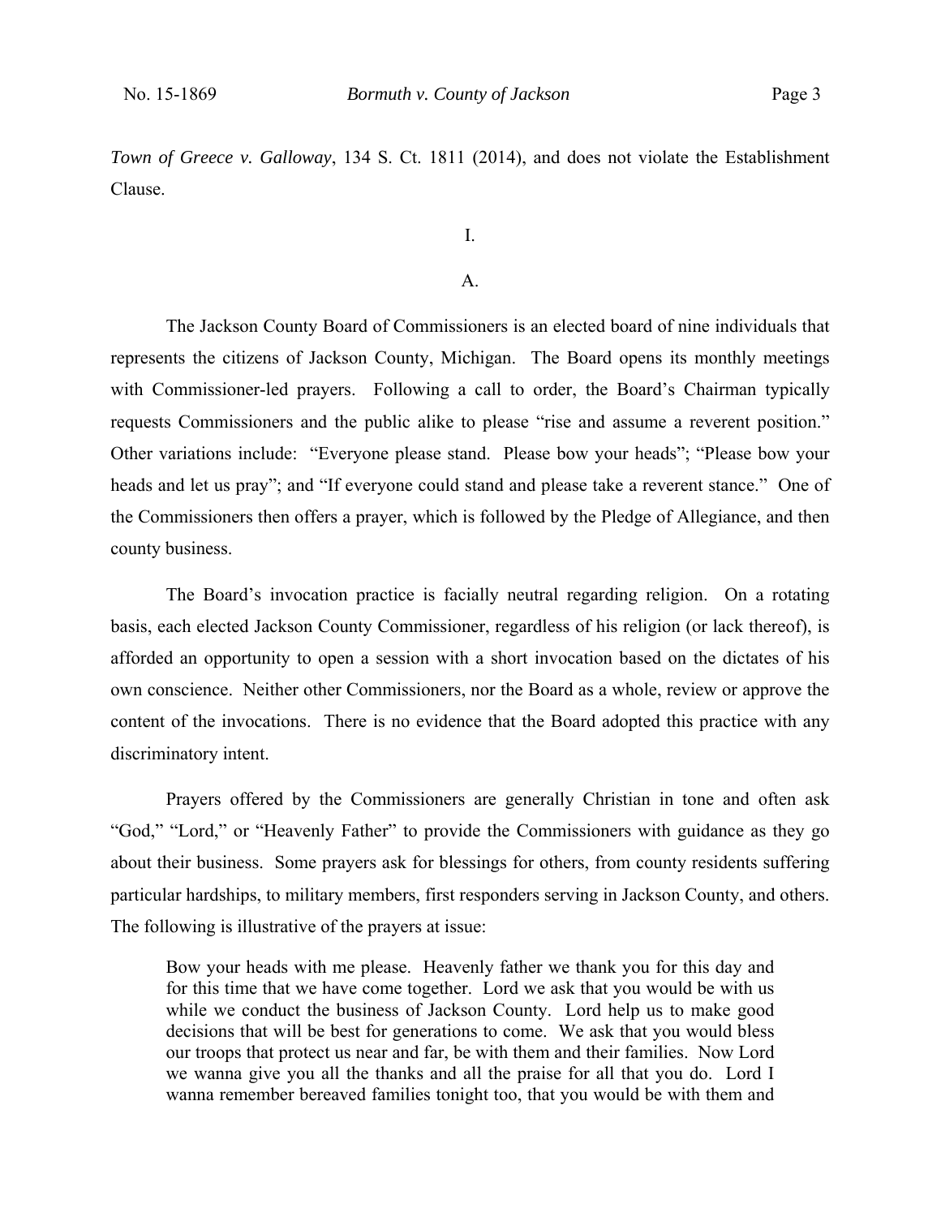*Town of Greece v. Galloway*, 134 S. Ct. 1811 (2014), and does not violate the Establishment Clause.

I.

A.

The Jackson County Board of Commissioners is an elected board of nine individuals that represents the citizens of Jackson County, Michigan. The Board opens its monthly meetings with Commissioner-led prayers. Following a call to order, the Board's Chairman typically requests Commissioners and the public alike to please "rise and assume a reverent position." Other variations include: "Everyone please stand. Please bow your heads"; "Please bow your heads and let us pray"; and "If everyone could stand and please take a reverent stance." One of the Commissioners then offers a prayer, which is followed by the Pledge of Allegiance, and then county business.

The Board's invocation practice is facially neutral regarding religion. On a rotating basis, each elected Jackson County Commissioner, regardless of his religion (or lack thereof), is afforded an opportunity to open a session with a short invocation based on the dictates of his own conscience. Neither other Commissioners, nor the Board as a whole, review or approve the content of the invocations. There is no evidence that the Board adopted this practice with any discriminatory intent.

Prayers offered by the Commissioners are generally Christian in tone and often ask "God," "Lord," or "Heavenly Father" to provide the Commissioners with guidance as they go about their business. Some prayers ask for blessings for others, from county residents suffering particular hardships, to military members, first responders serving in Jackson County, and others. The following is illustrative of the prayers at issue:

> Bow your heads with me please. Heavenly father we thank you for this day and for this time that we have come together. Lord we ask that you would be with us while we conduct the business of Jackson County. Lord help us to make good decisions that will be best for generations to come. We ask that you would bless our troops that protect us near and far, be with them and their families. Now Lord we wanna give you all the thanks and all the praise for all that you do. Lord I wanna remember bereaved families tonight too, that you would be with them and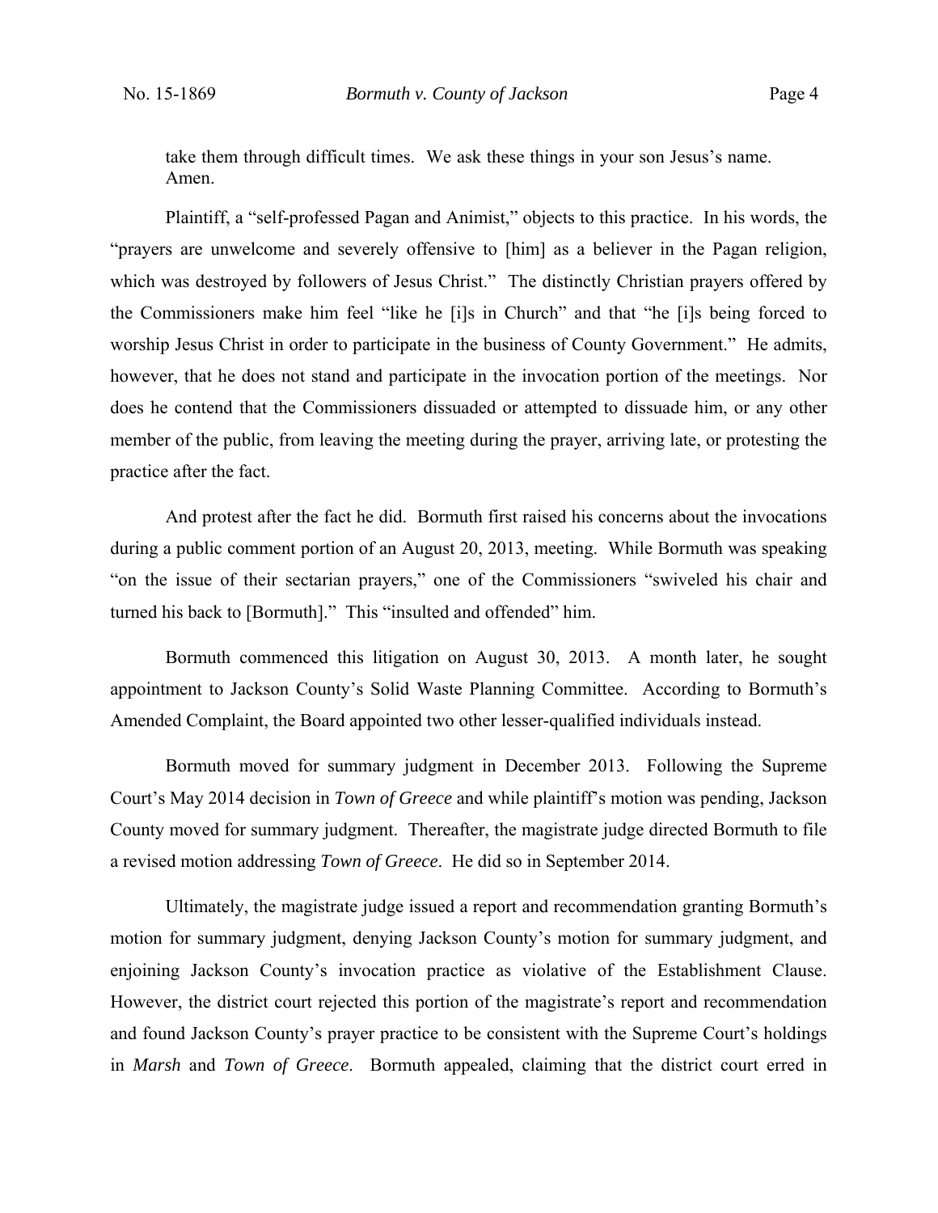> take them through difficult times. We ask these things in your son Jesus's name. Amen.

Plaintiff, a "self-professed Pagan and Animist," objects to this practice. In his words, the "prayers are unwelcome and severely offensive to [him] as a believer in the Pagan religion, which was destroyed by followers of Jesus Christ." The distinctly Christian prayers offered by the Commissioners make him feel "like he [i]s in Church" and that "he [i]s being forced to worship Jesus Christ in order to participate in the business of County Government." He admits, however, that he does not stand and participate in the invocation portion of the meetings. Nor does he contend that the Commissioners dissuaded or attempted to dissuade him, or any other member of the public, from leaving the meeting during the prayer, arriving late, or protesting the practice after the fact.

And protest after the fact he did. Bormuth first raised his concerns about the invocations during a public comment portion of an August 20, 2013, meeting. While Bormuth was speaking "on the issue of their sectarian prayers," one of the Commissioners "swiveled his chair and turned his back to [Bormuth]." This "insulted and offended" him.

Bormuth commenced this litigation on August 30, 2013. A month later, he sought appointment to Jackson County's Solid Waste Planning Committee. According to Bormuth's Amended Complaint, the Board appointed two other lesser-qualified individuals instead.

Bormuth moved for summary judgment in December 2013. Following the Supreme Court's May 2014 decision in *Town of Greece* and while plaintiff's motion was pending, Jackson County moved for summary judgment. Thereafter, the magistrate judge directed Bormuth to file a revised motion addressing *Town of Greece*. He did so in September 2014.

Ultimately, the magistrate judge issued a report and recommendation granting Bormuth's motion for summary judgment, denying Jackson County's motion for summary judgment, and enjoining Jackson County's invocation practice as violative of the Establishment Clause. However, the district court rejected this portion of the magistrate's report and recommendation and found Jackson County's prayer practice to be consistent with the Supreme Court's holdings in *Marsh* and *Town of Greece*. Bormuth appealed, claiming that the district court erred in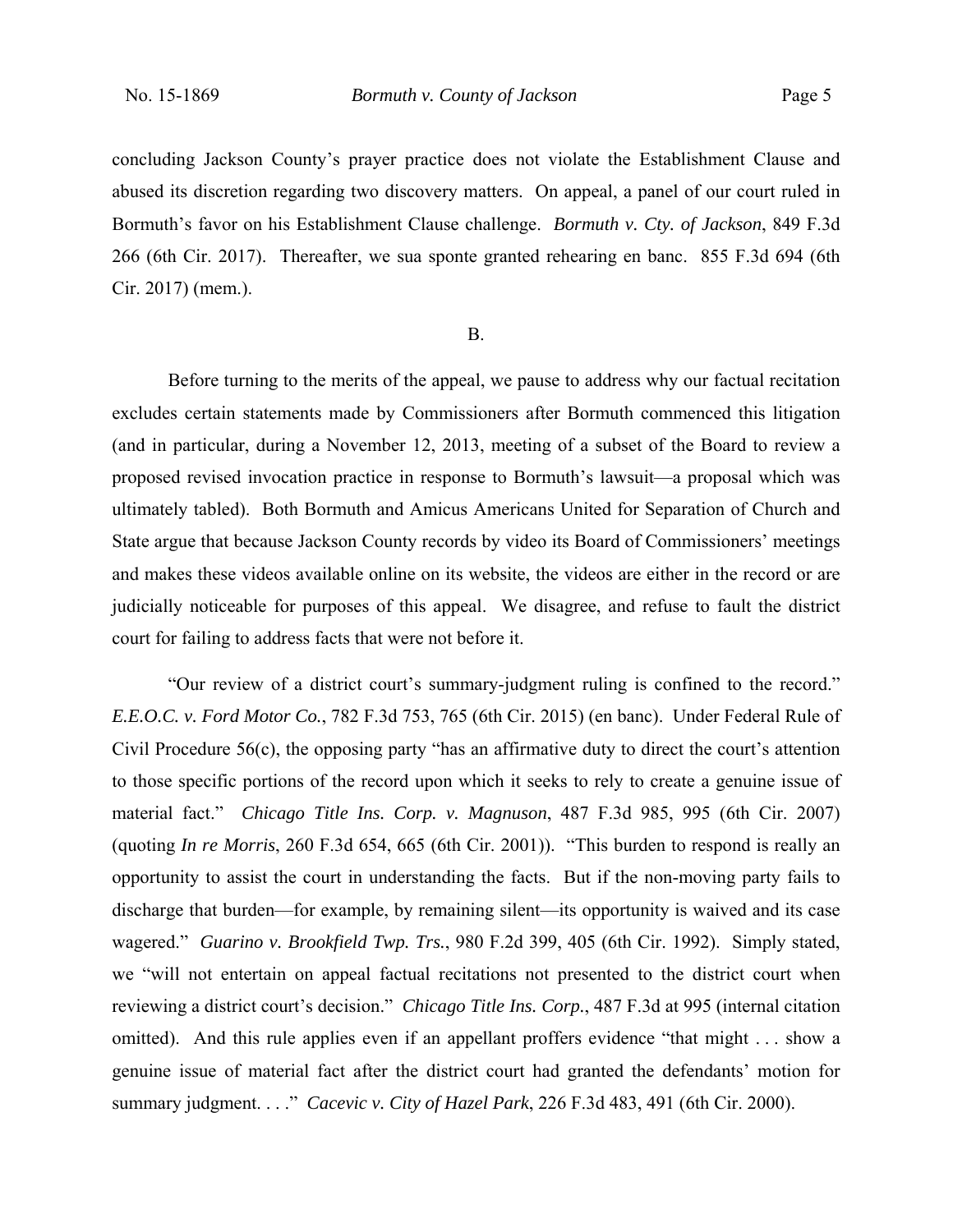concluding Jackson County's prayer practice does not violate the Establishment Clause and abused its discretion regarding two discovery matters. On appeal, a panel of our court ruled in Bormuth's favor on his Establishment Clause challenge. *Bormuth v. Cty. of Jackson*, 849 F.3d 266 (6th Cir. 2017). Thereafter, we sua sponte granted rehearing en banc. 855 F.3d 694 (6th Cir. 2017) (mem.).

B.

Before turning to the merits of the appeal, we pause to address why our factual recitation excludes certain statements made by Commissioners after Bormuth commenced this litigation (and in particular, during a November 12, 2013, meeting of a subset of the Board to review a proposed revised invocation practice in response to Bormuth's lawsuit—a proposal which was ultimately tabled). Both Bormuth and Amicus Americans United for Separation of Church and State argue that because Jackson County records by video its Board of Commissioners' meetings and makes these videos available online on its website, the videos are either in the record or are judicially noticeable for purposes of this appeal. We disagree, and refuse to fault the district court for failing to address facts that were not before it.

"Our review of a district court's summary-judgment ruling is confined to the record." *E.E.O.C. v. Ford Motor Co.*, 782 F.3d 753, 765 (6th Cir. 2015) (en banc). Under Federal Rule of Civil Procedure 56(c), the opposing party "has an affirmative duty to direct the court's attention to those specific portions of the record upon which it seeks to rely to create a genuine issue of material fact." *Chicago Title Ins. Corp. v. Magnuson*, 487 F.3d 985, 995 (6th Cir. 2007) (quoting *In re Morris*, 260 F.3d 654, 665 (6th Cir. 2001)). "This burden to respond is really an opportunity to assist the court in understanding the facts. But if the non-moving party fails to discharge that burden—for example, by remaining silent—its opportunity is waived and its case wagered." *Guarino v. Brookfield Twp. Trs.*, 980 F.2d 399, 405 (6th Cir. 1992). Simply stated, we "will not entertain on appeal factual recitations not presented to the district court when reviewing a district court's decision." *Chicago Title Ins. Corp.*, 487 F.3d at 995 (internal citation omitted). And this rule applies even if an appellant proffers evidence "that might . . . show a genuine issue of material fact after the district court had granted the defendants' motion for summary judgment. . . ." *Cacevic v. City of Hazel Park*, 226 F.3d 483, 491 (6th Cir. 2000).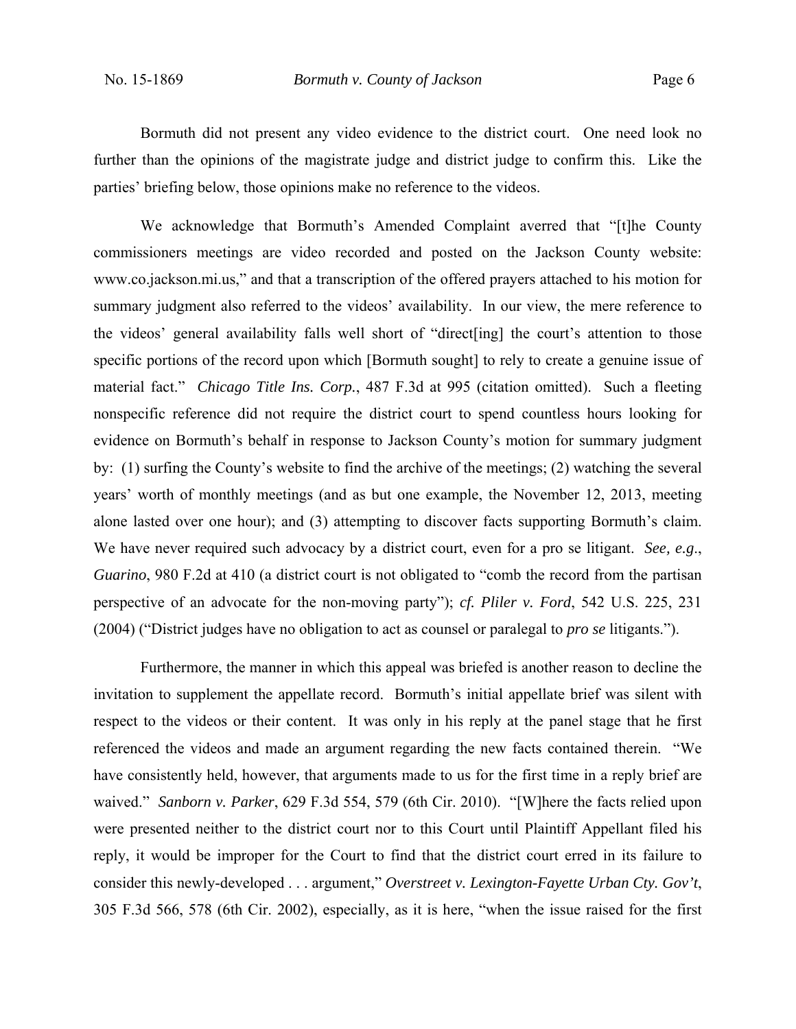Bormuth did not present any video evidence to the district court. One need look no further than the opinions of the magistrate judge and district judge to confirm this. Like the parties' briefing below, those opinions make no reference to the videos.

We acknowledge that Bormuth's Amended Complaint averred that "[t]he County commissioners meetings are video recorded and posted on the Jackson County website: www.co.jackson.mi.us," and that a transcription of the offered prayers attached to his motion for summary judgment also referred to the videos' availability. In our view, the mere reference to the videos' general availability falls well short of "direct[ing] the court's attention to those specific portions of the record upon which [Bormuth sought] to rely to create a genuine issue of material fact." *Chicago Title Ins. Corp.*, 487 F.3d at 995 (citation omitted). Such a fleeting nonspecific reference did not require the district court to spend countless hours looking for evidence on Bormuth's behalf in response to Jackson County's motion for summary judgment by: (1) surfing the County's website to find the archive of the meetings; (2) watching the several years' worth of monthly meetings (and as but one example, the November 12, 2013, meeting alone lasted over one hour); and (3) attempting to discover facts supporting Bormuth's claim. We have never required such advocacy by a district court, even for a pro se litigant. *See, e.g.*, *Guarino*, 980 F.2d at 410 (a district court is not obligated to "comb the record from the partisan perspective of an advocate for the non-moving party"); *cf. Pliler v. Ford*, 542 U.S. 225, 231 (2004) ("District judges have no obligation to act as counsel or paralegal to *pro se* litigants.").

Furthermore, the manner in which this appeal was briefed is another reason to decline the invitation to supplement the appellate record. Bormuth's initial appellate brief was silent with respect to the videos or their content. It was only in his reply at the panel stage that he first referenced the videos and made an argument regarding the new facts contained therein. "We have consistently held, however, that arguments made to us for the first time in a reply brief are waived." *Sanborn v. Parker*, 629 F.3d 554, 579 (6th Cir. 2010). "[W]here the facts relied upon were presented neither to the district court nor to this Court until Plaintiff Appellant filed his reply, it would be improper for the Court to find that the district court erred in its failure to consider this newly-developed . . . argument," *Overstreet v. Lexington-Fayette Urban Cty. Gov't*, 305 F.3d 566, 578 (6th Cir. 2002), especially, as it is here, "when the issue raised for the first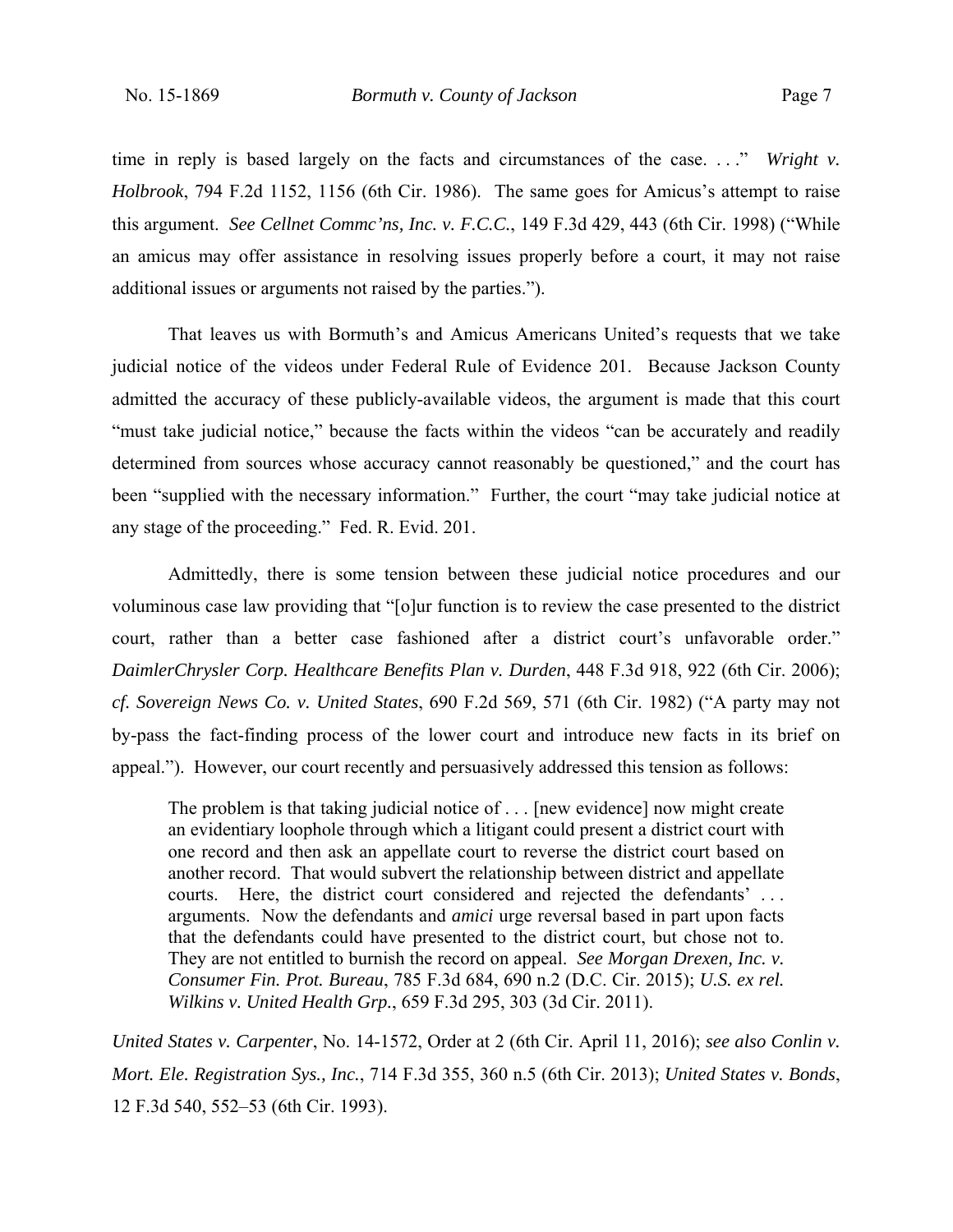time in reply is based largely on the facts and circumstances of the case. . . ." *Wright v. Holbrook*, 794 F.2d 1152, 1156 (6th Cir. 1986). The same goes for Amicus's attempt to raise this argument. *See Cellnet Commc'ns, Inc. v. F.C.C.*, 149 F.3d 429, 443 (6th Cir. 1998) ("While an amicus may offer assistance in resolving issues properly before a court, it may not raise additional issues or arguments not raised by the parties.").

That leaves us with Bormuth's and Amicus Americans United's requests that we take judicial notice of the videos under Federal Rule of Evidence 201. Because Jackson County admitted the accuracy of these publicly-available videos, the argument is made that this court "must take judicial notice," because the facts within the videos "can be accurately and readily determined from sources whose accuracy cannot reasonably be questioned," and the court has been "supplied with the necessary information." Further, the court "may take judicial notice at any stage of the proceeding." Fed. R. Evid. 201.

Admittedly, there is some tension between these judicial notice procedures and our voluminous case law providing that "[o]ur function is to review the case presented to the district court, rather than a better case fashioned after a district court's unfavorable order." *DaimlerChrysler Corp. Healthcare Benefits Plan v. Durden*, 448 F.3d 918, 922 (6th Cir. 2006); *cf. Sovereign News Co. v. United States*, 690 F.2d 569, 571 (6th Cir. 1982) ("A party may not by-pass the fact-finding process of the lower court and introduce new facts in its brief on appeal."). However, our court recently and persuasively addressed this tension as follows:

> The problem is that taking judicial notice of . . . [new evidence] now might create an evidentiary loophole through which a litigant could present a district court with one record and then ask an appellate court to reverse the district court based on another record. That would subvert the relationship between district and appellate courts. Here, the district court considered and rejected the defendants' . . . arguments. Now the defendants and *amici* urge reversal based in part upon facts that the defendants could have presented to the district court, but chose not to. They are not entitled to burnish the record on appeal. *See Morgan Drexen, Inc. v. Consumer Fin. Prot. Bureau*, 785 F.3d 684, 690 n.2 (D.C. Cir. 2015); *U.S. ex rel. Wilkins v. United Health Grp.*, 659 F.3d 295, 303 (3d Cir. 2011).

*United States v. Carpenter*, No. 14-1572, Order at 2 (6th Cir. April 11, 2016); *see also Conlin v. Mort. Ele. Registration Sys., Inc.*, 714 F.3d 355, 360 n.5 (6th Cir. 2013); *United States v. Bonds*, 12 F.3d 540, 552–53 (6th Cir. 1993).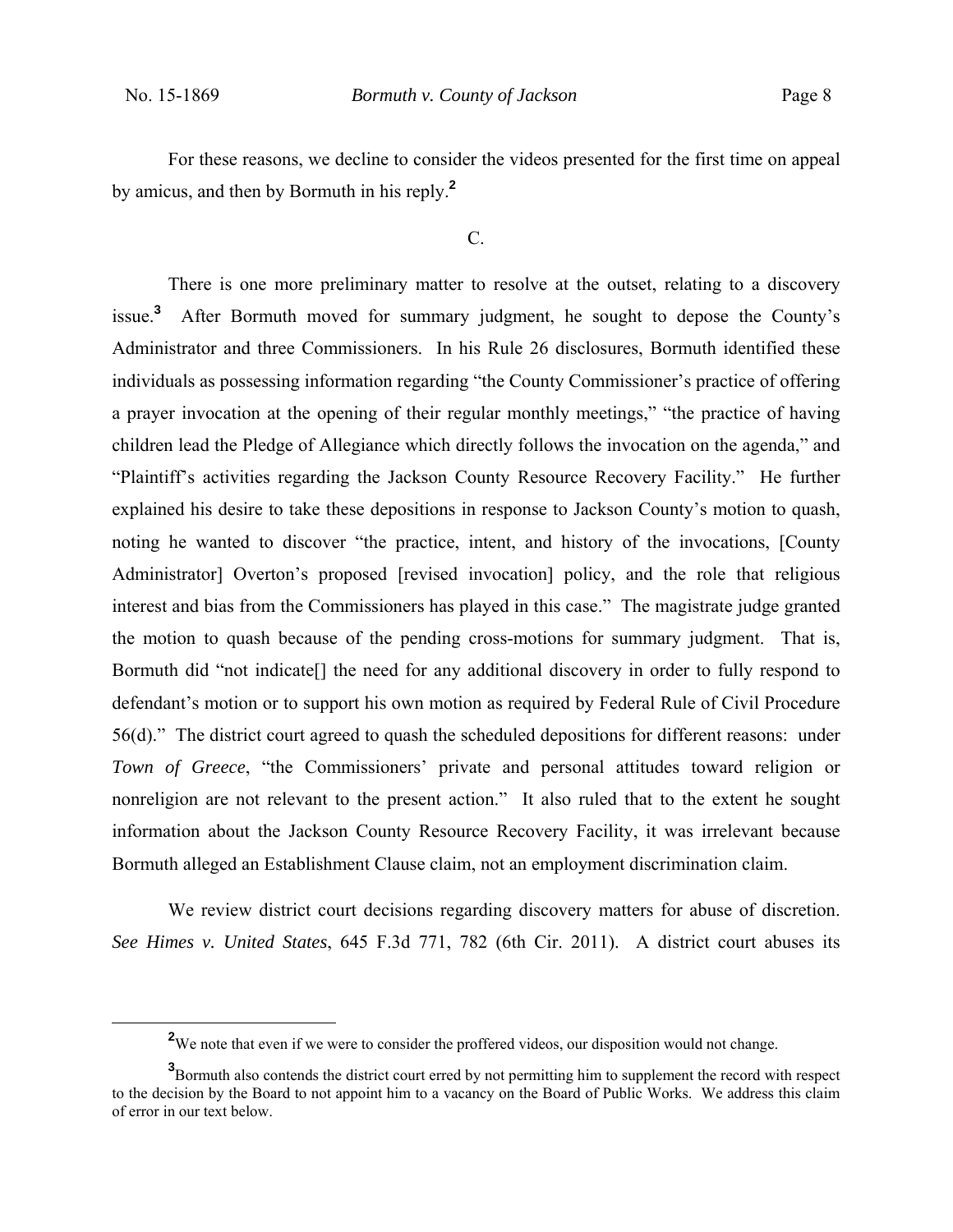For these reasons, we decline to consider the videos presented for the first time on appeal by amicus, and then by Bormuth in his reply.[2]

C.

There is one more preliminary matter to resolve at the outset, relating to a discovery issue.[3] After Bormuth moved for summary judgment, he sought to depose the County's Administrator and three Commissioners. In his Rule 26 disclosures, Bormuth identified these individuals as possessing information regarding "the County Commissioner's practice of offering a prayer invocation at the opening of their regular monthly meetings," "the practice of having children lead the Pledge of Allegiance which directly follows the invocation on the agenda," and "Plaintiff's activities regarding the Jackson County Resource Recovery Facility." He further explained his desire to take these depositions in response to Jackson County's motion to quash, noting he wanted to discover "the practice, intent, and history of the invocations, [County Administrator] Overton's proposed [revised invocation] policy, and the role that religious interest and bias from the Commissioners has played in this case." The magistrate judge granted the motion to quash because of the pending cross-motions for summary judgment. That is, Bormuth did "not indicate[] the need for any additional discovery in order to fully respond to defendant's motion or to support his own motion as required by Federal Rule of Civil Procedure 56(d)." The district court agreed to quash the scheduled depositions for different reasons: under *Town of Greece*, "the Commissioners' private and personal attitudes toward religion or nonreligion are not relevant to the present action." It also ruled that to the extent he sought information about the Jackson County Resource Recovery Facility, it was irrelevant because Bormuth alleged an Establishment Clause claim, not an employment discrimination claim.

We review district court decisions regarding discovery matters for abuse of discretion. *See Himes v. United States*, 645 F.3d 771, 782 (6th Cir. 2011). A district court abuses its

---

[2] We note that even if we were to consider the proffered videos, our disposition would not change.

[3] Bormuth also contends the district court erred by not permitting him to supplement the record with respect to the decision by the Board to not appoint him to a vacancy on the Board of Public Works. We address this claim of error in our text below.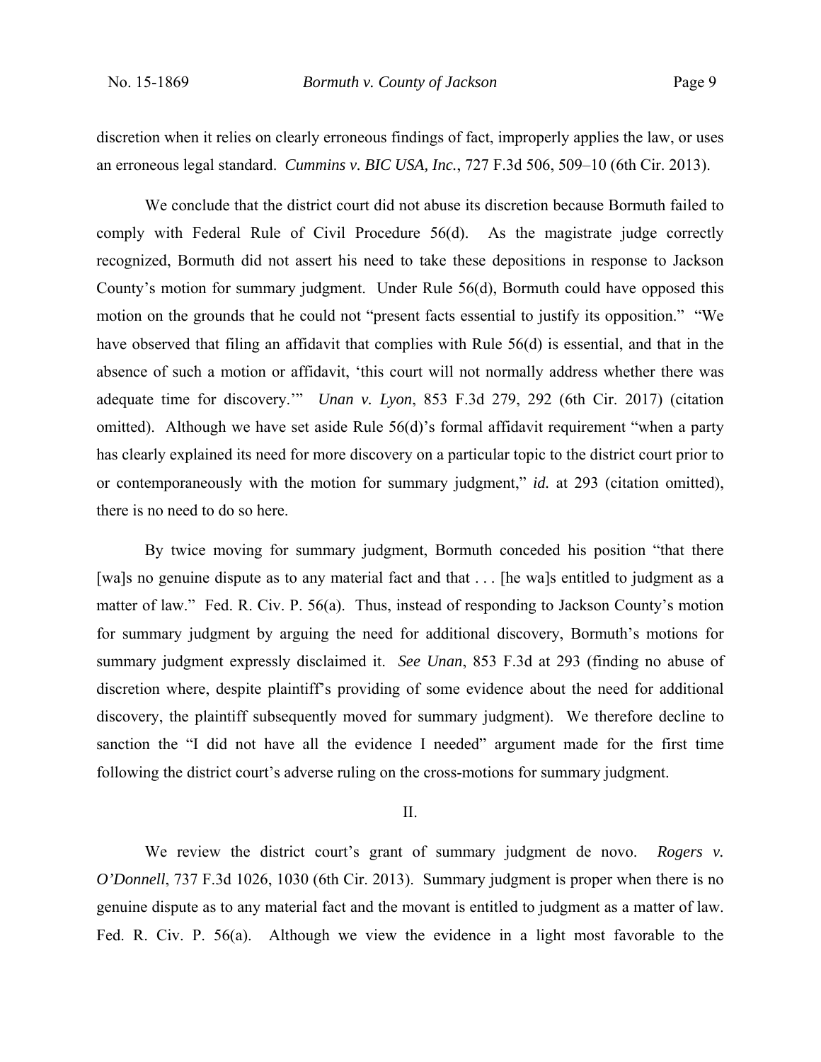discretion when it relies on clearly erroneous findings of fact, improperly applies the law, or uses an erroneous legal standard. *Cummins v. BIC USA, Inc.*, 727 F.3d 506, 509–10 (6th Cir. 2013).

We conclude that the district court did not abuse its discretion because Bormuth failed to comply with Federal Rule of Civil Procedure 56(d). As the magistrate judge correctly recognized, Bormuth did not assert his need to take these depositions in response to Jackson County's motion for summary judgment. Under Rule 56(d), Bormuth could have opposed this motion on the grounds that he could not "present facts essential to justify its opposition." "We have observed that filing an affidavit that complies with Rule 56(d) is essential, and that in the absence of such a motion or affidavit, 'this court will not normally address whether there was adequate time for discovery.'" *Unan v. Lyon*, 853 F.3d 279, 292 (6th Cir. 2017) (citation omitted). Although we have set aside Rule 56(d)'s formal affidavit requirement "when a party has clearly explained its need for more discovery on a particular topic to the district court prior to or contemporaneously with the motion for summary judgment," *id.* at 293 (citation omitted), there is no need to do so here.

By twice moving for summary judgment, Bormuth conceded his position "that there [wa]s no genuine dispute as to any material fact and that . . . [he wa]s entitled to judgment as a matter of law." Fed. R. Civ. P. 56(a). Thus, instead of responding to Jackson County's motion for summary judgment by arguing the need for additional discovery, Bormuth's motions for summary judgment expressly disclaimed it. *See Unan*, 853 F.3d at 293 (finding no abuse of discretion where, despite plaintiff's providing of some evidence about the need for additional discovery, the plaintiff subsequently moved for summary judgment). We therefore decline to sanction the "I did not have all the evidence I needed" argument made for the first time following the district court's adverse ruling on the cross-motions for summary judgment.

## II.

We review the district court's grant of summary judgment de novo. *Rogers v. O'Donnell*, 737 F.3d 1026, 1030 (6th Cir. 2013). Summary judgment is proper when there is no genuine dispute as to any material fact and the movant is entitled to judgment as a matter of law. Fed. R. Civ. P. 56(a). Although we view the evidence in a light most favorable to the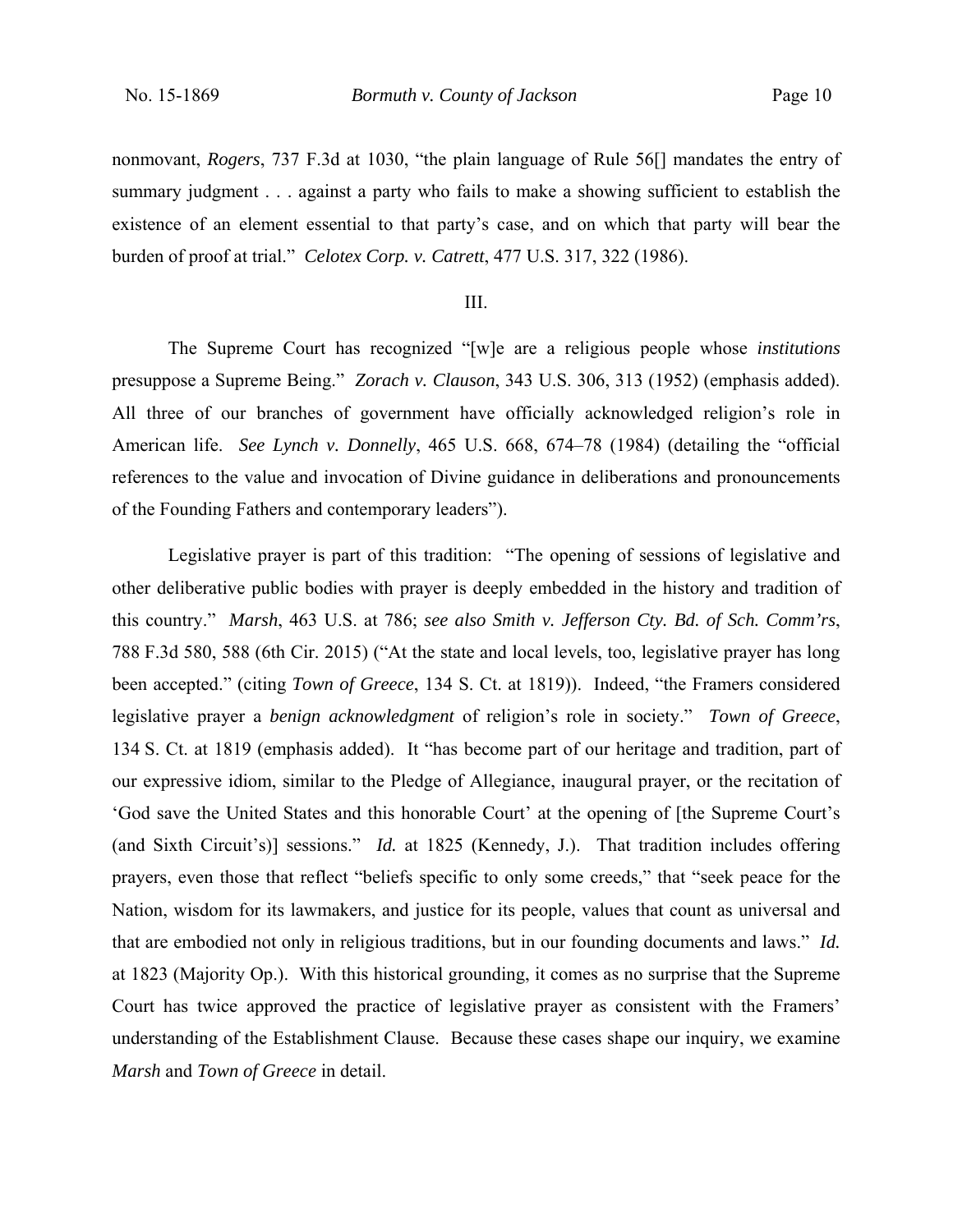nonmovant, *Rogers*, 737 F.3d at 1030, "the plain language of Rule 56[] mandates the entry of summary judgment . . . against a party who fails to make a showing sufficient to establish the existence of an element essential to that party's case, and on which that party will bear the burden of proof at trial." *Celotex Corp. v. Catrett*, 477 U.S. 317, 322 (1986).

III.

The Supreme Court has recognized "[w]e are a religious people whose *institutions* presuppose a Supreme Being." *Zorach v. Clauson*, 343 U.S. 306, 313 (1952) (emphasis added). All three of our branches of government have officially acknowledged religion's role in American life. *See Lynch v. Donnelly*, 465 U.S. 668, 674–78 (1984) (detailing the "official references to the value and invocation of Divine guidance in deliberations and pronouncements of the Founding Fathers and contemporary leaders").

Legislative prayer is part of this tradition: "The opening of sessions of legislative and other deliberative public bodies with prayer is deeply embedded in the history and tradition of this country." *Marsh*, 463 U.S. at 786; *see also Smith v. Jefferson Cty. Bd. of Sch. Comm'rs*, 788 F.3d 580, 588 (6th Cir. 2015) ("At the state and local levels, too, legislative prayer has long been accepted." (citing *Town of Greece*, 134 S. Ct. at 1819)). Indeed, "the Framers considered legislative prayer a *benign acknowledgment* of religion's role in society." *Town of Greece*, 134 S. Ct. at 1819 (emphasis added). It "has become part of our heritage and tradition, part of our expressive idiom, similar to the Pledge of Allegiance, inaugural prayer, or the recitation of 'God save the United States and this honorable Court' at the opening of [the Supreme Court's (and Sixth Circuit's)] sessions." *Id.* at 1825 (Kennedy, J.). That tradition includes offering prayers, even those that reflect "beliefs specific to only some creeds," that "seek peace for the Nation, wisdom for its lawmakers, and justice for its people, values that count as universal and that are embodied not only in religious traditions, but in our founding documents and laws." *Id.* at 1823 (Majority Op.). With this historical grounding, it comes as no surprise that the Supreme Court has twice approved the practice of legislative prayer as consistent with the Framers' understanding of the Establishment Clause. Because these cases shape our inquiry, we examine *Marsh* and *Town of Greece* in detail.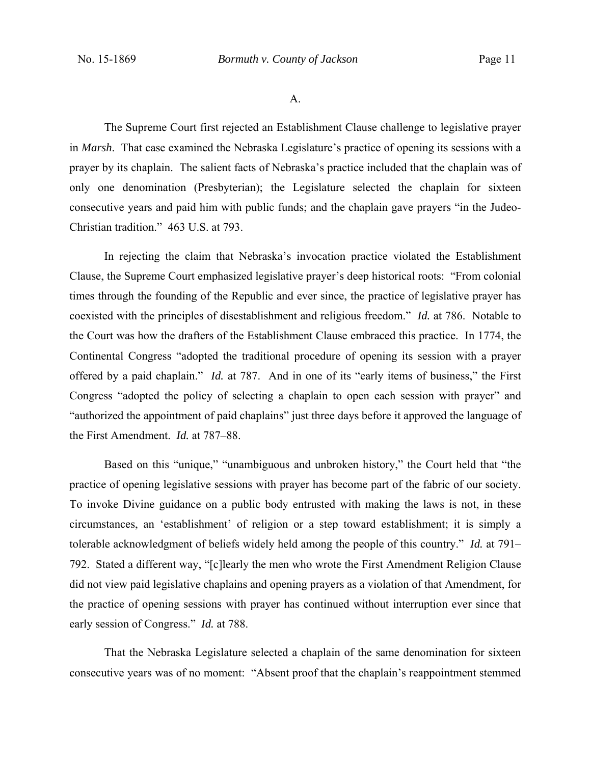A.

The Supreme Court first rejected an Establishment Clause challenge to legislative prayer in *Marsh*. That case examined the Nebraska Legislature's practice of opening its sessions with a prayer by its chaplain. The salient facts of Nebraska's practice included that the chaplain was of only one denomination (Presbyterian); the Legislature selected the chaplain for sixteen consecutive years and paid him with public funds; and the chaplain gave prayers "in the Judeo-Christian tradition." 463 U.S. at 793.

In rejecting the claim that Nebraska's invocation practice violated the Establishment Clause, the Supreme Court emphasized legislative prayer's deep historical roots: "From colonial times through the founding of the Republic and ever since, the practice of legislative prayer has coexisted with the principles of disestablishment and religious freedom." *Id.* at 786. Notable to the Court was how the drafters of the Establishment Clause embraced this practice. In 1774, the Continental Congress "adopted the traditional procedure of opening its session with a prayer offered by a paid chaplain." *Id.* at 787. And in one of its "early items of business," the First Congress "adopted the policy of selecting a chaplain to open each session with prayer" and "authorized the appointment of paid chaplains" just three days before it approved the language of the First Amendment. *Id.* at 787–88.

Based on this "unique," "unambiguous and unbroken history," the Court held that "the practice of opening legislative sessions with prayer has become part of the fabric of our society. To invoke Divine guidance on a public body entrusted with making the laws is not, in these circumstances, an 'establishment' of religion or a step toward establishment; it is simply a tolerable acknowledgment of beliefs widely held among the people of this country." *Id.* at 791–792. Stated a different way, "[c]learly the men who wrote the First Amendment Religion Clause did not view paid legislative chaplains and opening prayers as a violation of that Amendment, for the practice of opening sessions with prayer has continued without interruption ever since that early session of Congress." *Id.* at 788.

That the Nebraska Legislature selected a chaplain of the same denomination for sixteen consecutive years was of no moment: "Absent proof that the chaplain's reappointment stemmed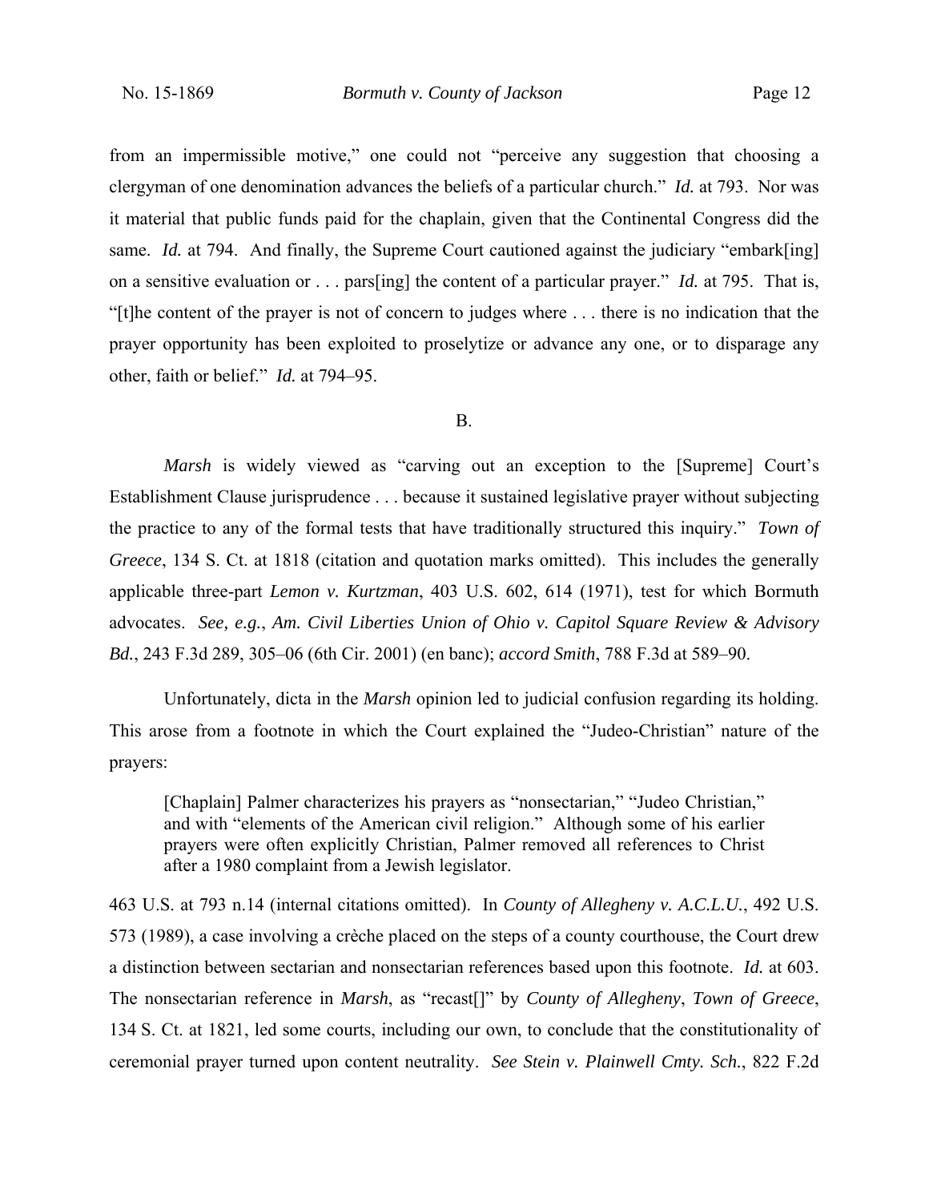from an impermissible motive," one could not "perceive any suggestion that choosing a clergyman of one denomination advances the beliefs of a particular church." *Id.* at 793. Nor was it material that public funds paid for the chaplain, given that the Continental Congress did the same. *Id.* at 794. And finally, the Supreme Court cautioned against the judiciary "embark[ing] on a sensitive evaluation or . . . pars[ing] the content of a particular prayer." *Id.* at 795. That is, "[t]he content of the prayer is not of concern to judges where . . . there is no indication that the prayer opportunity has been exploited to proselytize or advance any one, or to disparage any other, faith or belief." *Id.* at 794–95.

B.

*Marsh* is widely viewed as "carving out an exception to the [Supreme] Court's Establishment Clause jurisprudence . . . because it sustained legislative prayer without subjecting the practice to any of the formal tests that have traditionally structured this inquiry." *Town of Greece*, 134 S. Ct. at 1818 (citation and quotation marks omitted). This includes the generally applicable three-part *Lemon v. Kurtzman*, 403 U.S. 602, 614 (1971), test for which Bormuth advocates. *See, e.g.*, *Am. Civil Liberties Union of Ohio v. Capitol Square Review & Advisory Bd.*, 243 F.3d 289, 305–06 (6th Cir. 2001) (en banc); *accord Smith*, 788 F.3d at 589–90.

Unfortunately, dicta in the *Marsh* opinion led to judicial confusion regarding its holding. This arose from a footnote in which the Court explained the "Judeo-Christian" nature of the prayers:

> [Chaplain] Palmer characterizes his prayers as "nonsectarian," "Judeo Christian," and with "elements of the American civil religion." Although some of his earlier prayers were often explicitly Christian, Palmer removed all references to Christ after a 1980 complaint from a Jewish legislator.

463 U.S. at 793 n.14 (internal citations omitted). In *County of Allegheny v. A.C.L.U.*, 492 U.S. 573 (1989), a case involving a crèche placed on the steps of a county courthouse, the Court drew a distinction between sectarian and nonsectarian references based upon this footnote. *Id.* at 603. The nonsectarian reference in *Marsh*, as "recast[]" by *County of Allegheny*, *Town of Greece*, 134 S. Ct. at 1821, led some courts, including our own, to conclude that the constitutionality of ceremonial prayer turned upon content neutrality. *See Stein v. Plainwell Cmty. Sch.*, 822 F.2d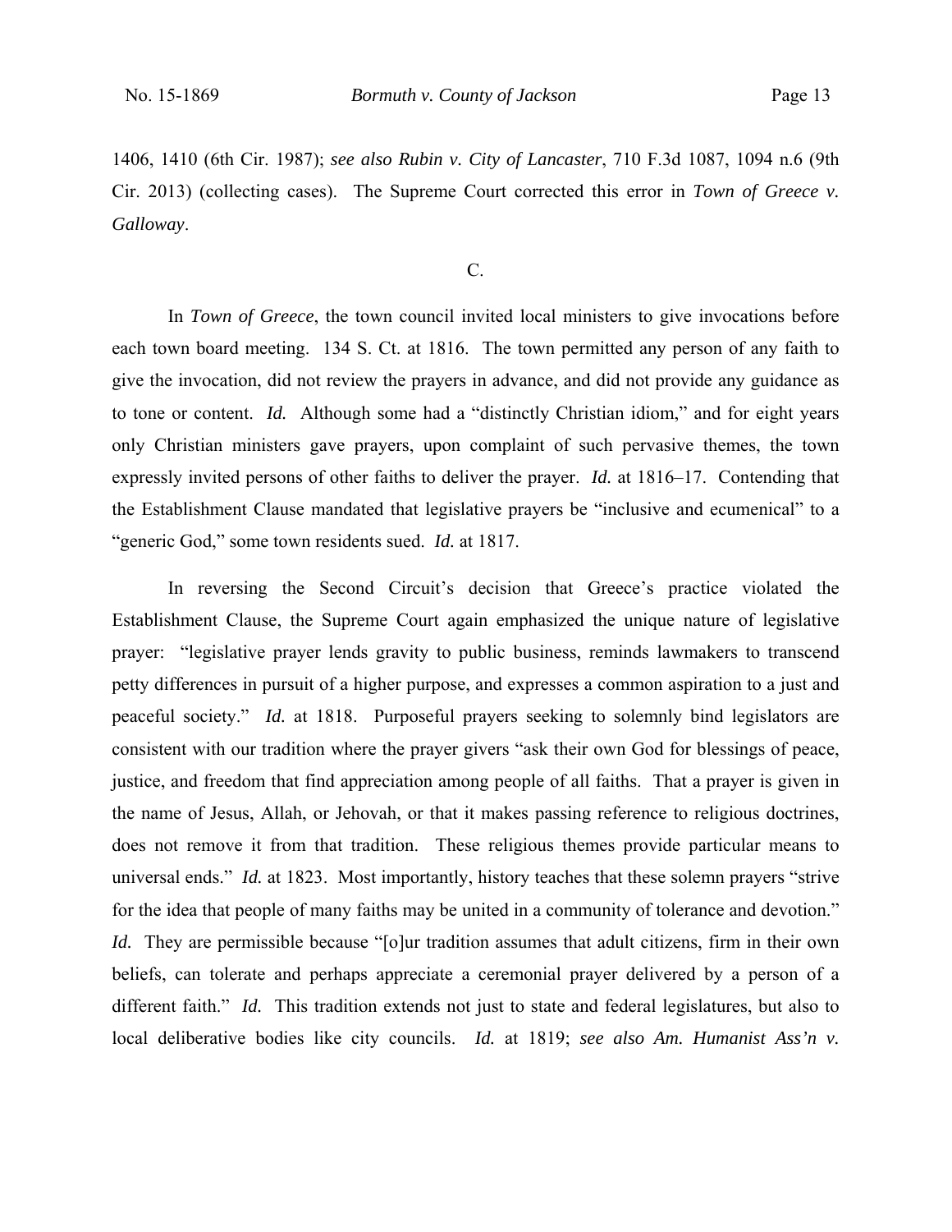1406, 1410 (6th Cir. 1987); *see also Rubin v. City of Lancaster*, 710 F.3d 1087, 1094 n.6 (9th Cir. 2013) (collecting cases). The Supreme Court corrected this error in *Town of Greece v. Galloway*.

C.

In *Town of Greece*, the town council invited local ministers to give invocations before each town board meeting. 134 S. Ct. at 1816. The town permitted any person of any faith to give the invocation, did not review the prayers in advance, and did not provide any guidance as to tone or content. *Id.* Although some had a "distinctly Christian idiom," and for eight years only Christian ministers gave prayers, upon complaint of such pervasive themes, the town expressly invited persons of other faiths to deliver the prayer. *Id.* at 1816–17. Contending that the Establishment Clause mandated that legislative prayers be "inclusive and ecumenical" to a "generic God," some town residents sued. *Id.* at 1817.

In reversing the Second Circuit's decision that Greece's practice violated the Establishment Clause, the Supreme Court again emphasized the unique nature of legislative prayer: "legislative prayer lends gravity to public business, reminds lawmakers to transcend petty differences in pursuit of a higher purpose, and expresses a common aspiration to a just and peaceful society." *Id.* at 1818. Purposeful prayers seeking to solemnly bind legislators are consistent with our tradition where the prayer givers "ask their own God for blessings of peace, justice, and freedom that find appreciation among people of all faiths. That a prayer is given in the name of Jesus, Allah, or Jehovah, or that it makes passing reference to religious doctrines, does not remove it from that tradition. These religious themes provide particular means to universal ends." *Id.* at 1823. Most importantly, history teaches that these solemn prayers "strive for the idea that people of many faiths may be united in a community of tolerance and devotion." *Id.* They are permissible because "[o]ur tradition assumes that adult citizens, firm in their own beliefs, can tolerate and perhaps appreciate a ceremonial prayer delivered by a person of a different faith." *Id.* This tradition extends not just to state and federal legislatures, but also to local deliberative bodies like city councils. *Id.* at 1819; *see also Am. Humanist Ass'n v.*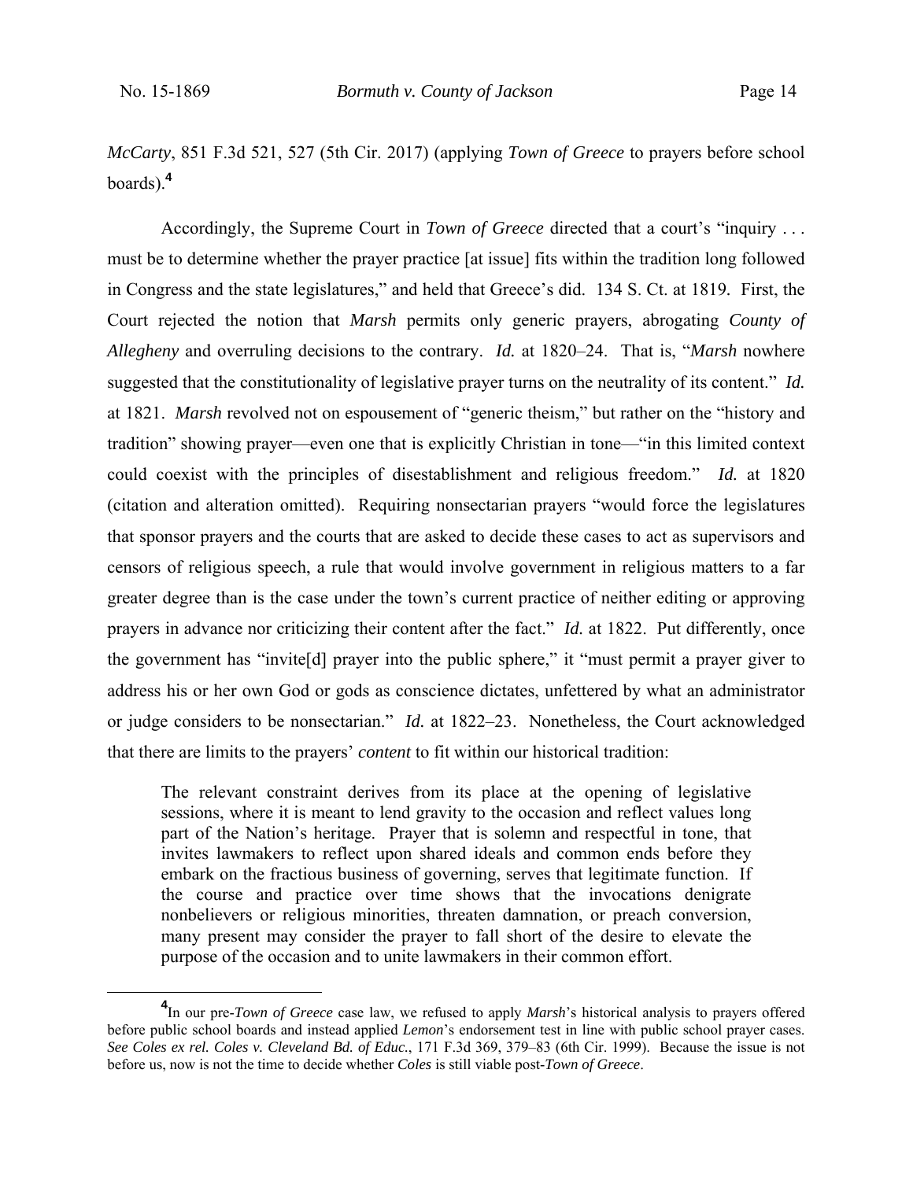*McCarty*, 851 F.3d 521, 527 (5th Cir. 2017) (applying *Town of Greece* to prayers before school boards).[4]

Accordingly, the Supreme Court in *Town of Greece* directed that a court's "inquiry . . . must be to determine whether the prayer practice [at issue] fits within the tradition long followed in Congress and the state legislatures," and held that Greece's did. 134 S. Ct. at 1819. First, the Court rejected the notion that *Marsh* permits only generic prayers, abrogating *County of Allegheny* and overruling decisions to the contrary. *Id.* at 1820–24. That is, "*Marsh* nowhere suggested that the constitutionality of legislative prayer turns on the neutrality of its content." *Id.* at 1821. *Marsh* revolved not on espousement of "generic theism," but rather on the "history and tradition" showing prayer—even one that is explicitly Christian in tone—"in this limited context could coexist with the principles of disestablishment and religious freedom." *Id.* at 1820 (citation and alteration omitted). Requiring nonsectarian prayers "would force the legislatures that sponsor prayers and the courts that are asked to decide these cases to act as supervisors and censors of religious speech, a rule that would involve government in religious matters to a far greater degree than is the case under the town's current practice of neither editing or approving prayers in advance nor criticizing their content after the fact." *Id.* at 1822. Put differently, once the government has "invite[d] prayer into the public sphere," it "must permit a prayer giver to address his or her own God or gods as conscience dictates, unfettered by what an administrator or judge considers to be nonsectarian." *Id.* at 1822–23. Nonetheless, the Court acknowledged that there are limits to the prayers' *content* to fit within our historical tradition:

> The relevant constraint derives from its place at the opening of legislative sessions, where it is meant to lend gravity to the occasion and reflect values long part of the Nation's heritage. Prayer that is solemn and respectful in tone, that invites lawmakers to reflect upon shared ideals and common ends before they embark on the fractious business of governing, serves that legitimate function. If the course and practice over time shows that the invocations denigrate nonbelievers or religious minorities, threaten damnation, or preach conversion, many present may consider the prayer to fall short of the desire to elevate the purpose of the occasion and to unite lawmakers in their common effort.

---

[4] In our pre-*Town of Greece* case law, we refused to apply *Marsh*'s historical analysis to prayers offered before public school boards and instead applied *Lemon*'s endorsement test in line with public school prayer cases. *See Coles ex rel. Coles v. Cleveland Bd. of Educ.*, 171 F.3d 369, 379–83 (6th Cir. 1999). Because the issue is not before us, now is not the time to decide whether *Coles* is still viable post-*Town of Greece*.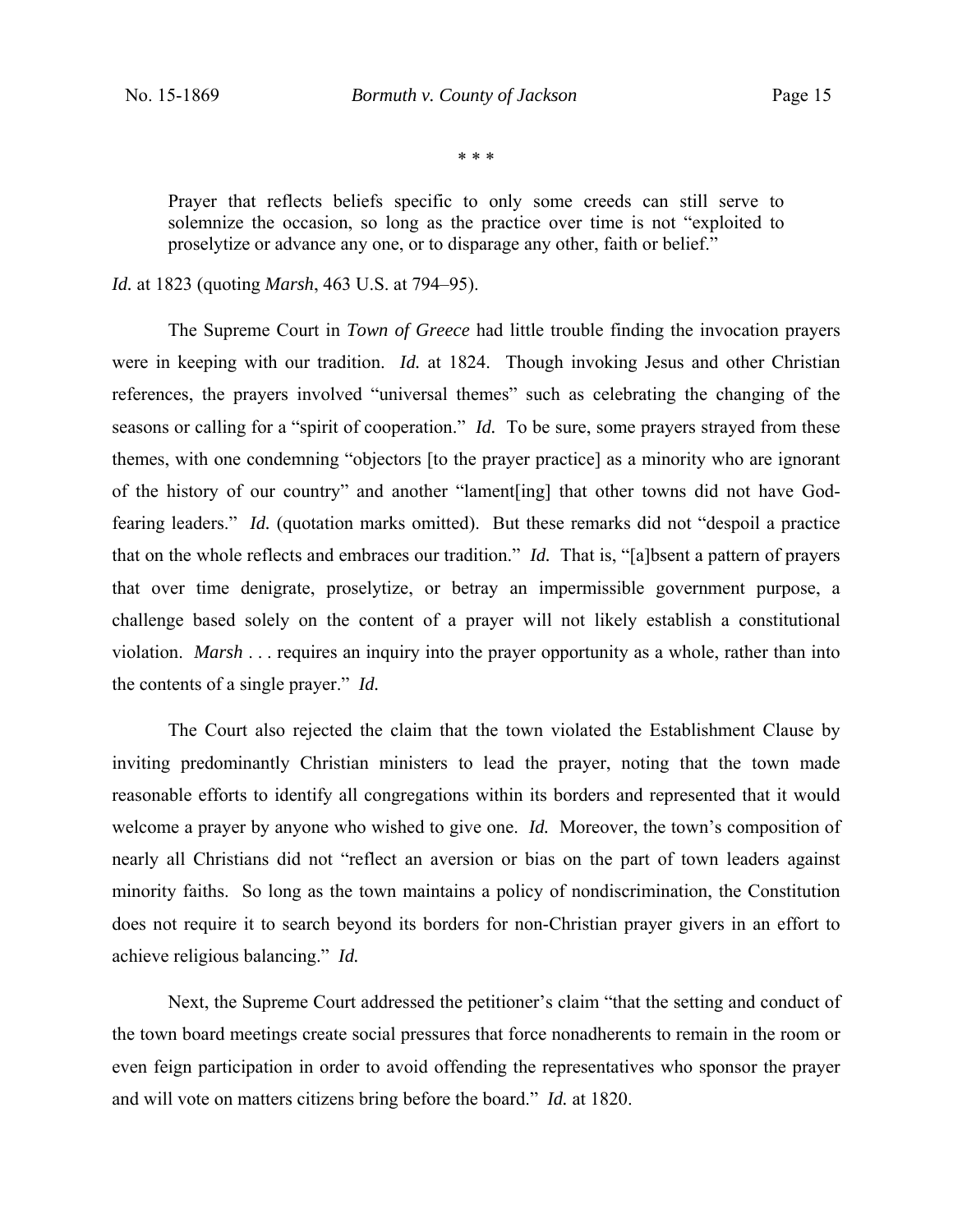\* \* \*

> Prayer that reflects beliefs specific to only some creeds can still serve to solemnize the occasion, so long as the practice over time is not "exploited to proselytize or advance any one, or to disparage any other, faith or belief."

*Id.* at 1823 (quoting *Marsh*, 463 U.S. at 794–95).

The Supreme Court in *Town of Greece* had little trouble finding the invocation prayers were in keeping with our tradition. *Id.* at 1824. Though invoking Jesus and other Christian references, the prayers involved "universal themes" such as celebrating the changing of the seasons or calling for a "spirit of cooperation." *Id.* To be sure, some prayers strayed from these themes, with one condemning "objectors [to the prayer practice] as a minority who are ignorant of the history of our country" and another "lament[ing] that other towns did not have God-fearing leaders." *Id.* (quotation marks omitted). But these remarks did not "despoil a practice that on the whole reflects and embraces our tradition." *Id.* That is, "[a]bsent a pattern of prayers that over time denigrate, proselytize, or betray an impermissible government purpose, a challenge based solely on the content of a prayer will not likely establish a constitutional violation. *Marsh* . . . requires an inquiry into the prayer opportunity as a whole, rather than into the contents of a single prayer." *Id.*

The Court also rejected the claim that the town violated the Establishment Clause by inviting predominantly Christian ministers to lead the prayer, noting that the town made reasonable efforts to identify all congregations within its borders and represented that it would welcome a prayer by anyone who wished to give one. *Id.* Moreover, the town's composition of nearly all Christians did not "reflect an aversion or bias on the part of town leaders against minority faiths. So long as the town maintains a policy of nondiscrimination, the Constitution does not require it to search beyond its borders for non-Christian prayer givers in an effort to achieve religious balancing." *Id.*

Next, the Supreme Court addressed the petitioner's claim "that the setting and conduct of the town board meetings create social pressures that force nonadherents to remain in the room or even feign participation in order to avoid offending the representatives who sponsor the prayer and will vote on matters citizens bring before the board." *Id.* at 1820.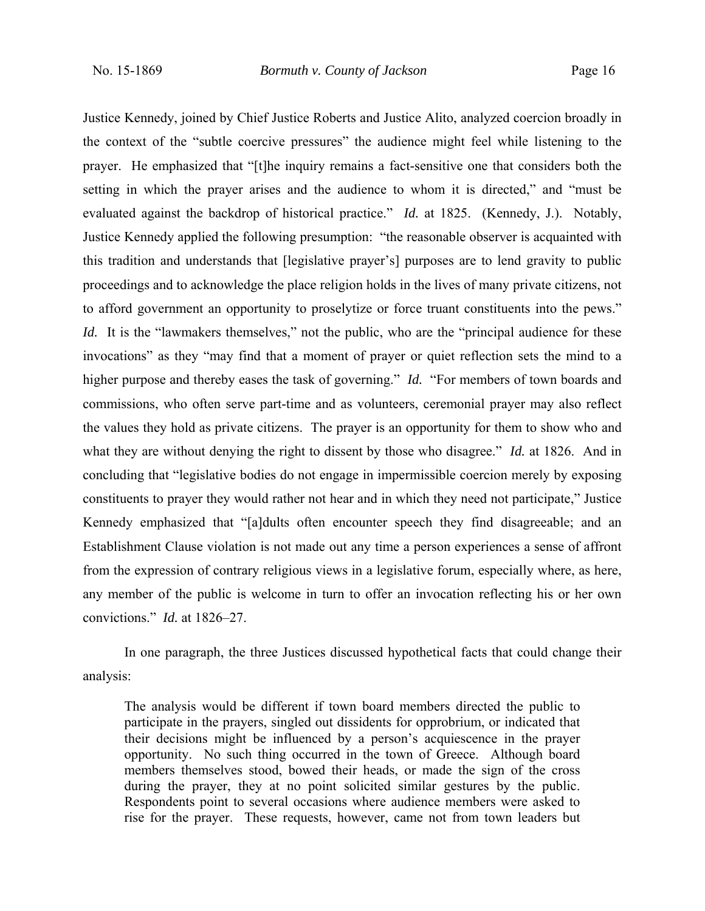Justice Kennedy, joined by Chief Justice Roberts and Justice Alito, analyzed coercion broadly in the context of the "subtle coercive pressures" the audience might feel while listening to the prayer. He emphasized that "[t]he inquiry remains a fact-sensitive one that considers both the setting in which the prayer arises and the audience to whom it is directed," and "must be evaluated against the backdrop of historical practice." *Id.* at 1825. (Kennedy, J.). Notably, Justice Kennedy applied the following presumption: "the reasonable observer is acquainted with this tradition and understands that [legislative prayer's] purposes are to lend gravity to public proceedings and to acknowledge the place religion holds in the lives of many private citizens, not to afford government an opportunity to proselytize or force truant constituents into the pews." *Id.* It is the "lawmakers themselves," not the public, who are the "principal audience for these invocations" as they "may find that a moment of prayer or quiet reflection sets the mind to a higher purpose and thereby eases the task of governing." *Id.* "For members of town boards and commissions, who often serve part-time and as volunteers, ceremonial prayer may also reflect the values they hold as private citizens. The prayer is an opportunity for them to show who and what they are without denying the right to dissent by those who disagree." *Id.* at 1826. And in concluding that "legislative bodies do not engage in impermissible coercion merely by exposing constituents to prayer they would rather not hear and in which they need not participate," Justice Kennedy emphasized that "[a]dults often encounter speech they find disagreeable; and an Establishment Clause violation is not made out any time a person experiences a sense of affront from the expression of contrary religious views in a legislative forum, especially where, as here, any member of the public is welcome in turn to offer an invocation reflecting his or her own convictions." *Id.* at 1826–27.

In one paragraph, the three Justices discussed hypothetical facts that could change their analysis:

> The analysis would be different if town board members directed the public to participate in the prayers, singled out dissidents for opprobrium, or indicated that their decisions might be influenced by a person's acquiescence in the prayer opportunity. No such thing occurred in the town of Greece. Although board members themselves stood, bowed their heads, or made the sign of the cross during the prayer, they at no point solicited similar gestures by the public. Respondents point to several occasions where audience members were asked to rise for the prayer. These requests, however, came not from town leaders but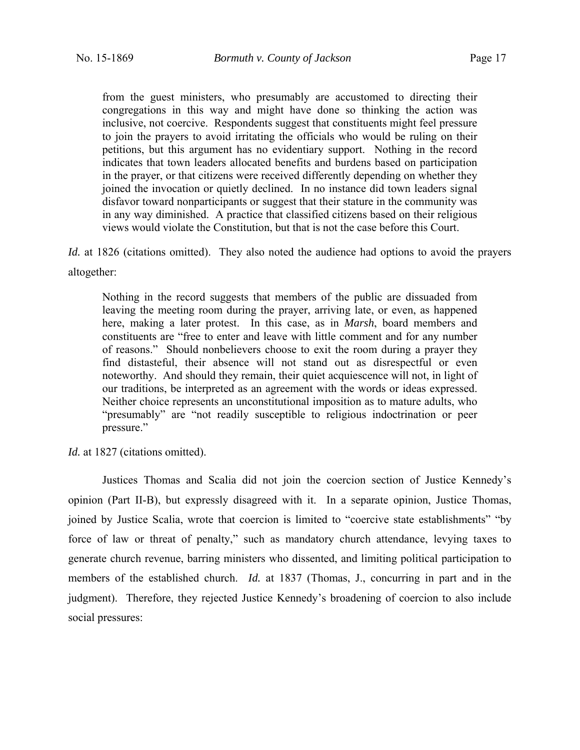> from the guest ministers, who presumably are accustomed to directing their congregations in this way and might have done so thinking the action was inclusive, not coercive. Respondents suggest that constituents might feel pressure to join the prayers to avoid irritating the officials who would be ruling on their petitions, but this argument has no evidentiary support. Nothing in the record indicates that town leaders allocated benefits and burdens based on participation in the prayer, or that citizens were received differently depending on whether they joined the invocation or quietly declined. In no instance did town leaders signal disfavor toward nonparticipants or suggest that their stature in the community was in any way diminished. A practice that classified citizens based on their religious views would violate the Constitution, but that is not the case before this Court.

*Id.* at 1826 (citations omitted). They also noted the audience had options to avoid the prayers altogether:

> Nothing in the record suggests that members of the public are dissuaded from leaving the meeting room during the prayer, arriving late, or even, as happened here, making a later protest. In this case, as in *Marsh*, board members and constituents are "free to enter and leave with little comment and for any number of reasons." Should nonbelievers choose to exit the room during a prayer they find distasteful, their absence will not stand out as disrespectful or even noteworthy. And should they remain, their quiet acquiescence will not, in light of our traditions, be interpreted as an agreement with the words or ideas expressed. Neither choice represents an unconstitutional imposition as to mature adults, who "presumably" are "not readily susceptible to religious indoctrination or peer pressure."

*Id.* at 1827 (citations omitted).

Justices Thomas and Scalia did not join the coercion section of Justice Kennedy's opinion (Part II-B), but expressly disagreed with it. In a separate opinion, Justice Thomas, joined by Justice Scalia, wrote that coercion is limited to "coercive state establishments" "by force of law or threat of penalty," such as mandatory church attendance, levying taxes to generate church revenue, barring ministers who dissented, and limiting political participation to members of the established church. *Id.* at 1837 (Thomas, J., concurring in part and in the judgment). Therefore, they rejected Justice Kennedy's broadening of coercion to also include social pressures: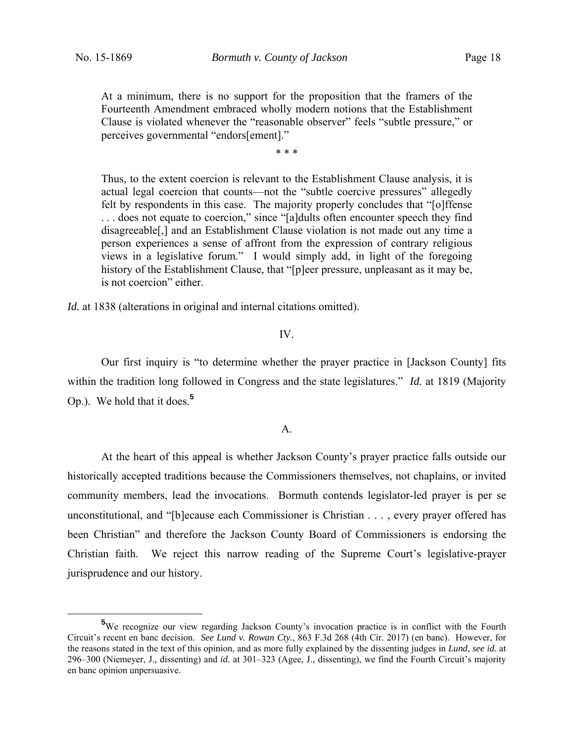> At a minimum, there is no support for the proposition that the framers of the Fourteenth Amendment embraced wholly modern notions that the Establishment Clause is violated whenever the "reasonable observer" feels "subtle pressure," or perceives governmental "endors[ement]."
>
> \* \* \*
>
> Thus, to the extent coercion is relevant to the Establishment Clause analysis, it is actual legal coercion that counts—not the "subtle coercive pressures" allegedly felt by respondents in this case. The majority properly concludes that "[o]ffense . . . does not equate to coercion," since "[a]dults often encounter speech they find disagreeable[,] and an Establishment Clause violation is not made out any time a person experiences a sense of affront from the expression of contrary religious views in a legislative forum." I would simply add, in light of the foregoing history of the Establishment Clause, that "[p]eer pressure, unpleasant as it may be, is not coercion" either.

*Id.* at 1838 (alterations in original and internal citations omitted).

## IV.

Our first inquiry is "to determine whether the prayer practice in [Jackson County] fits within the tradition long followed in Congress and the state legislatures." *Id.* at 1819 (Majority Op.). We hold that it does.[5]

### A.

At the heart of this appeal is whether Jackson County's prayer practice falls outside our historically accepted traditions because the Commissioners themselves, not chaplains, or invited community members, lead the invocations. Bormuth contends legislator-led prayer is per se unconstitutional, and "[b]ecause each Commissioner is Christian . . . , every prayer offered has been Christian" and therefore the Jackson County Board of Commissioners is endorsing the Christian faith. We reject this narrow reading of the Supreme Court's legislative-prayer jurisprudence and our history.

---

[5] We recognize our view regarding Jackson County's invocation practice is in conflict with the Fourth Circuit's recent en banc decision. *See Lund v. Rowan Cty.*, 863 F.3d 268 (4th Cir. 2017) (en banc). However, for the reasons stated in the text of this opinion, and as more fully explained by the dissenting judges in *Lund*, *see id.* at 296–300 (Niemeyer, J., dissenting) and *id.* at 301–323 (Agee, J., dissenting), we find the Fourth Circuit's majority en banc opinion unpersuasive.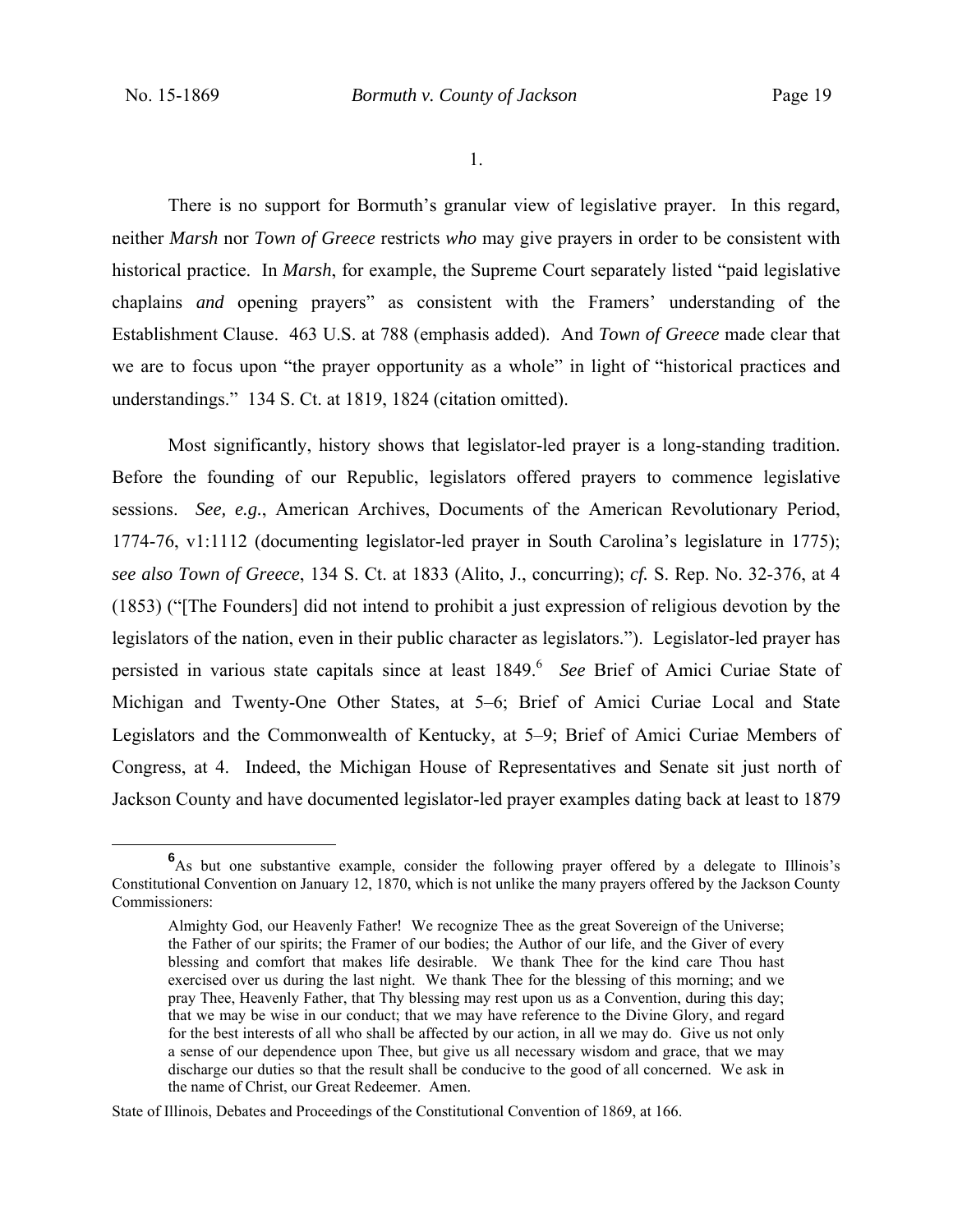1.

There is no support for Bormuth's granular view of legislative prayer. In this regard, neither *Marsh* nor *Town of Greece* restricts *who* may give prayers in order to be consistent with historical practice. In *Marsh*, for example, the Supreme Court separately listed "paid legislative chaplains *and* opening prayers" as consistent with the Framers' understanding of the Establishment Clause. 463 U.S. at 788 (emphasis added). And *Town of Greece* made clear that we are to focus upon "the prayer opportunity as a whole" in light of "historical practices and understandings." 134 S. Ct. at 1819, 1824 (citation omitted).

Most significantly, history shows that legislator-led prayer is a long-standing tradition. Before the founding of our Republic, legislators offered prayers to commence legislative sessions. *See, e.g.*, American Archives, Documents of the American Revolutionary Period, 1774-76, v1:1112 (documenting legislator-led prayer in South Carolina's legislature in 1775); *see also Town of Greece*, 134 S. Ct. at 1833 (Alito, J., concurring); *cf.* S. Rep. No. 32-376, at 4 (1853) ("[The Founders] did not intend to prohibit a just expression of religious devotion by the legislators of the nation, even in their public character as legislators."). Legislator-led prayer has persisted in various state capitals since at least 1849.[6] *See* Brief of Amici Curiae State of Michigan and Twenty-One Other States, at 5–6; Brief of Amici Curiae Local and State Legislators and the Commonwealth of Kentucky, at 5–9; Brief of Amici Curiae Members of Congress, at 4. Indeed, the Michigan House of Representatives and Senate sit just north of Jackson County and have documented legislator-led prayer examples dating back at least to 1879

---

[6] As but one substantive example, consider the following prayer offered by a delegate to Illinois's Constitutional Convention on January 12, 1870, which is not unlike the many prayers offered by the Jackson County Commissioners:

> Almighty God, our Heavenly Father! We recognize Thee as the great Sovereign of the Universe; the Father of our spirits; the Framer of our bodies; the Author of our life, and the Giver of every blessing and comfort that makes life desirable. We thank Thee for the kind care Thou hast exercised over us during the last night. We thank Thee for the blessing of this morning; and we pray Thee, Heavenly Father, that Thy blessing may rest upon us as a Convention, during this day; that we may be wise in our conduct; that we may have reference to the Divine Glory, and regard for the best interests of all who shall be affected by our action, in all we may do. Give us not only a sense of our dependence upon Thee, but give us all necessary wisdom and grace, that we may discharge our duties so that the result shall be conducive to the good of all concerned. We ask in the name of Christ, our Great Redeemer. Amen.

State of Illinois, Debates and Proceedings of the Constitutional Convention of 1869, at 166.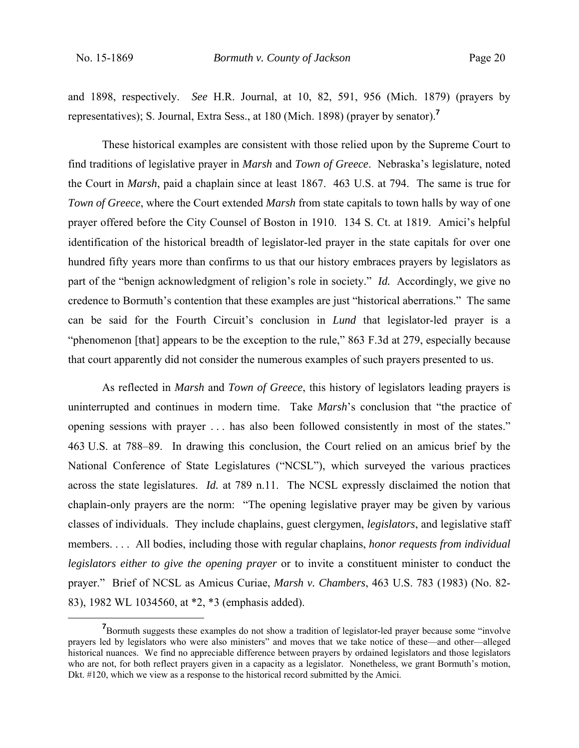and 1898, respectively. *See* H.R. Journal, at 10, 82, 591, 956 (Mich. 1879) (prayers by representatives); S. Journal, Extra Sess., at 180 (Mich. 1898) (prayer by senator).[7]

These historical examples are consistent with those relied upon by the Supreme Court to find traditions of legislative prayer in *Marsh* and *Town of Greece*. Nebraska's legislature, noted the Court in *Marsh*, paid a chaplain since at least 1867. 463 U.S. at 794. The same is true for *Town of Greece*, where the Court extended *Marsh* from state capitals to town halls by way of one prayer offered before the City Counsel of Boston in 1910. 134 S. Ct. at 1819. Amici's helpful identification of the historical breadth of legislator-led prayer in the state capitals for over one hundred fifty years more than confirms to us that our history embraces prayers by legislators as part of the "benign acknowledgment of religion's role in society." *Id.* Accordingly, we give no credence to Bormuth's contention that these examples are just "historical aberrations." The same can be said for the Fourth Circuit's conclusion in *Lund* that legislator-led prayer is a "phenomenon [that] appears to be the exception to the rule," 863 F.3d at 279, especially because that court apparently did not consider the numerous examples of such prayers presented to us.

As reflected in *Marsh* and *Town of Greece*, this history of legislators leading prayers is uninterrupted and continues in modern time. Take *Marsh*'s conclusion that "the practice of opening sessions with prayer . . . has also been followed consistently in most of the states." 463 U.S. at 788–89. In drawing this conclusion, the Court relied on an amicus brief by the National Conference of State Legislatures ("NCSL"), which surveyed the various practices across the state legislatures. *Id.* at 789 n.11. The NCSL expressly disclaimed the notion that chaplain-only prayers are the norm: "The opening legislative prayer may be given by various classes of individuals. They include chaplains, guest clergymen, *legislators*, and legislative staff members. . . . All bodies, including those with regular chaplains, *honor requests from individual legislators either to give the opening prayer* or to invite a constituent minister to conduct the prayer." Brief of NCSL as Amicus Curiae, *Marsh v. Chambers*, 463 U.S. 783 (1983) (No. 82-83), 1982 WL 1034560, at *2, *3 (emphasis added).

[7] Bormuth suggests these examples do not show a tradition of legislator-led prayer because some "involve prayers led by legislators who were also ministers" and moves that we take notice of these—and other—alleged historical nuances. We find no appreciable difference between prayers by ordained legislators and those legislators who are not, for both reflect prayers given in a capacity as a legislator. Nonetheless, we grant Bormuth's motion, Dkt. #120, which we view as a response to the historical record submitted by the Amici.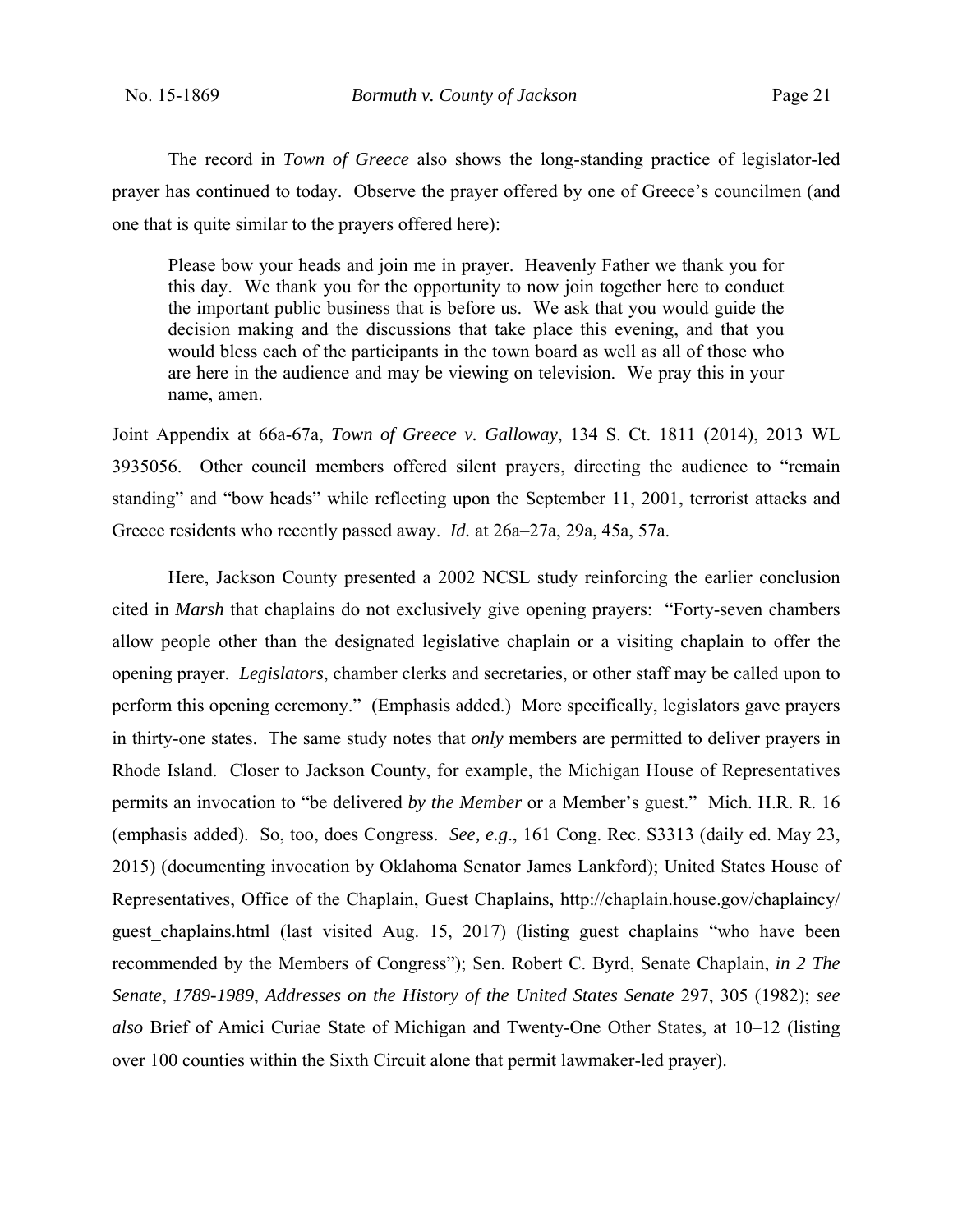The record in *Town of Greece* also shows the long-standing practice of legislator-led prayer has continued to today. Observe the prayer offered by one of Greece's councilmen (and one that is quite similar to the prayers offered here):

> Please bow your heads and join me in prayer. Heavenly Father we thank you for this day. We thank you for the opportunity to now join together here to conduct the important public business that is before us. We ask that you would guide the decision making and the discussions that take place this evening, and that you would bless each of the participants in the town board as well as all of those who are here in the audience and may be viewing on television. We pray this in your name, amen.

Joint Appendix at 66a-67a, *Town of Greece v. Galloway*, 134 S. Ct. 1811 (2014), 2013 WL 3935056. Other council members offered silent prayers, directing the audience to "remain standing" and "bow heads" while reflecting upon the September 11, 2001, terrorist attacks and Greece residents who recently passed away. *Id.* at 26a–27a, 29a, 45a, 57a.

Here, Jackson County presented a 2002 NCSL study reinforcing the earlier conclusion cited in *Marsh* that chaplains do not exclusively give opening prayers: "Forty-seven chambers allow people other than the designated legislative chaplain or a visiting chaplain to offer the opening prayer. *Legislators*, chamber clerks and secretaries, or other staff may be called upon to perform this opening ceremony." (Emphasis added.) More specifically, legislators gave prayers in thirty-one states. The same study notes that *only* members are permitted to deliver prayers in Rhode Island. Closer to Jackson County, for example, the Michigan House of Representatives permits an invocation to "be delivered *by the Member* or a Member's guest." Mich. H.R. R. 16 (emphasis added). So, too, does Congress. *See, e.g.*, 161 Cong. Rec. S3313 (daily ed. May 23, 2015) (documenting invocation by Oklahoma Senator James Lankford); United States House of Representatives, Office of the Chaplain, Guest Chaplains, http://chaplain.house.gov/chaplaincy/guest_chaplains.html (last visited Aug. 15, 2017) (listing guest chaplains "who have been recommended by the Members of Congress"); Sen. Robert C. Byrd, Senate Chaplain, *in 2 The Senate*, *1789-1989*, *Addresses on the History of the United States Senate* 297, 305 (1982); *see also* Brief of Amici Curiae State of Michigan and Twenty-One Other States, at 10–12 (listing over 100 counties within the Sixth Circuit alone that permit lawmaker-led prayer).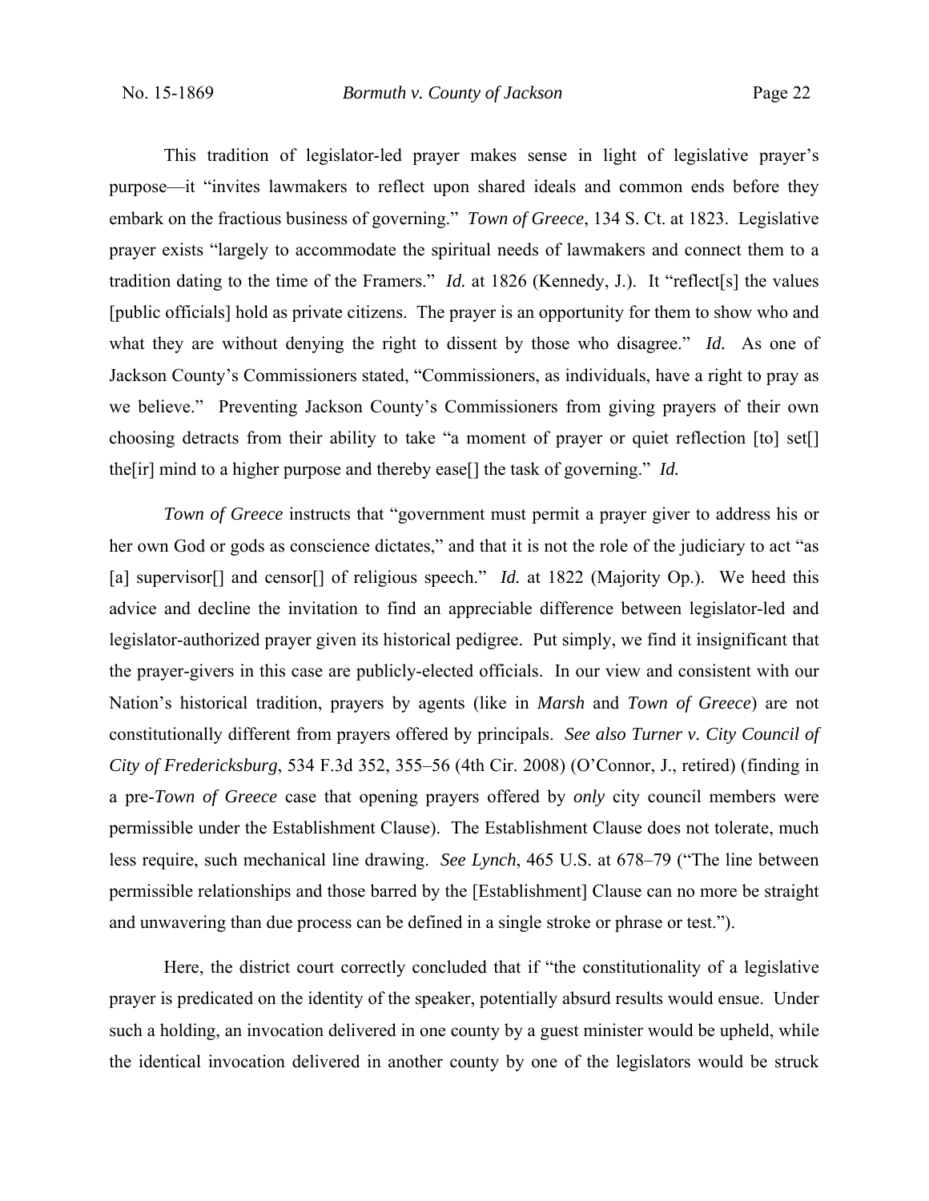This tradition of legislator-led prayer makes sense in light of legislative prayer's purpose—it "invites lawmakers to reflect upon shared ideals and common ends before they embark on the fractious business of governing." *Town of Greece*, 134 S. Ct. at 1823. Legislative prayer exists "largely to accommodate the spiritual needs of lawmakers and connect them to a tradition dating to the time of the Framers." *Id.* at 1826 (Kennedy, J.). It "reflect[s] the values [public officials] hold as private citizens. The prayer is an opportunity for them to show who and what they are without denying the right to dissent by those who disagree." *Id.* As one of Jackson County's Commissioners stated, "Commissioners, as individuals, have a right to pray as we believe." Preventing Jackson County's Commissioners from giving prayers of their own choosing detracts from their ability to take "a moment of prayer or quiet reflection [to] set[] the[ir] mind to a higher purpose and thereby ease[] the task of governing." *Id.*

*Town of Greece* instructs that "government must permit a prayer giver to address his or her own God or gods as conscience dictates," and that it is not the role of the judiciary to act "as [a] supervisor[] and censor[] of religious speech." *Id.* at 1822 (Majority Op.). We heed this advice and decline the invitation to find an appreciable difference between legislator-led and legislator-authorized prayer given its historical pedigree. Put simply, we find it insignificant that the prayer-givers in this case are publicly-elected officials. In our view and consistent with our Nation's historical tradition, prayers by agents (like in *Marsh* and *Town of Greece*) are not constitutionally different from prayers offered by principals. *See also Turner v. City Council of City of Fredericksburg*, 534 F.3d 352, 355–56 (4th Cir. 2008) (O'Connor, J., retired) (finding in a pre-*Town of Greece* case that opening prayers offered by *only* city council members were permissible under the Establishment Clause). The Establishment Clause does not tolerate, much less require, such mechanical line drawing. *See Lynch*, 465 U.S. at 678–79 ("The line between permissible relationships and those barred by the [Establishment] Clause can no more be straight and unwavering than due process can be defined in a single stroke or phrase or test.").

Here, the district court correctly concluded that if "the constitutionality of a legislative prayer is predicated on the identity of the speaker, potentially absurd results would ensue. Under such a holding, an invocation delivered in one county by a guest minister would be upheld, while the identical invocation delivered in another county by one of the legislators would be struck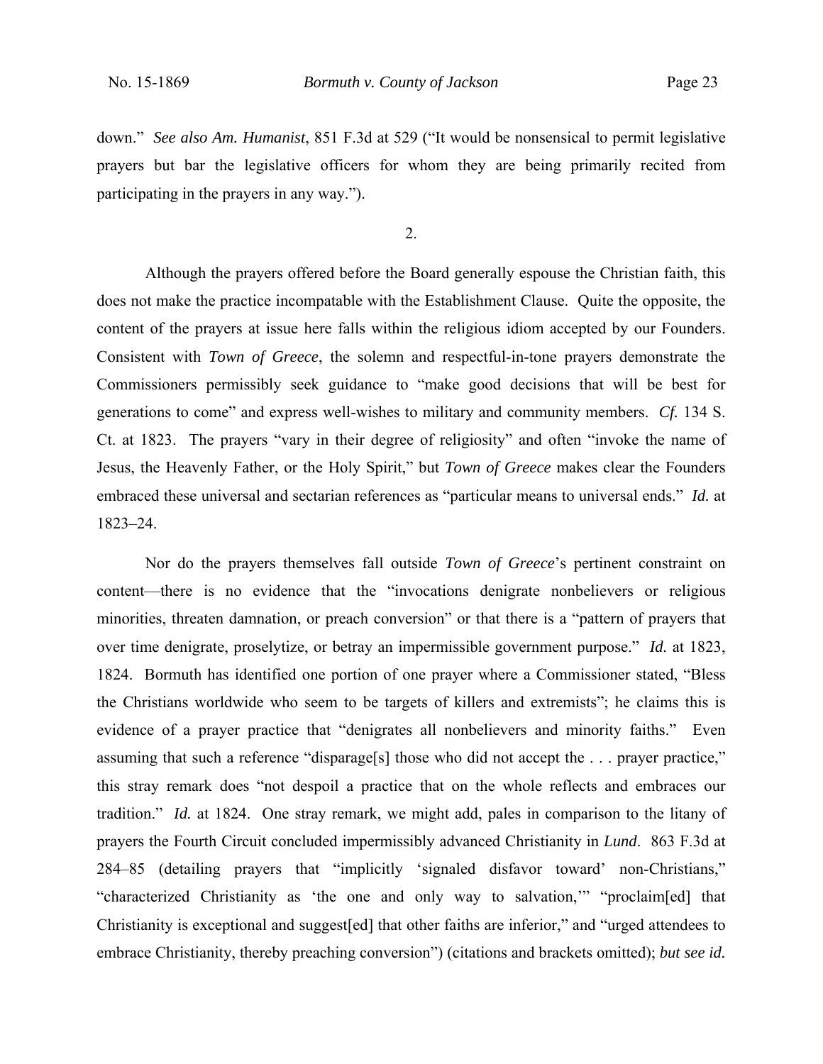down." *See also Am. Humanist*, 851 F.3d at 529 ("It would be nonsensical to permit legislative prayers but bar the legislative officers for whom they are being primarily recited from participating in the prayers in any way.").

2.

Although the prayers offered before the Board generally espouse the Christian faith, this does not make the practice incompatable with the Establishment Clause. Quite the opposite, the content of the prayers at issue here falls within the religious idiom accepted by our Founders. Consistent with *Town of Greece*, the solemn and respectful-in-tone prayers demonstrate the Commissioners permissibly seek guidance to "make good decisions that will be best for generations to come" and express well-wishes to military and community members. *Cf.* 134 S. Ct. at 1823. The prayers "vary in their degree of religiosity" and often "invoke the name of Jesus, the Heavenly Father, or the Holy Spirit," but *Town of Greece* makes clear the Founders embraced these universal and sectarian references as "particular means to universal ends." *Id.* at 1823–24.

Nor do the prayers themselves fall outside *Town of Greece*'s pertinent constraint on content—there is no evidence that the "invocations denigrate nonbelievers or religious minorities, threaten damnation, or preach conversion" or that there is a "pattern of prayers that over time denigrate, proselytize, or betray an impermissible government purpose." *Id.* at 1823, 1824. Bormuth has identified one portion of one prayer where a Commissioner stated, "Bless the Christians worldwide who seem to be targets of killers and extremists"; he claims this is evidence of a prayer practice that "denigrates all nonbelievers and minority faiths." Even assuming that such a reference "disparage[s] those who did not accept the . . . prayer practice," this stray remark does "not despoil a practice that on the whole reflects and embraces our tradition." *Id.* at 1824. One stray remark, we might add, pales in comparison to the litany of prayers the Fourth Circuit concluded impermissibly advanced Christianity in *Lund*. 863 F.3d at 284–85 (detailing prayers that "implicitly 'signaled disfavor toward' non-Christians," "characterized Christianity as 'the one and only way to salvation,'" "proclaim[ed] that Christianity is exceptional and suggest[ed] that other faiths are inferior," and "urged attendees to embrace Christianity, thereby preaching conversion") (citations and brackets omitted); *but see id.*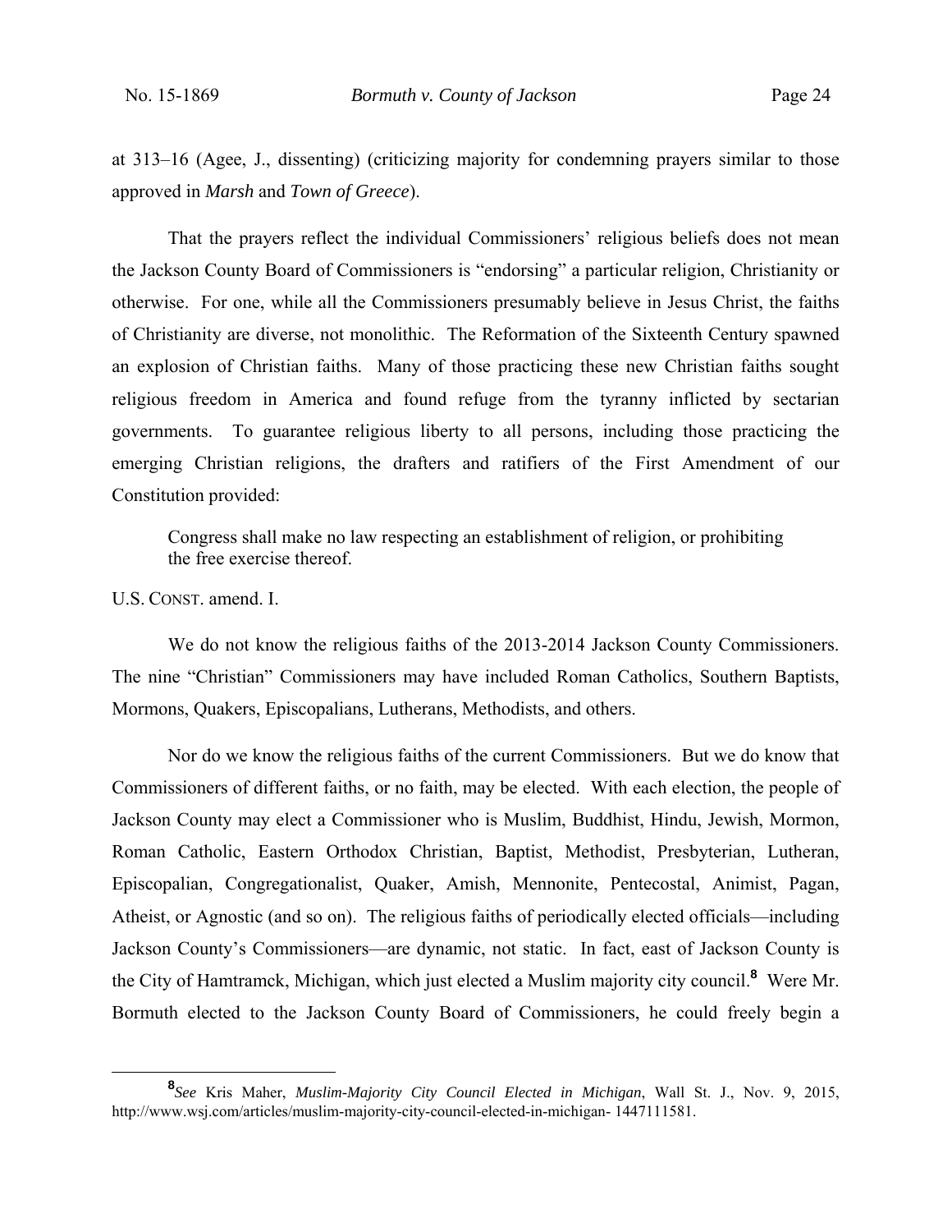at 313–16 (Agee, J., dissenting) (criticizing majority for condemning prayers similar to those approved in *Marsh* and *Town of Greece*).

That the prayers reflect the individual Commissioners' religious beliefs does not mean the Jackson County Board of Commissioners is "endorsing" a particular religion, Christianity or otherwise. For one, while all the Commissioners presumably believe in Jesus Christ, the faiths of Christianity are diverse, not monolithic. The Reformation of the Sixteenth Century spawned an explosion of Christian faiths. Many of those practicing these new Christian faiths sought religious freedom in America and found refuge from the tyranny inflicted by sectarian governments. To guarantee religious liberty to all persons, including those practicing the emerging Christian religions, the drafters and ratifiers of the First Amendment of our Constitution provided:

> Congress shall make no law respecting an establishment of religion, or prohibiting the free exercise thereof.

U.S. CONST. amend. I.

We do not know the religious faiths of the 2013-2014 Jackson County Commissioners. The nine "Christian" Commissioners may have included Roman Catholics, Southern Baptists, Mormons, Quakers, Episcopalians, Lutherans, Methodists, and others.

Nor do we know the religious faiths of the current Commissioners. But we do know that Commissioners of different faiths, or no faith, may be elected. With each election, the people of Jackson County may elect a Commissioner who is Muslim, Buddhist, Hindu, Jewish, Mormon, Roman Catholic, Eastern Orthodox Christian, Baptist, Methodist, Presbyterian, Lutheran, Episcopalian, Congregationalist, Quaker, Amish, Mennonite, Pentecostal, Animist, Pagan, Atheist, or Agnostic (and so on). The religious faiths of periodically elected officials—including Jackson County's Commissioners—are dynamic, not static. In fact, east of Jackson County is the City of Hamtramck, Michigan, which just elected a Muslim majority city council.[8] Were Mr. Bormuth elected to the Jackson County Board of Commissioners, he could freely begin a

[8] *See* Kris Maher, *Muslim-Majority City Council Elected in Michigan*, Wall St. J., Nov. 9, 2015, http://www.wsj.com/articles/muslim-majority-city-council-elected-in-michigan- 1447111581.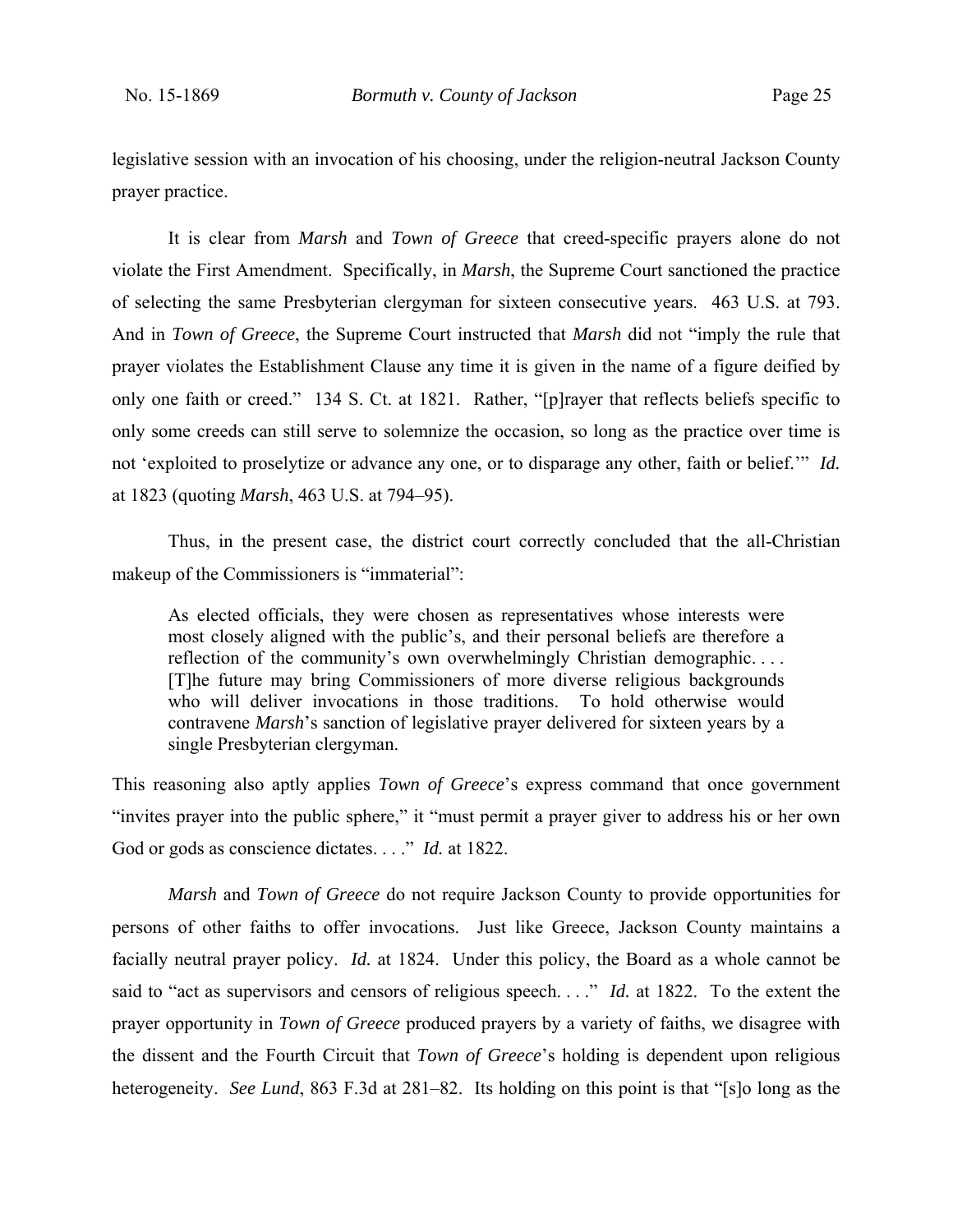legislative session with an invocation of his choosing, under the religion-neutral Jackson County prayer practice.

It is clear from *Marsh* and *Town of Greece* that creed-specific prayers alone do not violate the First Amendment. Specifically, in *Marsh*, the Supreme Court sanctioned the practice of selecting the same Presbyterian clergyman for sixteen consecutive years. 463 U.S. at 793. And in *Town of Greece*, the Supreme Court instructed that *Marsh* did not "imply the rule that prayer violates the Establishment Clause any time it is given in the name of a figure deified by only one faith or creed." 134 S. Ct. at 1821. Rather, "[p]rayer that reflects beliefs specific to only some creeds can still serve to solemnize the occasion, so long as the practice over time is not 'exploited to proselytize or advance any one, or to disparage any other, faith or belief.'" *Id.* at 1823 (quoting *Marsh*, 463 U.S. at 794–95).

Thus, in the present case, the district court correctly concluded that the all-Christian makeup of the Commissioners is "immaterial":

> As elected officials, they were chosen as representatives whose interests were most closely aligned with the public's, and their personal beliefs are therefore a reflection of the community's own overwhelmingly Christian demographic. . . . [T]he future may bring Commissioners of more diverse religious backgrounds who will deliver invocations in those traditions. To hold otherwise would contravene *Marsh*'s sanction of legislative prayer delivered for sixteen years by a single Presbyterian clergyman.

This reasoning also aptly applies *Town of Greece*'s express command that once government "invites prayer into the public sphere," it "must permit a prayer giver to address his or her own God or gods as conscience dictates. . . ." *Id.* at 1822.

*Marsh* and *Town of Greece* do not require Jackson County to provide opportunities for persons of other faiths to offer invocations. Just like Greece, Jackson County maintains a facially neutral prayer policy. *Id.* at 1824. Under this policy, the Board as a whole cannot be said to "act as supervisors and censors of religious speech. . . ." *Id.* at 1822. To the extent the prayer opportunity in *Town of Greece* produced prayers by a variety of faiths, we disagree with the dissent and the Fourth Circuit that *Town of Greece*'s holding is dependent upon religious heterogeneity. *See Lund*, 863 F.3d at 281–82. Its holding on this point is that "[s]o long as the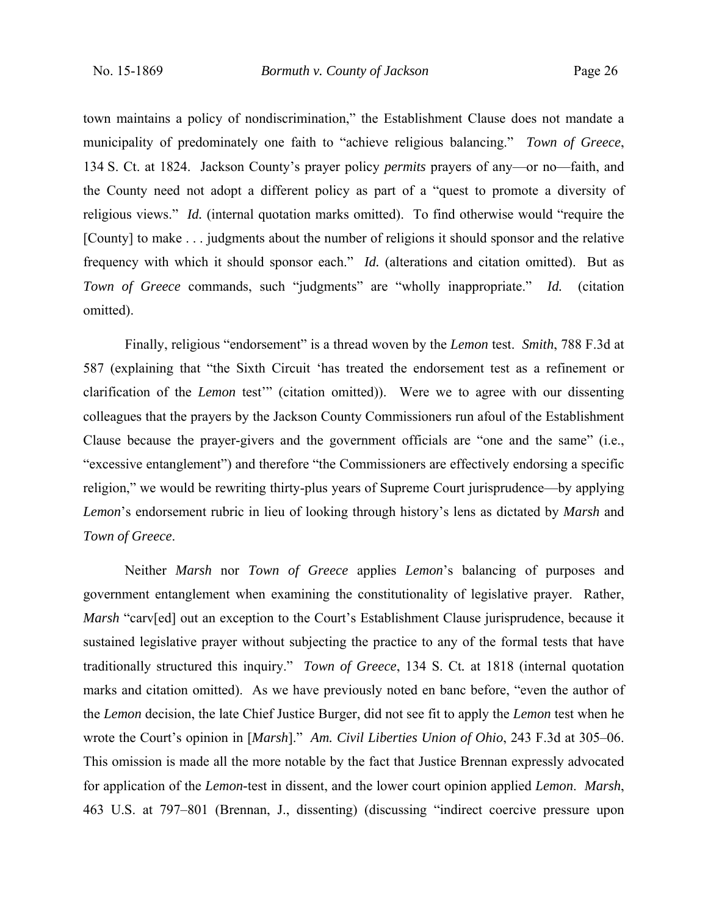town maintains a policy of nondiscrimination," the Establishment Clause does not mandate a municipality of predominately one faith to "achieve religious balancing." *Town of Greece*, 134 S. Ct. at 1824. Jackson County's prayer policy *permits* prayers of any—or no—faith, and the County need not adopt a different policy as part of a "quest to promote a diversity of religious views." *Id.* (internal quotation marks omitted). To find otherwise would "require the [County] to make . . . judgments about the number of religions it should sponsor and the relative frequency with which it should sponsor each." *Id.* (alterations and citation omitted). But as *Town of Greece* commands, such "judgments" are "wholly inappropriate." *Id.* (citation omitted).

Finally, religious "endorsement" is a thread woven by the *Lemon* test. *Smith*, 788 F.3d at 587 (explaining that "the Sixth Circuit 'has treated the endorsement test as a refinement or clarification of the *Lemon* test'" (citation omitted)). Were we to agree with our dissenting colleagues that the prayers by the Jackson County Commissioners run afoul of the Establishment Clause because the prayer-givers and the government officials are "one and the same" (i.e., "excessive entanglement") and therefore "the Commissioners are effectively endorsing a specific religion," we would be rewriting thirty-plus years of Supreme Court jurisprudence—by applying *Lemon*'s endorsement rubric in lieu of looking through history's lens as dictated by *Marsh* and *Town of Greece*.

Neither *Marsh* nor *Town of Greece* applies *Lemon*'s balancing of purposes and government entanglement when examining the constitutionality of legislative prayer. Rather, *Marsh* "carv[ed] out an exception to the Court's Establishment Clause jurisprudence, because it sustained legislative prayer without subjecting the practice to any of the formal tests that have traditionally structured this inquiry." *Town of Greece*, 134 S. Ct. at 1818 (internal quotation marks and citation omitted). As we have previously noted en banc before, "even the author of the *Lemon* decision, the late Chief Justice Burger, did not see fit to apply the *Lemon* test when he wrote the Court's opinion in [*Marsh*]." *Am. Civil Liberties Union of Ohio*, 243 F.3d at 305–06. This omission is made all the more notable by the fact that Justice Brennan expressly advocated for application of the *Lemon*-test in dissent, and the lower court opinion applied *Lemon*. *Marsh*, 463 U.S. at 797–801 (Brennan, J., dissenting) (discussing "indirect coercive pressure upon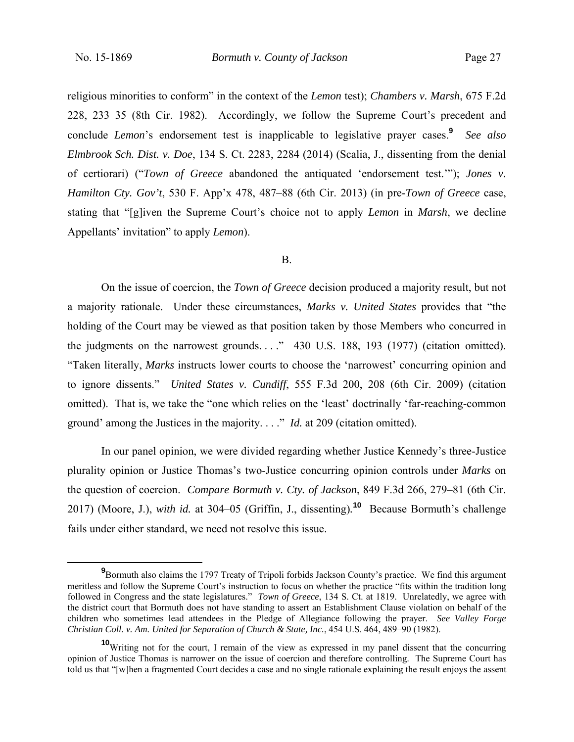religious minorities to conform" in the context of the *Lemon* test); *Chambers v. Marsh*, 675 F.2d 228, 233–35 (8th Cir. 1982). Accordingly, we follow the Supreme Court's precedent and conclude *Lemon*'s endorsement test is inapplicable to legislative prayer cases.[9] *See also Elmbrook Sch. Dist. v. Doe*, 134 S. Ct. 2283, 2284 (2014) (Scalia, J., dissenting from the denial of certiorari) ("*Town of Greece* abandoned the antiquated 'endorsement test.'"); *Jones v. Hamilton Cty. Gov't*, 530 F. App'x 478, 487–88 (6th Cir. 2013) (in pre-*Town of Greece* case, stating that "[g]iven the Supreme Court's choice not to apply *Lemon* in *Marsh*, we decline Appellants' invitation" to apply *Lemon*).

B.

On the issue of coercion, the *Town of Greece* decision produced a majority result, but not a majority rationale. Under these circumstances, *Marks v. United States* provides that "the holding of the Court may be viewed as that position taken by those Members who concurred in the judgments on the narrowest grounds. . . ." 430 U.S. 188, 193 (1977) (citation omitted). "Taken literally, *Marks* instructs lower courts to choose the 'narrowest' concurring opinion and to ignore dissents." *United States v. Cundiff*, 555 F.3d 200, 208 (6th Cir. 2009) (citation omitted). That is, we take the "one which relies on the 'least' doctrinally 'far-reaching-common ground' among the Justices in the majority. . . ." *Id.* at 209 (citation omitted).

In our panel opinion, we were divided regarding whether Justice Kennedy's three-Justice plurality opinion or Justice Thomas's two-Justice concurring opinion controls under *Marks* on the question of coercion. *Compare Bormuth v. Cty. of Jackson*, 849 F.3d 266, 279–81 (6th Cir. 2017) (Moore, J.), *with id.* at 304–05 (Griffin, J., dissenting).[10] Because Bormuth's challenge fails under either standard, we need not resolve this issue.

[9] Bormuth also claims the 1797 Treaty of Tripoli forbids Jackson County's practice. We find this argument meritless and follow the Supreme Court's instruction to focus on whether the practice "fits within the tradition long followed in Congress and the state legislatures." *Town of Greece*, 134 S. Ct. at 1819. Unrelatedly, we agree with the district court that Bormuth does not have standing to assert an Establishment Clause violation on behalf of the children who sometimes lead attendees in the Pledge of Allegiance following the prayer. *See Valley Forge Christian Coll. v. Am. United for Separation of Church & State, Inc.*, 454 U.S. 464, 489–90 (1982).

[10] Writing not for the court, I remain of the view as expressed in my panel dissent that the concurring opinion of Justice Thomas is narrower on the issue of coercion and therefore controlling. The Supreme Court has told us that "[w]hen a fragmented Court decides a case and no single rationale explaining the result enjoys the assent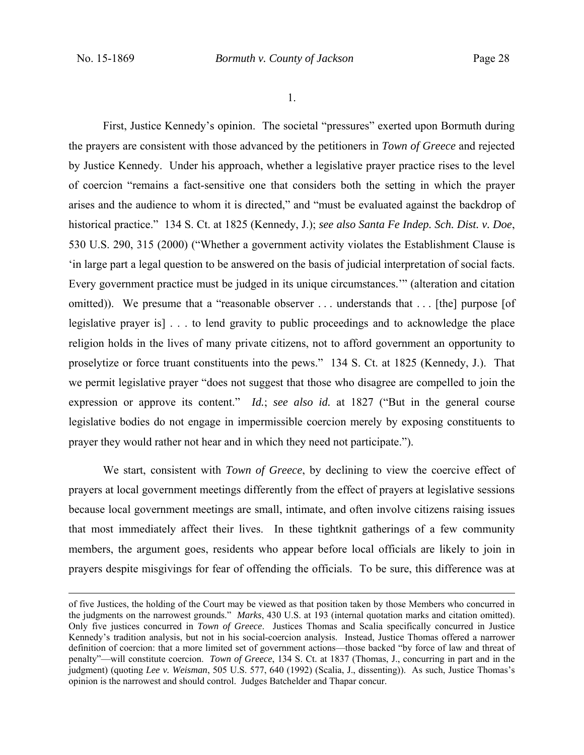1.

First, Justice Kennedy's opinion. The societal "pressures" exerted upon Bormuth during the prayers are consistent with those advanced by the petitioners in *Town of Greece* and rejected by Justice Kennedy. Under his approach, whether a legislative prayer practice rises to the level of coercion "remains a fact-sensitive one that considers both the setting in which the prayer arises and the audience to whom it is directed," and "must be evaluated against the backdrop of historical practice." 134 S. Ct. at 1825 (Kennedy, J.); *see also Santa Fe Indep. Sch. Dist. v. Doe*, 530 U.S. 290, 315 (2000) ("Whether a government activity violates the Establishment Clause is 'in large part a legal question to be answered on the basis of judicial interpretation of social facts. Every government practice must be judged in its unique circumstances.'" (alteration and citation omitted)). We presume that a "reasonable observer . . . understands that . . . [the] purpose [of legislative prayer is] . . . to lend gravity to public proceedings and to acknowledge the place religion holds in the lives of many private citizens, not to afford government an opportunity to proselytize or force truant constituents into the pews." 134 S. Ct. at 1825 (Kennedy, J.). That we permit legislative prayer "does not suggest that those who disagree are compelled to join the expression or approve its content." *Id.*; *see also id.* at 1827 ("But in the general course legislative bodies do not engage in impermissible coercion merely by exposing constituents to prayer they would rather not hear and in which they need not participate.").

We start, consistent with *Town of Greece*, by declining to view the coercive effect of prayers at local government meetings differently from the effect of prayers at legislative sessions because local government meetings are small, intimate, and often involve citizens raising issues that most immediately affect their lives. In these tightknit gatherings of a few community members, the argument goes, residents who appear before local officials are likely to join in prayers despite misgivings for fear of offending the officials. To be sure, this difference was at

---

of five Justices, the holding of the Court may be viewed as that position taken by those Members who concurred in the judgments on the narrowest grounds." *Marks*, 430 U.S. at 193 (internal quotation marks and citation omitted). Only five justices concurred in *Town of Greece*. Justices Thomas and Scalia specifically concurred in Justice Kennedy's tradition analysis, but not in his social-coercion analysis. Instead, Justice Thomas offered a narrower definition of coercion: that a more limited set of government actions—those backed "by force of law and threat of penalty"—will constitute coercion. *Town of Greece*, 134 S. Ct. at 1837 (Thomas, J., concurring in part and in the judgment) (quoting *Lee v. Weisman*, 505 U.S. 577, 640 (1992) (Scalia, J., dissenting)). As such, Justice Thomas's opinion is the narrowest and should control. Judges Batchelder and Thapar concur.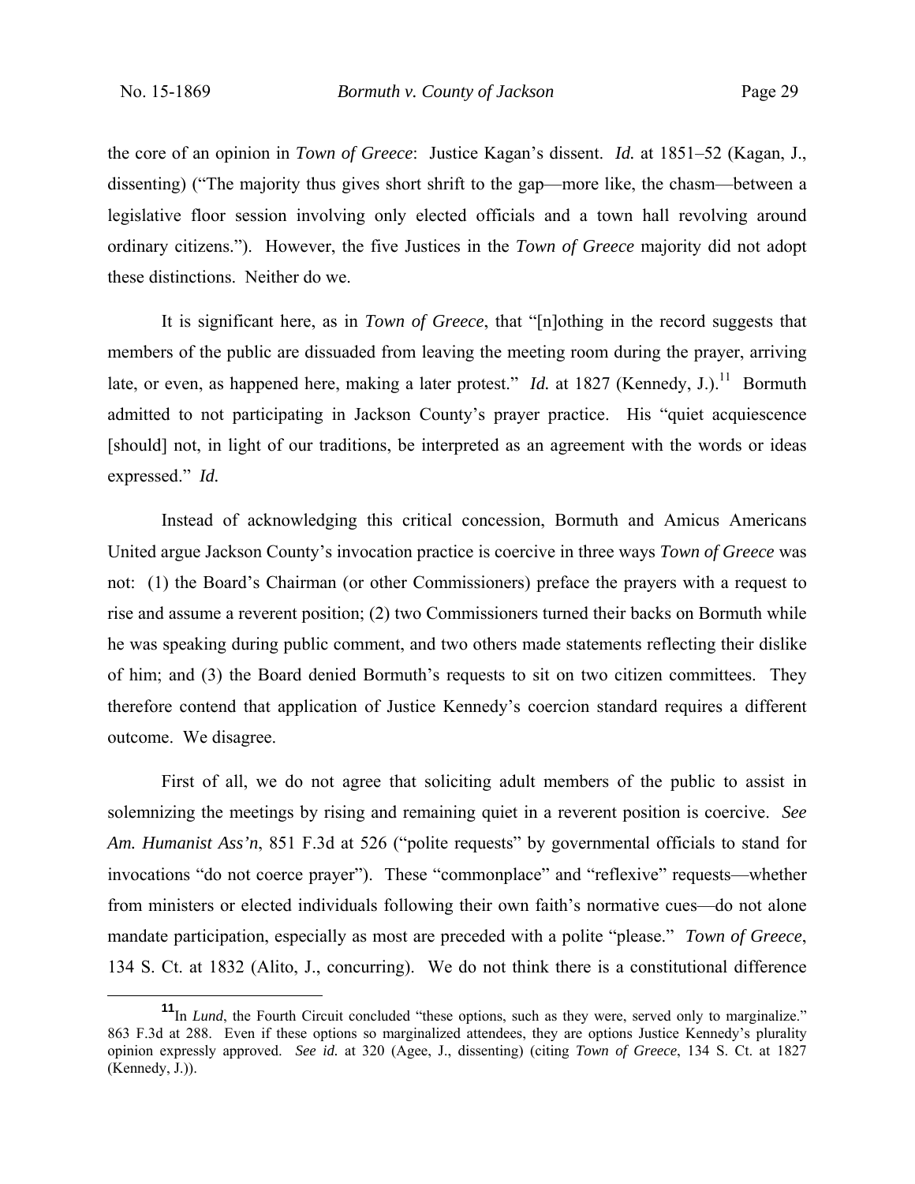the core of an opinion in *Town of Greece*: Justice Kagan's dissent. *Id.* at 1851–52 (Kagan, J., dissenting) ("The majority thus gives short shrift to the gap—more like, the chasm—between a legislative floor session involving only elected officials and a town hall revolving around ordinary citizens."). However, the five Justices in the *Town of Greece* majority did not adopt these distinctions. Neither do we.

It is significant here, as in *Town of Greece*, that "[n]othing in the record suggests that members of the public are dissuaded from leaving the meeting room during the prayer, arriving late, or even, as happened here, making a later protest." *Id.* at 1827 (Kennedy, J.).[11] Bormuth admitted to not participating in Jackson County's prayer practice. His "quiet acquiescence [should] not, in light of our traditions, be interpreted as an agreement with the words or ideas expressed." *Id.*

Instead of acknowledging this critical concession, Bormuth and Amicus Americans United argue Jackson County's invocation practice is coercive in three ways *Town of Greece* was not: (1) the Board's Chairman (or other Commissioners) preface the prayers with a request to rise and assume a reverent position; (2) two Commissioners turned their backs on Bormuth while he was speaking during public comment, and two others made statements reflecting their dislike of him; and (3) the Board denied Bormuth's requests to sit on two citizen committees. They therefore contend that application of Justice Kennedy's coercion standard requires a different outcome. We disagree.

First of all, we do not agree that soliciting adult members of the public to assist in solemnizing the meetings by rising and remaining quiet in a reverent position is coercive. *See Am. Humanist Ass'n*, 851 F.3d at 526 ("polite requests" by governmental officials to stand for invocations "do not coerce prayer"). These "commonplace" and "reflexive" requests—whether from ministers or elected individuals following their own faith's normative cues—do not alone mandate participation, especially as most are preceded with a polite "please." *Town of Greece*, 134 S. Ct. at 1832 (Alito, J., concurring). We do not think there is a constitutional difference

[11] In *Lund*, the Fourth Circuit concluded "these options, such as they were, served only to marginalize." 863 F.3d at 288. Even if these options so marginalized attendees, they are options Justice Kennedy's plurality opinion expressly approved. *See id.* at 320 (Agee, J., dissenting) (citing *Town of Greece*, 134 S. Ct. at 1827 (Kennedy, J.)).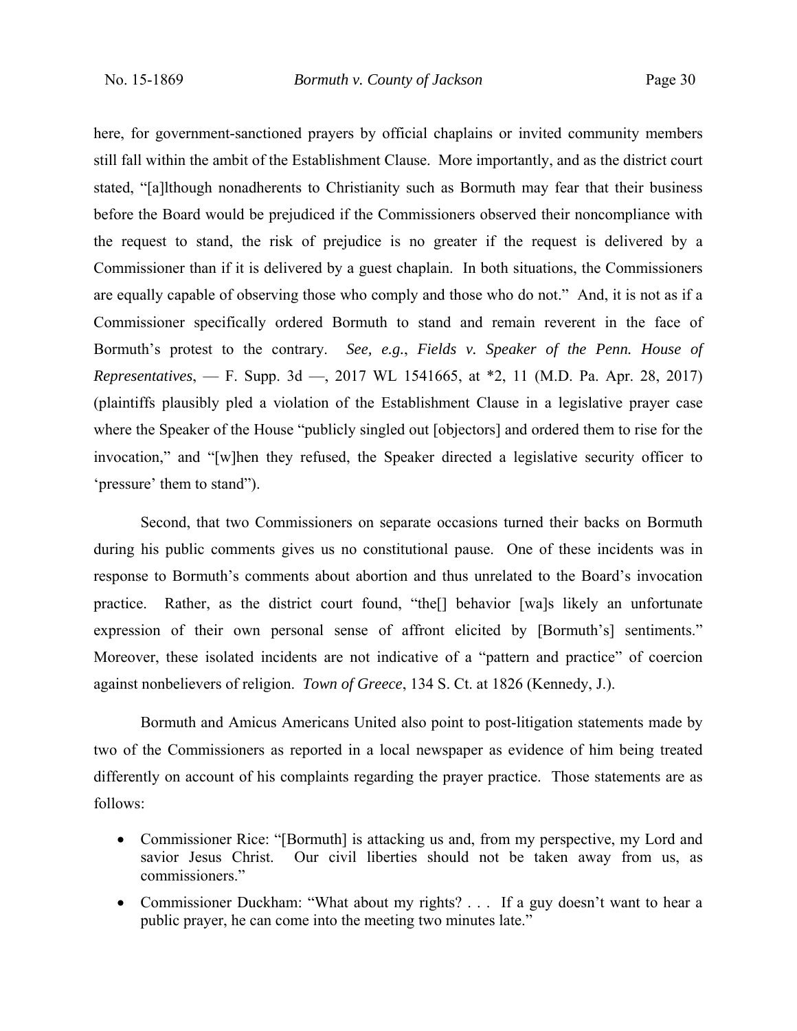here, for government-sanctioned prayers by official chaplains or invited community members still fall within the ambit of the Establishment Clause. More importantly, and as the district court stated, "[a]lthough nonadherents to Christianity such as Bormuth may fear that their business before the Board would be prejudiced if the Commissioners observed their noncompliance with the request to stand, the risk of prejudice is no greater if the request is delivered by a Commissioner than if it is delivered by a guest chaplain. In both situations, the Commissioners are equally capable of observing those who comply and those who do not." And, it is not as if a Commissioner specifically ordered Bormuth to stand and remain reverent in the face of Bormuth's protest to the contrary. *See, e.g.*, *Fields v. Speaker of the Penn. House of Representatives*, — F. Supp. 3d —, 2017 WL 1541665, at *2, 11 (M.D. Pa. Apr. 28, 2017) (plaintiffs plausibly pled a violation of the Establishment Clause in a legislative prayer case where the Speaker of the House "publicly singled out [objectors] and ordered them to rise for the invocation," and "[w]hen they refused, the Speaker directed a legislative security officer to 'pressure' them to stand").

Second, that two Commissioners on separate occasions turned their backs on Bormuth during his public comments gives us no constitutional pause. One of these incidents was in response to Bormuth's comments about abortion and thus unrelated to the Board's invocation practice. Rather, as the district court found, "the[] behavior [wa]s likely an unfortunate expression of their own personal sense of affront elicited by [Bormuth's] sentiments." Moreover, these isolated incidents are not indicative of a "pattern and practice" of coercion against nonbelievers of religion. *Town of Greece*, 134 S. Ct. at 1826 (Kennedy, J.).

Bormuth and Amicus Americans United also point to post-litigation statements made by two of the Commissioners as reported in a local newspaper as evidence of him being treated differently on account of his complaints regarding the prayer practice. Those statements are as follows:

- Commissioner Rice: "[Bormuth] is attacking us and, from my perspective, my Lord and savior Jesus Christ. Our civil liberties should not be taken away from us, as commissioners."
- Commissioner Duckham: "What about my rights? . . . If a guy doesn't want to hear a public prayer, he can come into the meeting two minutes late."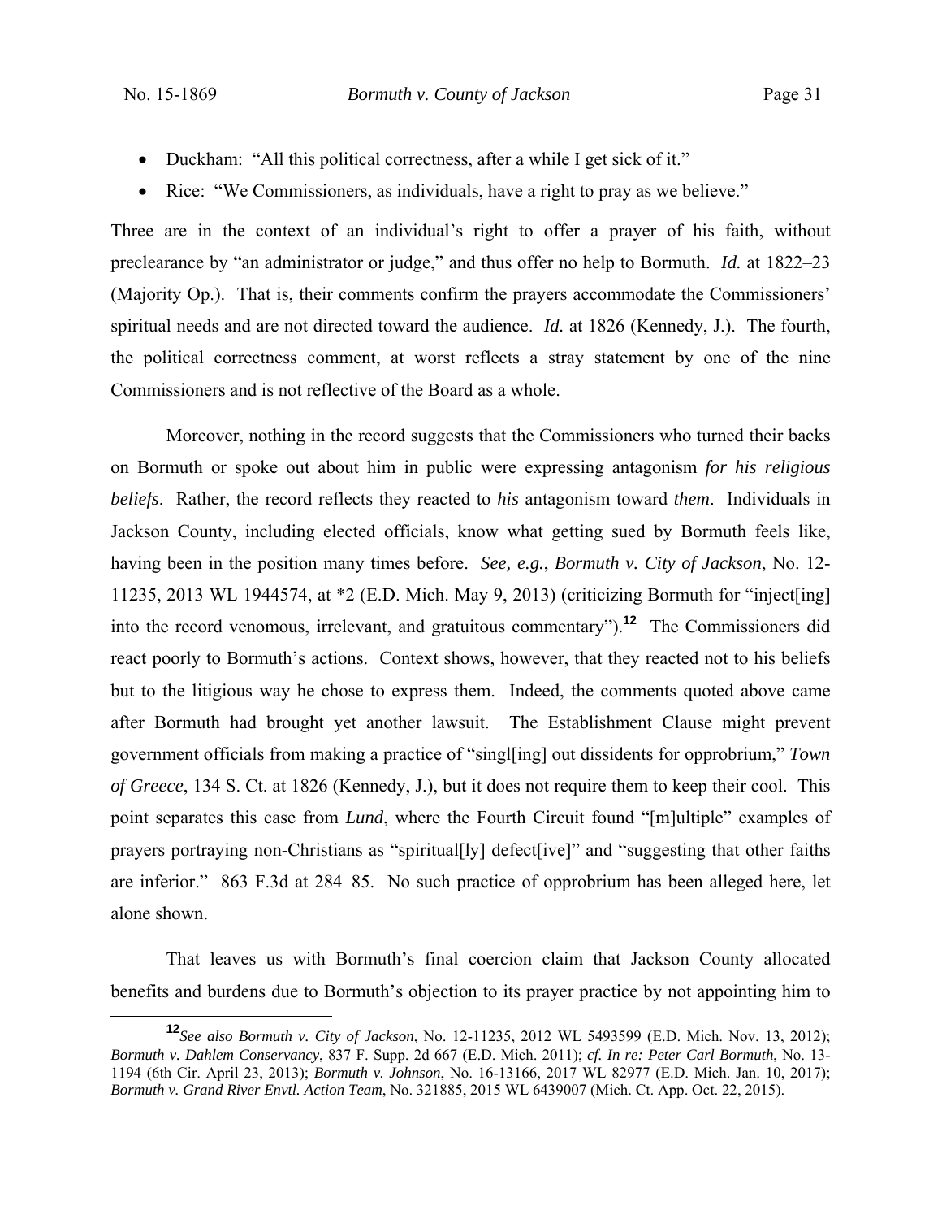- Duckham: "All this political correctness, after a while I get sick of it."
- Rice: "We Commissioners, as individuals, have a right to pray as we believe."

Three are in the context of an individual's right to offer a prayer of his faith, without preclearance by "an administrator or judge," and thus offer no help to Bormuth. *Id.* at 1822–23 (Majority Op.). That is, their comments confirm the prayers accommodate the Commissioners' spiritual needs and are not directed toward the audience. *Id.* at 1826 (Kennedy, J.). The fourth, the political correctness comment, at worst reflects a stray statement by one of the nine Commissioners and is not reflective of the Board as a whole.

Moreover, nothing in the record suggests that the Commissioners who turned their backs on Bormuth or spoke out about him in public were expressing antagonism *for his religious beliefs*. Rather, the record reflects they reacted to *his* antagonism toward *them*. Individuals in Jackson County, including elected officials, know what getting sued by Bormuth feels like, having been in the position many times before. *See, e.g.*, *Bormuth v. City of Jackson*, No. 12-11235, 2013 WL 1944574, at *2 (E.D. Mich. May 9, 2013) (criticizing Bormuth for "inject[ing] into the record venomous, irrelevant, and gratuitous commentary").[12] The Commissioners did react poorly to Bormuth's actions. Context shows, however, that they reacted not to his beliefs but to the litigious way he chose to express them. Indeed, the comments quoted above came after Bormuth had brought yet another lawsuit. The Establishment Clause might prevent government officials from making a practice of "singl[ing] out dissidents for opprobrium," *Town of Greece*, 134 S. Ct. at 1826 (Kennedy, J.), but it does not require them to keep their cool. This point separates this case from *Lund*, where the Fourth Circuit found "[m]ultiple" examples of prayers portraying non-Christians as "spiritual[ly] defect[ive]" and "suggesting that other faiths are inferior." 863 F.3d at 284–85. No such practice of opprobrium has been alleged here, let alone shown.

That leaves us with Bormuth's final coercion claim that Jackson County allocated benefits and burdens due to Bormuth's objection to its prayer practice by not appointing him to

---

[12]*See also Bormuth v. City of Jackson*, No. 12-11235, 2012 WL 5493599 (E.D. Mich. Nov. 13, 2012); *Bormuth v. Dahlem Conservancy*, 837 F. Supp. 2d 667 (E.D. Mich. 2011); *cf. In re: Peter Carl Bormuth*, No. 13-1194 (6th Cir. April 23, 2013); *Bormuth v. Johnson*, No. 16-13166, 2017 WL 82977 (E.D. Mich. Jan. 10, 2017); *Bormuth v. Grand River Envtl. Action Team*, No. 321885, 2015 WL 6439007 (Mich. Ct. App. Oct. 22, 2015).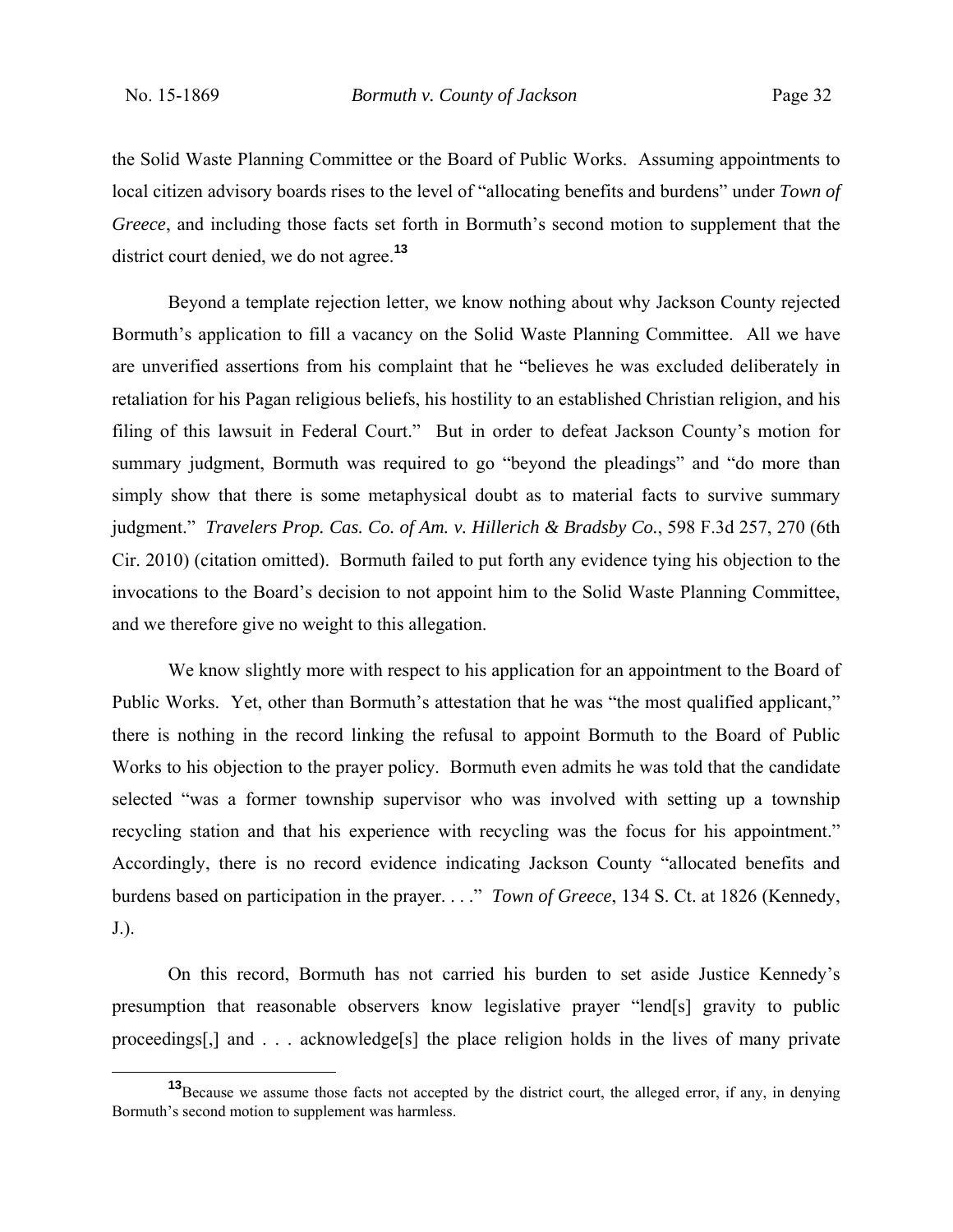the Solid Waste Planning Committee or the Board of Public Works. Assuming appointments to local citizen advisory boards rises to the level of "allocating benefits and burdens" under *Town of Greece*, and including those facts set forth in Bormuth's second motion to supplement that the district court denied, we do not agree.[13]

Beyond a template rejection letter, we know nothing about why Jackson County rejected Bormuth's application to fill a vacancy on the Solid Waste Planning Committee. All we have are unverified assertions from his complaint that he "believes he was excluded deliberately in retaliation for his Pagan religious beliefs, his hostility to an established Christian religion, and his filing of this lawsuit in Federal Court." But in order to defeat Jackson County's motion for summary judgment, Bormuth was required to go "beyond the pleadings" and "do more than simply show that there is some metaphysical doubt as to material facts to survive summary judgment." *Travelers Prop. Cas. Co. of Am. v. Hillerich & Bradsby Co.*, 598 F.3d 257, 270 (6th Cir. 2010) (citation omitted). Bormuth failed to put forth any evidence tying his objection to the invocations to the Board's decision to not appoint him to the Solid Waste Planning Committee, and we therefore give no weight to this allegation.

We know slightly more with respect to his application for an appointment to the Board of Public Works. Yet, other than Bormuth's attestation that he was "the most qualified applicant," there is nothing in the record linking the refusal to appoint Bormuth to the Board of Public Works to his objection to the prayer policy. Bormuth even admits he was told that the candidate selected "was a former township supervisor who was involved with setting up a township recycling station and that his experience with recycling was the focus for his appointment." Accordingly, there is no record evidence indicating Jackson County "allocated benefits and burdens based on participation in the prayer. . . ." *Town of Greece*, 134 S. Ct. at 1826 (Kennedy, J.).

On this record, Bormuth has not carried his burden to set aside Justice Kennedy's presumption that reasonable observers know legislative prayer "lend[s] gravity to public proceedings[,] and . . . acknowledge[s] the place religion holds in the lives of many private

[13] Because we assume those facts not accepted by the district court, the alleged error, if any, in denying Bormuth's second motion to supplement was harmless.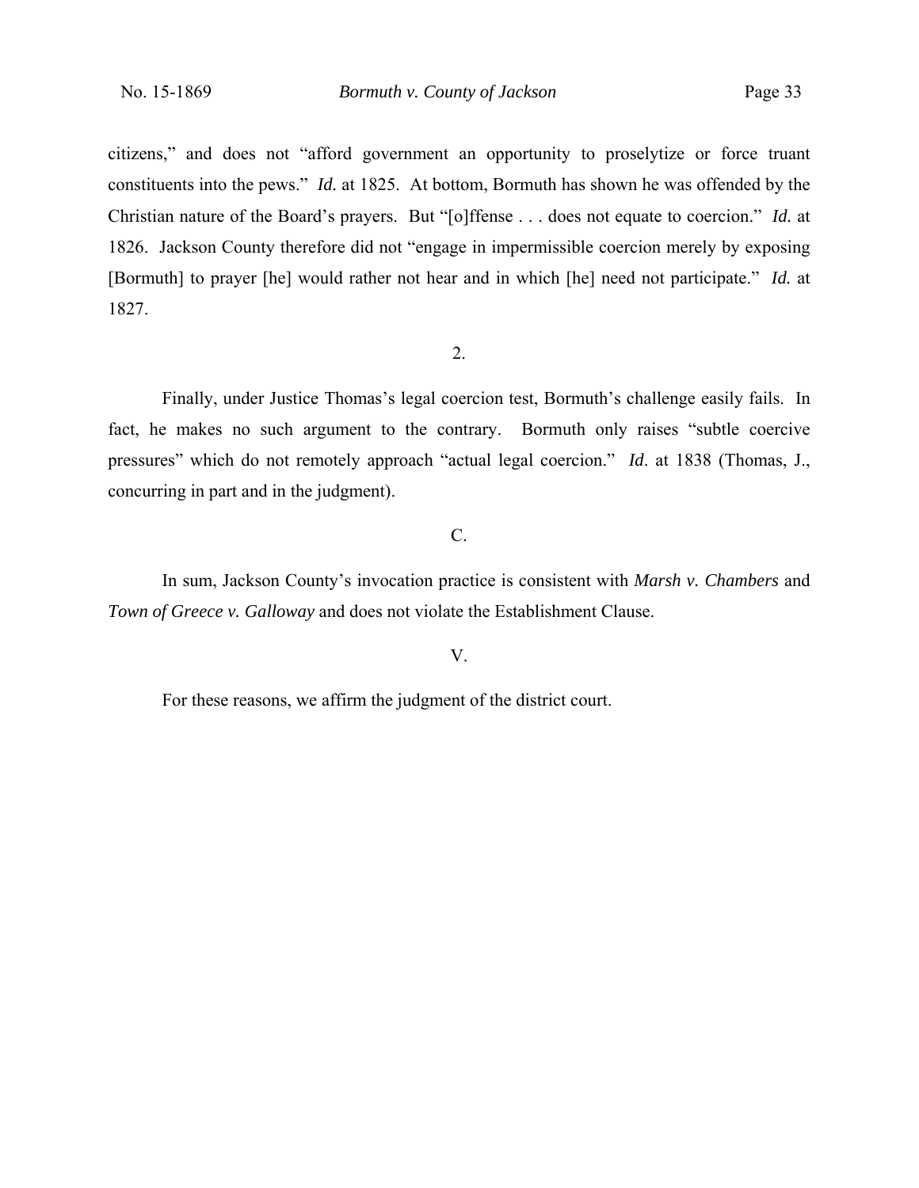citizens," and does not "afford government an opportunity to proselytize or force truant constituents into the pews." *Id.* at 1825. At bottom, Bormuth has shown he was offended by the Christian nature of the Board's prayers. But "[o]ffense . . . does not equate to coercion." *Id.* at 1826. Jackson County therefore did not "engage in impermissible coercion merely by exposing [Bormuth] to prayer [he] would rather not hear and in which [he] need not participate." *Id.* at 1827.

2.

Finally, under Justice Thomas's legal coercion test, Bormuth's challenge easily fails. In fact, he makes no such argument to the contrary. Bormuth only raises "subtle coercive pressures" which do not remotely approach "actual legal coercion." *Id*. at 1838 (Thomas, J., concurring in part and in the judgment).

C.

In sum, Jackson County's invocation practice is consistent with *Marsh v. Chambers* and *Town of Greece v. Galloway* and does not violate the Establishment Clause.

V.

For these reasons, we affirm the judgment of the district court.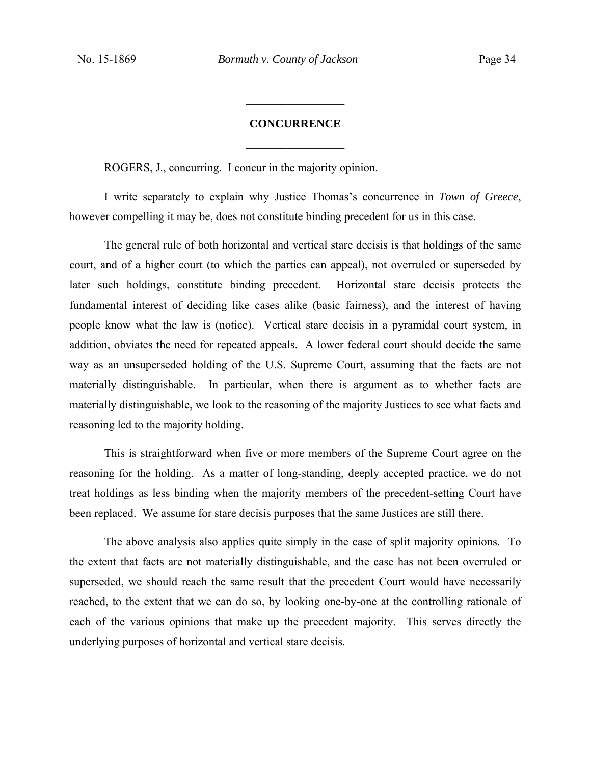## CONCURRENCE

ROGERS, J., concurring. I concur in the majority opinion.

I write separately to explain why Justice Thomas's concurrence in *Town of Greece*, however compelling it may be, does not constitute binding precedent for us in this case.

The general rule of both horizontal and vertical stare decisis is that holdings of the same court, and of a higher court (to which the parties can appeal), not overruled or superseded by later such holdings, constitute binding precedent. Horizontal stare decisis protects the fundamental interest of deciding like cases alike (basic fairness), and the interest of having people know what the law is (notice). Vertical stare decisis in a pyramidal court system, in addition, obviates the need for repeated appeals. A lower federal court should decide the same way as an unsuperseded holding of the U.S. Supreme Court, assuming that the facts are not materially distinguishable. In particular, when there is argument as to whether facts are materially distinguishable, we look to the reasoning of the majority Justices to see what facts and reasoning led to the majority holding.

This is straightforward when five or more members of the Supreme Court agree on the reasoning for the holding. As a matter of long-standing, deeply accepted practice, we do not treat holdings as less binding when the majority members of the precedent-setting Court have been replaced. We assume for stare decisis purposes that the same Justices are still there.

The above analysis also applies quite simply in the case of split majority opinions. To the extent that facts are not materially distinguishable, and the case has not been overruled or superseded, we should reach the same result that the precedent Court would have necessarily reached, to the extent that we can do so, by looking one-by-one at the controlling rationale of each of the various opinions that make up the precedent majority. This serves directly the underlying purposes of horizontal and vertical stare decisis.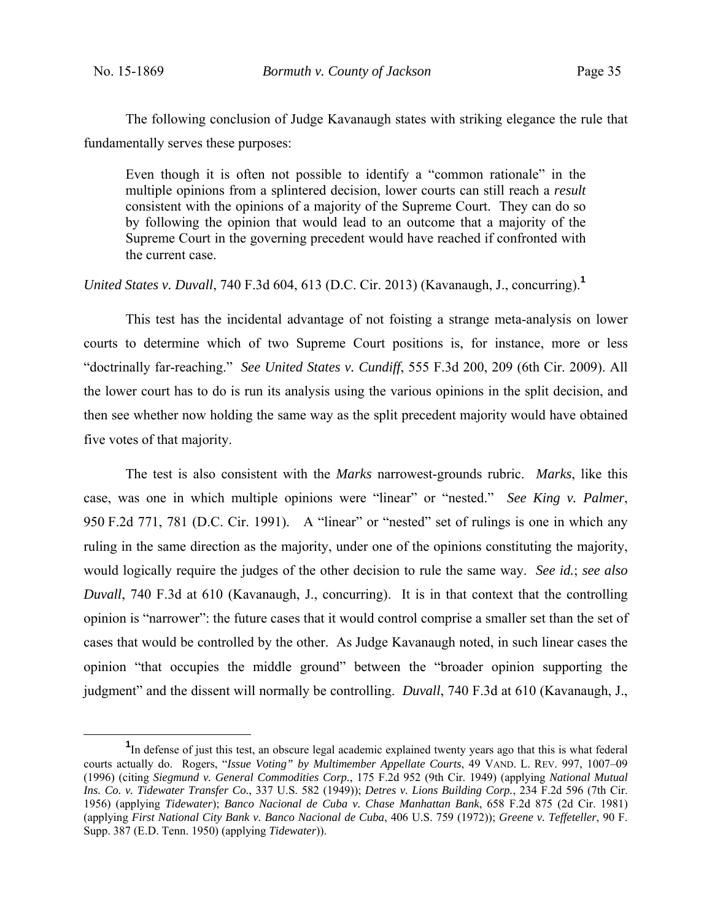The following conclusion of Judge Kavanaugh states with striking elegance the rule that fundamentally serves these purposes:

> Even though it is often not possible to identify a "common rationale" in the multiple opinions from a splintered decision, lower courts can still reach a *result* consistent with the opinions of a majority of the Supreme Court. They can do so by following the opinion that would lead to an outcome that a majority of the Supreme Court in the governing precedent would have reached if confronted with the current case.

*United States v. Duvall*, 740 F.3d 604, 613 (D.C. Cir. 2013) (Kavanaugh, J., concurring).[1]

This test has the incidental advantage of not foisting a strange meta-analysis on lower courts to determine which of two Supreme Court positions is, for instance, more or less "doctrinally far-reaching." *See United States v. Cundiff*, 555 F.3d 200, 209 (6th Cir. 2009). All the lower court has to do is run its analysis using the various opinions in the split decision, and then see whether now holding the same way as the split precedent majority would have obtained five votes of that majority.

The test is also consistent with the *Marks* narrowest-grounds rubric. *Marks*, like this case, was one in which multiple opinions were "linear" or "nested." *See King v. Palmer*, 950 F.2d 771, 781 (D.C. Cir. 1991). A "linear" or "nested" set of rulings is one in which any ruling in the same direction as the majority, under one of the opinions constituting the majority, would logically require the judges of the other decision to rule the same way. *See id.*; *see also Duvall*, 740 F.3d at 610 (Kavanaugh, J., concurring). It is in that context that the controlling opinion is "narrower": the future cases that it would control comprise a smaller set than the set of cases that would be controlled by the other. As Judge Kavanaugh noted, in such linear cases the opinion "that occupies the middle ground" between the "broader opinion supporting the judgment" and the dissent will normally be controlling. *Duvall*, 740 F.3d at 610 (Kavanaugh, J.,

---

[1] In defense of just this test, an obscure legal academic explained twenty years ago that this is what federal courts actually do. Rogers, "*Issue Voting" by Multimember Appellate Courts*, 49 VAND. L. REV. 997, 1007–09 (1996) (citing *Siegmund v. General Commodities Corp.*, 175 F.2d 952 (9th Cir. 1949) (applying *National Mutual Ins. Co. v. Tidewater Transfer Co.*, 337 U.S. 582 (1949)); *Detres v. Lions Building Corp.*, 234 F.2d 596 (7th Cir. 1956) (applying *Tidewater*); *Banco Nacional de Cuba v. Chase Manhattan Bank*, 658 F.2d 875 (2d Cir. 1981) (applying *First National City Bank v. Banco Nacional de Cuba*, 406 U.S. 759 (1972)); *Greene v. Teffeteller*, 90 F. Supp. 387 (E.D. Tenn. 1950) (applying *Tidewater*)).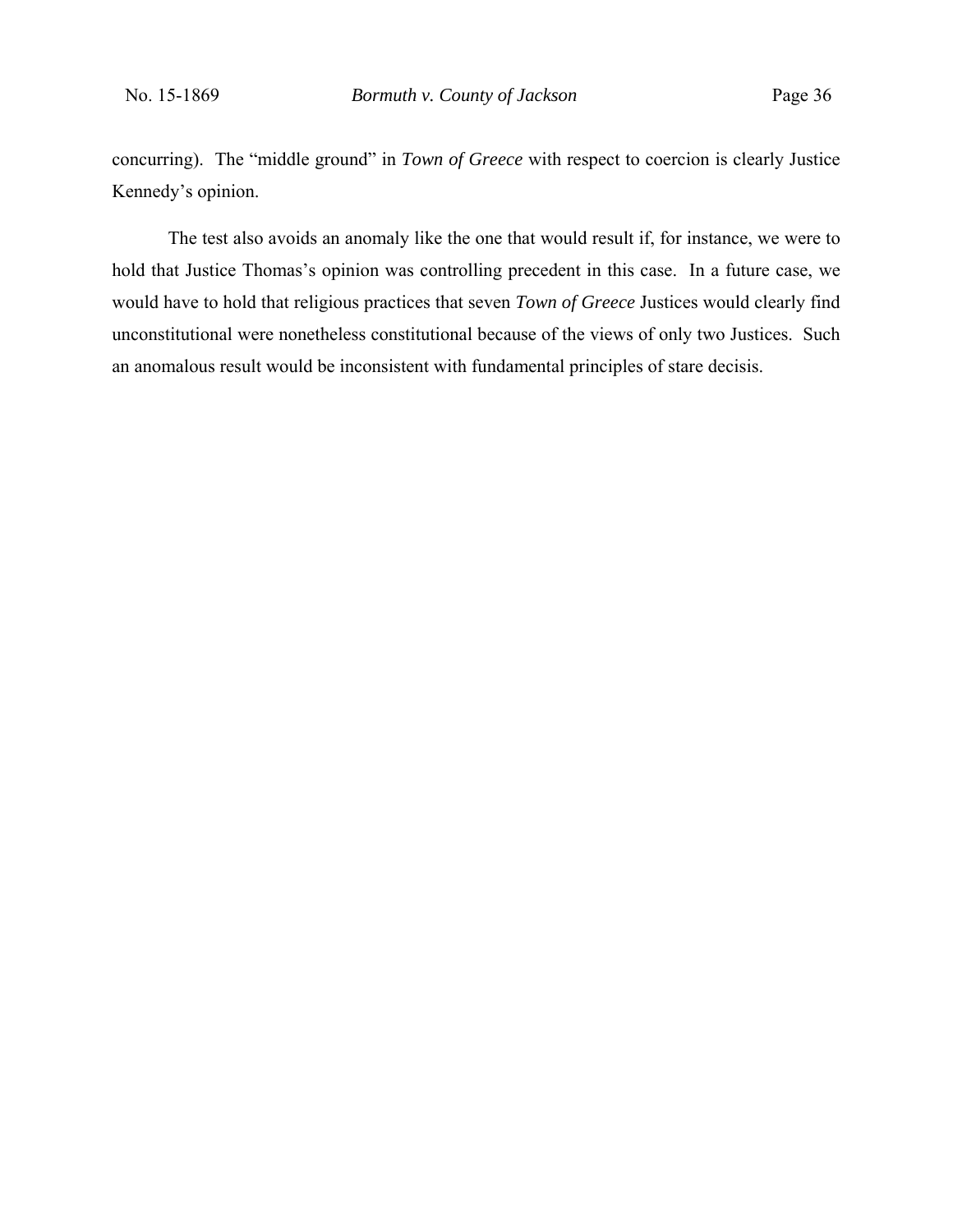concurring). The "middle ground" in *Town of Greece* with respect to coercion is clearly Justice Kennedy's opinion.

The test also avoids an anomaly like the one that would result if, for instance, we were to hold that Justice Thomas's opinion was controlling precedent in this case. In a future case, we would have to hold that religious practices that seven *Town of Greece* Justices would clearly find unconstitutional were nonetheless constitutional because of the views of only two Justices. Such an anomalous result would be inconsistent with fundamental principles of stare decisis.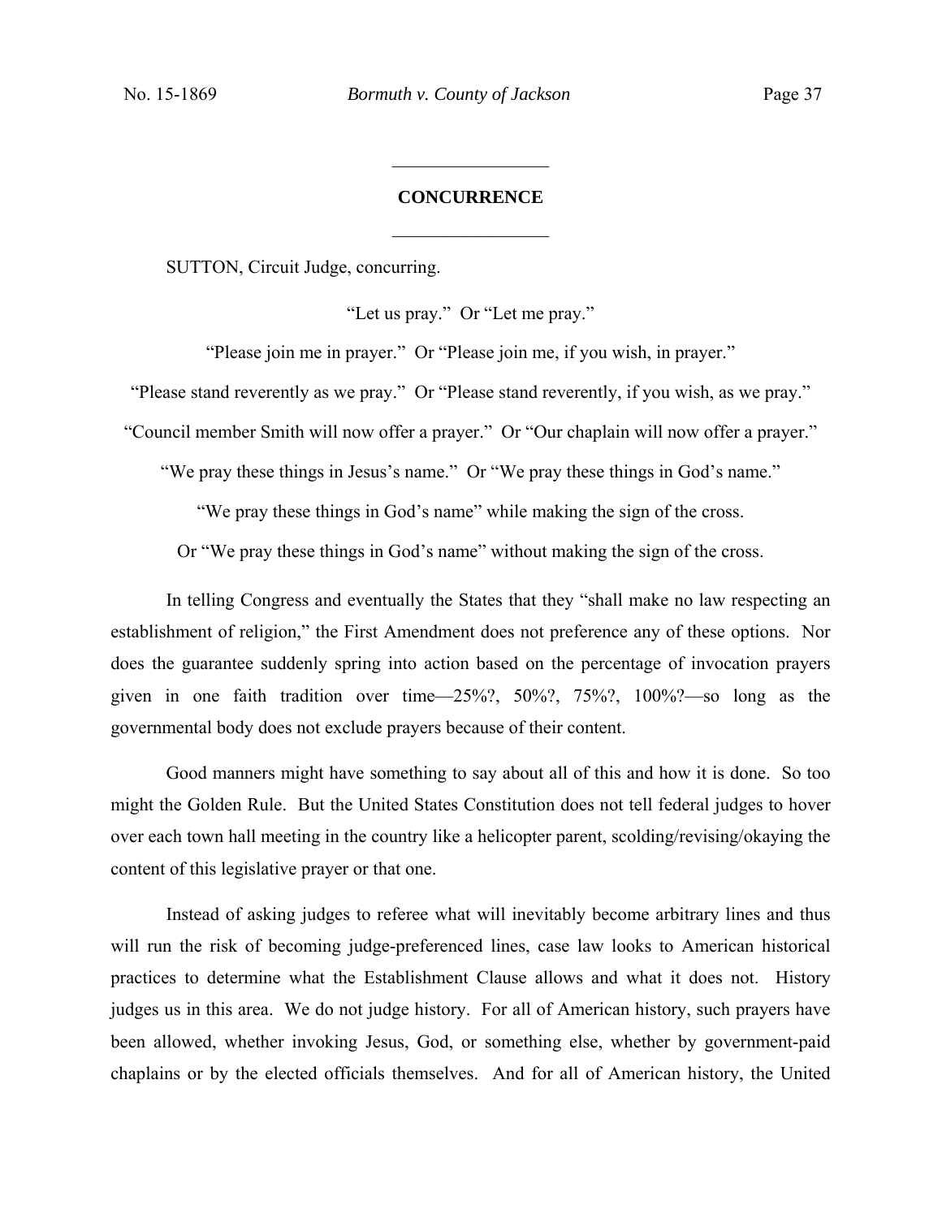## CONCURRENCE

SUTTON, Circuit Judge, concurring.

"Let us pray." Or "Let me pray."

"Please join me in prayer." Or "Please join me, if you wish, in prayer."

"Please stand reverently as we pray." Or "Please stand reverently, if you wish, as we pray."

"Council member Smith will now offer a prayer." Or "Our chaplain will now offer a prayer."

"We pray these things in Jesus's name." Or "We pray these things in God's name."

"We pray these things in God's name" while making the sign of the cross.

Or "We pray these things in God's name" without making the sign of the cross.

In telling Congress and eventually the States that they "shall make no law respecting an establishment of religion," the First Amendment does not preference any of these options. Nor does the guarantee suddenly spring into action based on the percentage of invocation prayers given in one faith tradition over time—25%?, 50%?, 75%?, 100%?—so long as the governmental body does not exclude prayers because of their content.

Good manners might have something to say about all of this and how it is done. So too might the Golden Rule. But the United States Constitution does not tell federal judges to hover over each town hall meeting in the country like a helicopter parent, scolding/revising/okaying the content of this legislative prayer or that one.

Instead of asking judges to referee what will inevitably become arbitrary lines and thus will run the risk of becoming judge-preferenced lines, case law looks to American historical practices to determine what the Establishment Clause allows and what it does not. History judges us in this area. We do not judge history. For all of American history, such prayers have been allowed, whether invoking Jesus, God, or something else, whether by government-paid chaplains or by the elected officials themselves. And for all of American history, the United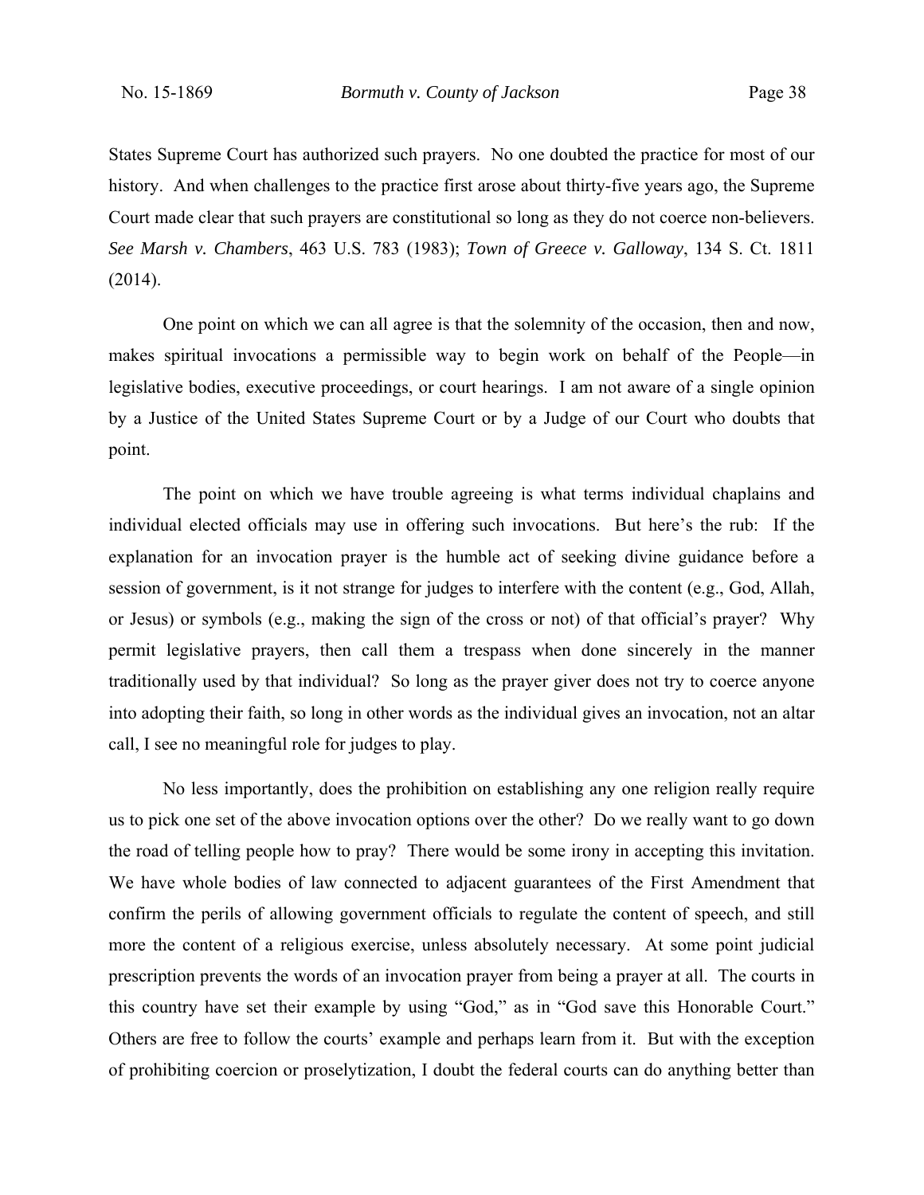States Supreme Court has authorized such prayers. No one doubted the practice for most of our history. And when challenges to the practice first arose about thirty-five years ago, the Supreme Court made clear that such prayers are constitutional so long as they do not coerce non-believers. *See Marsh v. Chambers*, 463 U.S. 783 (1983); *Town of Greece v. Galloway*, 134 S. Ct. 1811 (2014).

One point on which we can all agree is that the solemnity of the occasion, then and now, makes spiritual invocations a permissible way to begin work on behalf of the People—in legislative bodies, executive proceedings, or court hearings. I am not aware of a single opinion by a Justice of the United States Supreme Court or by a Judge of our Court who doubts that point.

The point on which we have trouble agreeing is what terms individual chaplains and individual elected officials may use in offering such invocations. But here's the rub: If the explanation for an invocation prayer is the humble act of seeking divine guidance before a session of government, is it not strange for judges to interfere with the content (e.g., God, Allah, or Jesus) or symbols (e.g., making the sign of the cross or not) of that official's prayer? Why permit legislative prayers, then call them a trespass when done sincerely in the manner traditionally used by that individual? So long as the prayer giver does not try to coerce anyone into adopting their faith, so long in other words as the individual gives an invocation, not an altar call, I see no meaningful role for judges to play.

No less importantly, does the prohibition on establishing any one religion really require us to pick one set of the above invocation options over the other? Do we really want to go down the road of telling people how to pray? There would be some irony in accepting this invitation. We have whole bodies of law connected to adjacent guarantees of the First Amendment that confirm the perils of allowing government officials to regulate the content of speech, and still more the content of a religious exercise, unless absolutely necessary. At some point judicial prescription prevents the words of an invocation prayer from being a prayer at all. The courts in this country have set their example by using "God," as in "God save this Honorable Court." Others are free to follow the courts' example and perhaps learn from it. But with the exception of prohibiting coercion or proselytization, I doubt the federal courts can do anything better than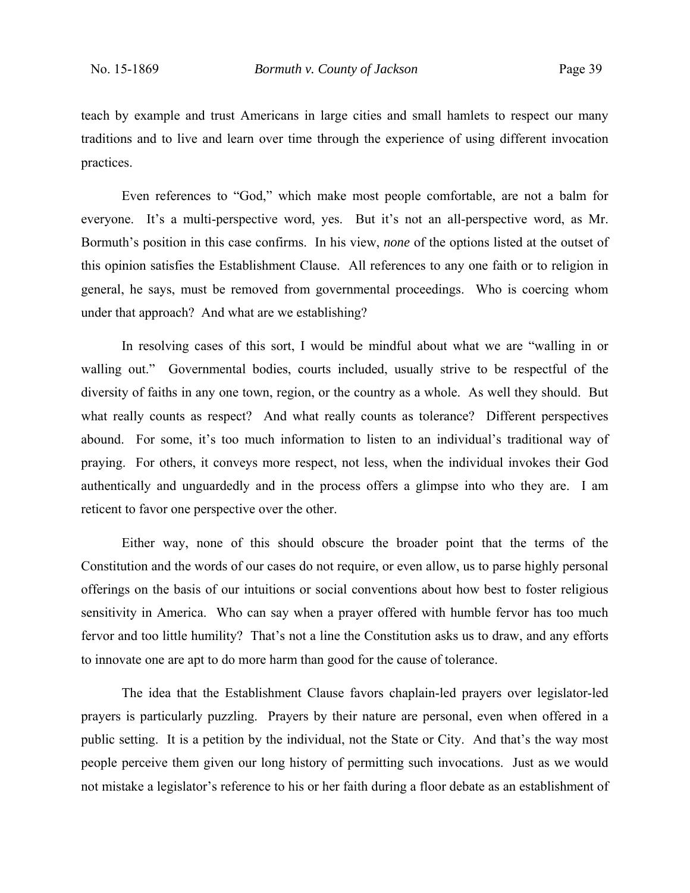teach by example and trust Americans in large cities and small hamlets to respect our many traditions and to live and learn over time through the experience of using different invocation practices.

Even references to "God," which make most people comfortable, are not a balm for everyone. It's a multi-perspective word, yes. But it's not an all-perspective word, as Mr. Bormuth's position in this case confirms. In his view, *none* of the options listed at the outset of this opinion satisfies the Establishment Clause. All references to any one faith or to religion in general, he says, must be removed from governmental proceedings. Who is coercing whom under that approach? And what are we establishing?

In resolving cases of this sort, I would be mindful about what we are "walling in or walling out." Governmental bodies, courts included, usually strive to be respectful of the diversity of faiths in any one town, region, or the country as a whole. As well they should. But what really counts as respect? And what really counts as tolerance? Different perspectives abound. For some, it's too much information to listen to an individual's traditional way of praying. For others, it conveys more respect, not less, when the individual invokes their God authentically and unguardedly and in the process offers a glimpse into who they are. I am reticent to favor one perspective over the other.

Either way, none of this should obscure the broader point that the terms of the Constitution and the words of our cases do not require, or even allow, us to parse highly personal offerings on the basis of our intuitions or social conventions about how best to foster religious sensitivity in America. Who can say when a prayer offered with humble fervor has too much fervor and too little humility? That's not a line the Constitution asks us to draw, and any efforts to innovate one are apt to do more harm than good for the cause of tolerance.

The idea that the Establishment Clause favors chaplain-led prayers over legislator-led prayers is particularly puzzling. Prayers by their nature are personal, even when offered in a public setting. It is a petition by the individual, not the State or City. And that's the way most people perceive them given our long history of permitting such invocations. Just as we would not mistake a legislator's reference to his or her faith during a floor debate as an establishment of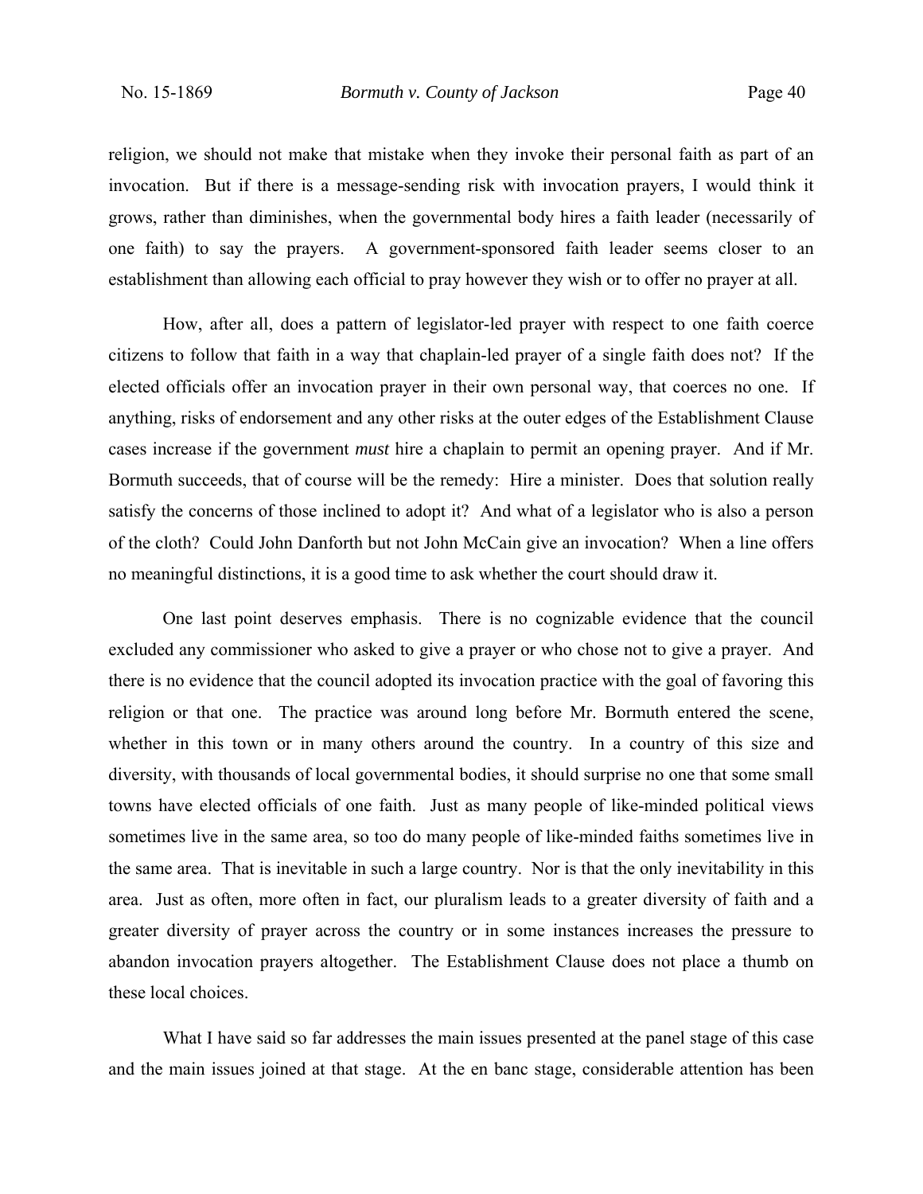religion, we should not make that mistake when they invoke their personal faith as part of an invocation. But if there is a message-sending risk with invocation prayers, I would think it grows, rather than diminishes, when the governmental body hires a faith leader (necessarily of one faith) to say the prayers. A government-sponsored faith leader seems closer to an establishment than allowing each official to pray however they wish or to offer no prayer at all.

How, after all, does a pattern of legislator-led prayer with respect to one faith coerce citizens to follow that faith in a way that chaplain-led prayer of a single faith does not? If the elected officials offer an invocation prayer in their own personal way, that coerces no one. If anything, risks of endorsement and any other risks at the outer edges of the Establishment Clause cases increase if the government *must* hire a chaplain to permit an opening prayer. And if Mr. Bormuth succeeds, that of course will be the remedy: Hire a minister. Does that solution really satisfy the concerns of those inclined to adopt it? And what of a legislator who is also a person of the cloth? Could John Danforth but not John McCain give an invocation? When a line offers no meaningful distinctions, it is a good time to ask whether the court should draw it.

One last point deserves emphasis. There is no cognizable evidence that the council excluded any commissioner who asked to give a prayer or who chose not to give a prayer. And there is no evidence that the council adopted its invocation practice with the goal of favoring this religion or that one. The practice was around long before Mr. Bormuth entered the scene, whether in this town or in many others around the country. In a country of this size and diversity, with thousands of local governmental bodies, it should surprise no one that some small towns have elected officials of one faith. Just as many people of like-minded political views sometimes live in the same area, so too do many people of like-minded faiths sometimes live in the same area. That is inevitable in such a large country. Nor is that the only inevitability in this area. Just as often, more often in fact, our pluralism leads to a greater diversity of faith and a greater diversity of prayer across the country or in some instances increases the pressure to abandon invocation prayers altogether. The Establishment Clause does not place a thumb on these local choices.

What I have said so far addresses the main issues presented at the panel stage of this case and the main issues joined at that stage. At the en banc stage, considerable attention has been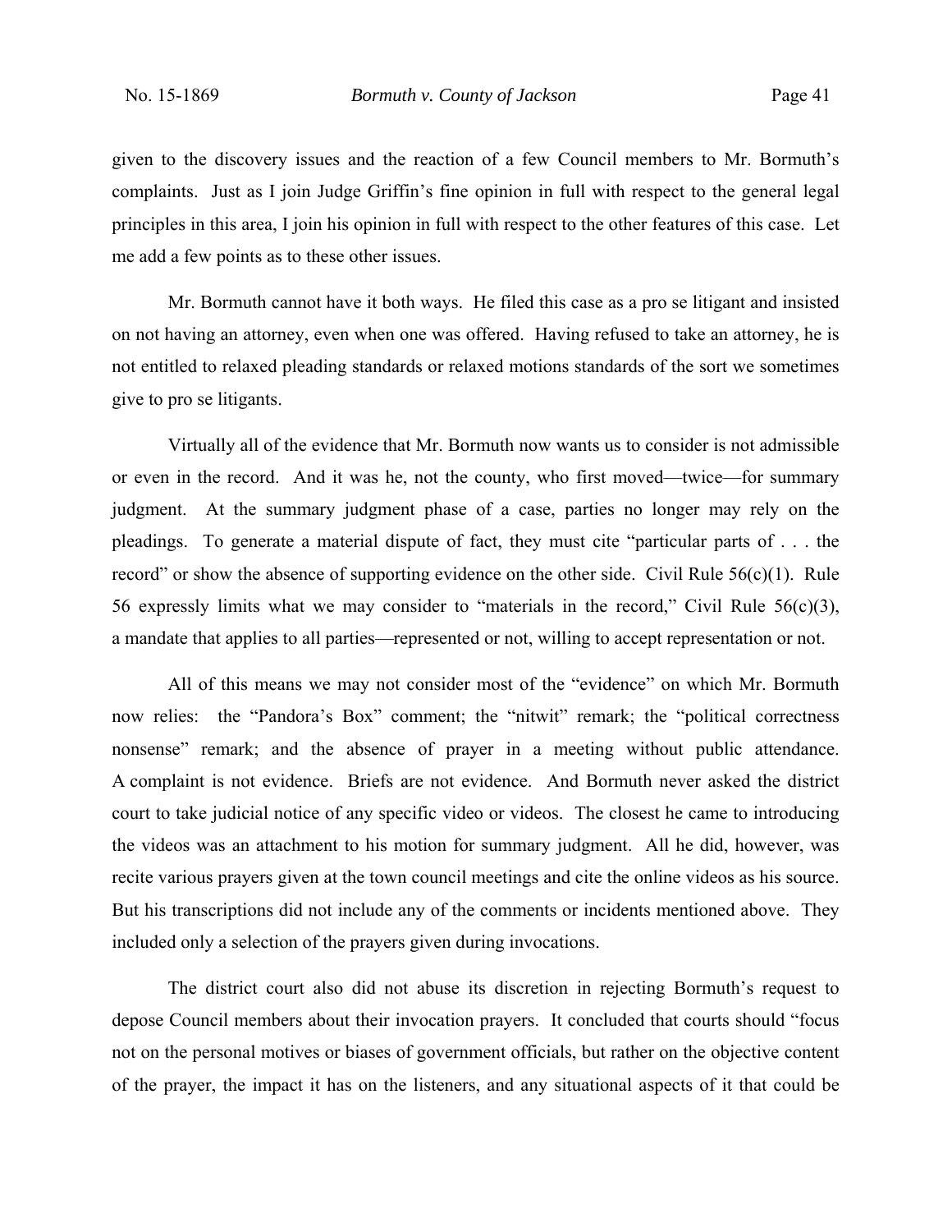given to the discovery issues and the reaction of a few Council members to Mr. Bormuth's complaints. Just as I join Judge Griffin's fine opinion in full with respect to the general legal principles in this area, I join his opinion in full with respect to the other features of this case. Let me add a few points as to these other issues.

Mr. Bormuth cannot have it both ways. He filed this case as a pro se litigant and insisted on not having an attorney, even when one was offered. Having refused to take an attorney, he is not entitled to relaxed pleading standards or relaxed motions standards of the sort we sometimes give to pro se litigants.

Virtually all of the evidence that Mr. Bormuth now wants us to consider is not admissible or even in the record. And it was he, not the county, who first moved—twice—for summary judgment. At the summary judgment phase of a case, parties no longer may rely on the pleadings. To generate a material dispute of fact, they must cite "particular parts of . . . the record" or show the absence of supporting evidence on the other side. Civil Rule 56(c)(1). Rule 56 expressly limits what we may consider to "materials in the record," Civil Rule 56(c)(3), a mandate that applies to all parties—represented or not, willing to accept representation or not.

All of this means we may not consider most of the "evidence" on which Mr. Bormuth now relies: the "Pandora's Box" comment; the "nitwit" remark; the "political correctness nonsense" remark; and the absence of prayer in a meeting without public attendance. A complaint is not evidence. Briefs are not evidence. And Bormuth never asked the district court to take judicial notice of any specific video or videos. The closest he came to introducing the videos was an attachment to his motion for summary judgment. All he did, however, was recite various prayers given at the town council meetings and cite the online videos as his source. But his transcriptions did not include any of the comments or incidents mentioned above. They included only a selection of the prayers given during invocations.

The district court also did not abuse its discretion in rejecting Bormuth's request to depose Council members about their invocation prayers. It concluded that courts should "focus not on the personal motives or biases of government officials, but rather on the objective content of the prayer, the impact it has on the listeners, and any situational aspects of it that could be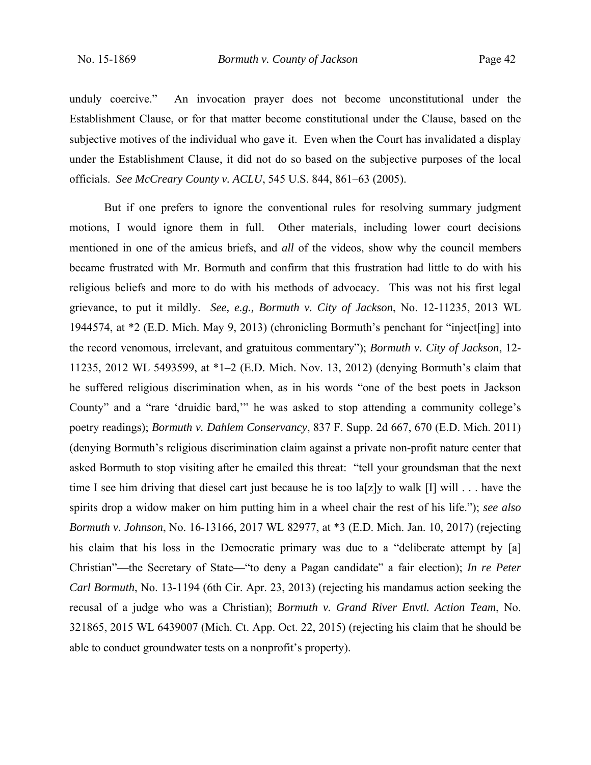unduly coercive." An invocation prayer does not become unconstitutional under the Establishment Clause, or for that matter become constitutional under the Clause, based on the subjective motives of the individual who gave it. Even when the Court has invalidated a display under the Establishment Clause, it did not do so based on the subjective purposes of the local officials. *See McCreary County v. ACLU*, 545 U.S. 844, 861–63 (2005).

But if one prefers to ignore the conventional rules for resolving summary judgment motions, I would ignore them in full. Other materials, including lower court decisions mentioned in one of the amicus briefs, and *all* of the videos, show why the council members became frustrated with Mr. Bormuth and confirm that this frustration had little to do with his religious beliefs and more to do with his methods of advocacy. This was not his first legal grievance, to put it mildly. *See, e.g., Bormuth v. City of Jackson*, No. 12-11235, 2013 WL 1944574, at *2 (E.D. Mich. May 9, 2013) (chronicling Bormuth's penchant for "inject[ing] into the record venomous, irrelevant, and gratuitous commentary"); *Bormuth v. City of Jackson*, 12-11235, 2012 WL 5493599, at *1–2 (E.D. Mich. Nov. 13, 2012) (denying Bormuth's claim that he suffered religious discrimination when, as in his words "one of the best poets in Jackson County" and a "rare 'druidic bard,'" he was asked to stop attending a community college's poetry readings); *Bormuth v. Dahlem Conservancy*, 837 F. Supp. 2d 667, 670 (E.D. Mich. 2011) (denying Bormuth's religious discrimination claim against a private non-profit nature center that asked Bormuth to stop visiting after he emailed this threat: "tell your groundsman that the next time I see him driving that diesel cart just because he is too la[z]y to walk [I] will . . . have the spirits drop a widow maker on him putting him in a wheel chair the rest of his life."); *see also Bormuth v. Johnson*, No. 16-13166, 2017 WL 82977, at *3 (E.D. Mich. Jan. 10, 2017) (rejecting his claim that his loss in the Democratic primary was due to a "deliberate attempt by [a] Christian"—the Secretary of State—"to deny a Pagan candidate" a fair election); *In re Peter Carl Bormuth*, No. 13-1194 (6th Cir. Apr. 23, 2013) (rejecting his mandamus action seeking the recusal of a judge who was a Christian); *Bormuth v. Grand River Envtl. Action Team*, No. 321865, 2015 WL 6439007 (Mich. Ct. App. Oct. 22, 2015) (rejecting his claim that he should be able to conduct groundwater tests on a nonprofit's property).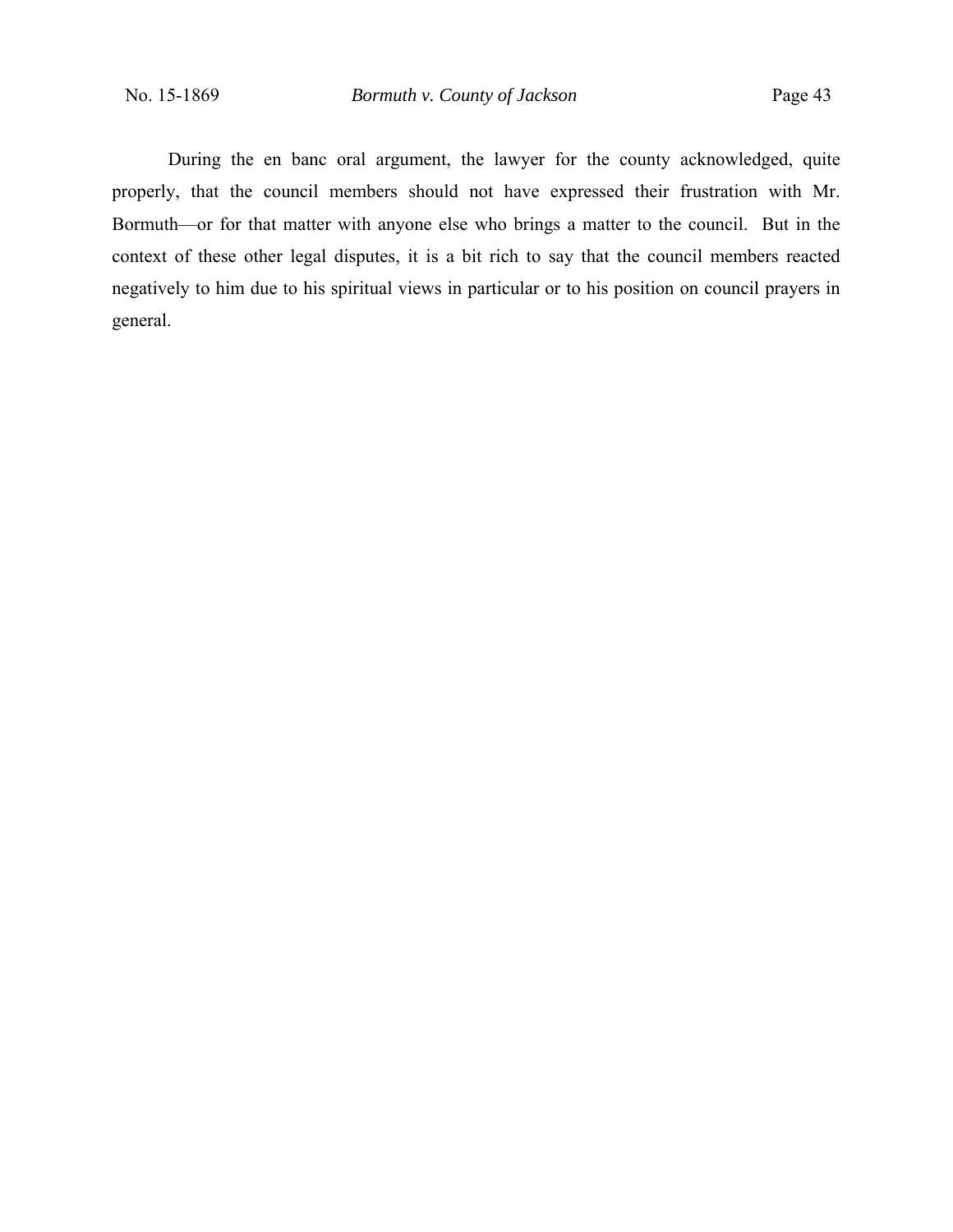During the en banc oral argument, the lawyer for the county acknowledged, quite properly, that the council members should not have expressed their frustration with Mr. Bormuth—or for that matter with anyone else who brings a matter to the council. But in the context of these other legal disputes, it is a bit rich to say that the council members reacted negatively to him due to his spiritual views in particular or to his position on council prayers in general.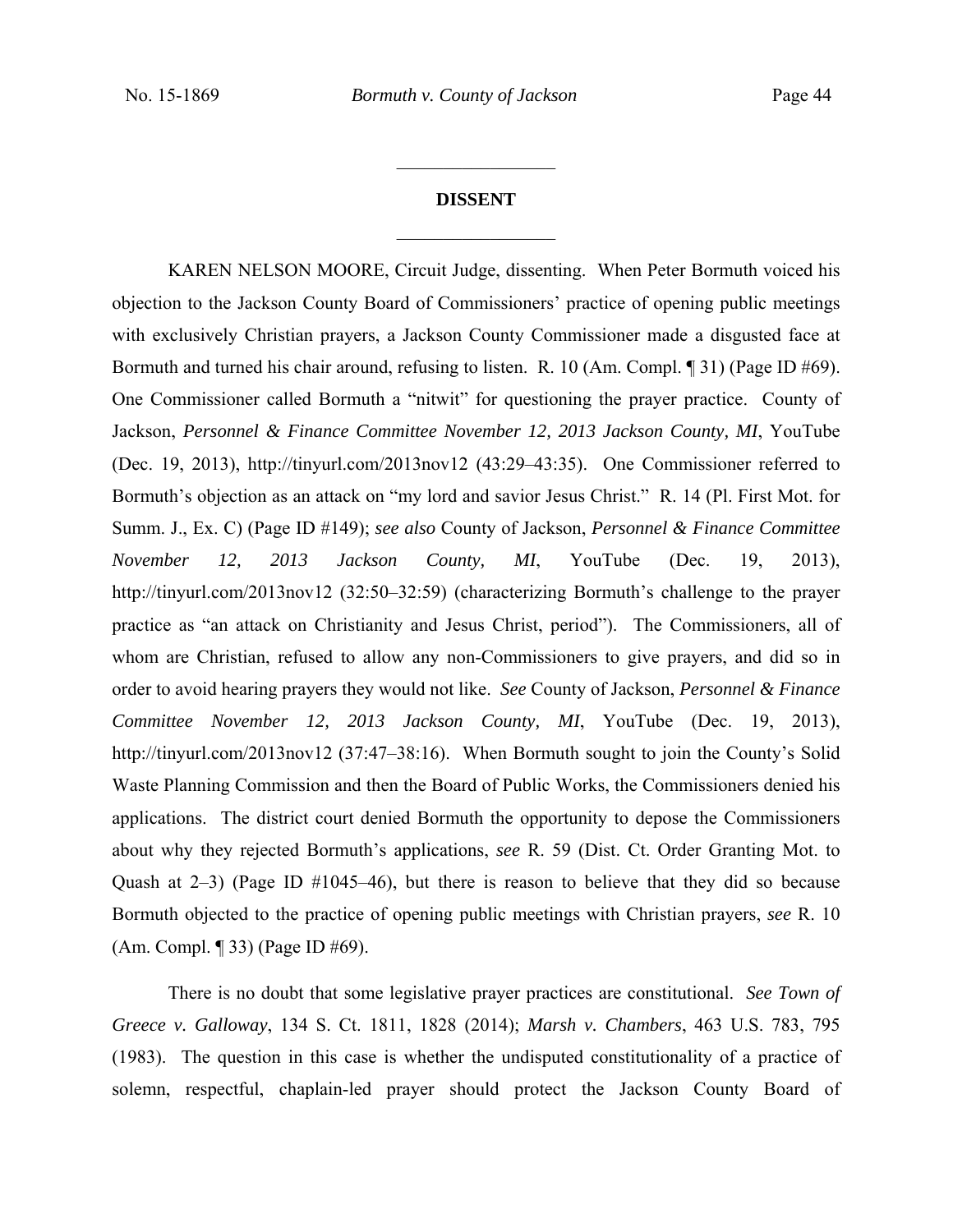## DISSENT

KAREN NELSON MOORE, Circuit Judge, dissenting. When Peter Bormuth voiced his objection to the Jackson County Board of Commissioners' practice of opening public meetings with exclusively Christian prayers, a Jackson County Commissioner made a disgusted face at Bormuth and turned his chair around, refusing to listen. R. 10 (Am. Compl. ¶ 31) (Page ID #69). One Commissioner called Bormuth a "nitwit" for questioning the prayer practice. County of Jackson, *Personnel & Finance Committee November 12, 2013 Jackson County, MI*, YouTube (Dec. 19, 2013), http://tinyurl.com/2013nov12 (43:29–43:35). One Commissioner referred to Bormuth's objection as an attack on "my lord and savior Jesus Christ." R. 14 (Pl. First Mot. for Summ. J., Ex. C) (Page ID #149); *see also* County of Jackson, *Personnel & Finance Committee November 12, 2013 Jackson County, MI*, YouTube (Dec. 19, 2013), http://tinyurl.com/2013nov12 (32:50–32:59) (characterizing Bormuth's challenge to the prayer practice as "an attack on Christianity and Jesus Christ, period"). The Commissioners, all of whom are Christian, refused to allow any non-Commissioners to give prayers, and did so in order to avoid hearing prayers they would not like. *See* County of Jackson, *Personnel & Finance Committee November 12, 2013 Jackson County, MI*, YouTube (Dec. 19, 2013), http://tinyurl.com/2013nov12 (37:47–38:16). When Bormuth sought to join the County's Solid Waste Planning Commission and then the Board of Public Works, the Commissioners denied his applications. The district court denied Bormuth the opportunity to depose the Commissioners about why they rejected Bormuth's applications, *see* R. 59 (Dist. Ct. Order Granting Mot. to Quash at 2–3) (Page ID #1045–46), but there is reason to believe that they did so because Bormuth objected to the practice of opening public meetings with Christian prayers, *see* R. 10 (Am. Compl. ¶ 33) (Page ID #69).

There is no doubt that some legislative prayer practices are constitutional. *See Town of Greece v. Galloway*, 134 S. Ct. 1811, 1828 (2014); *Marsh v. Chambers*, 463 U.S. 783, 795 (1983). The question in this case is whether the undisputed constitutionality of a practice of solemn, respectful, chaplain-led prayer should protect the Jackson County Board of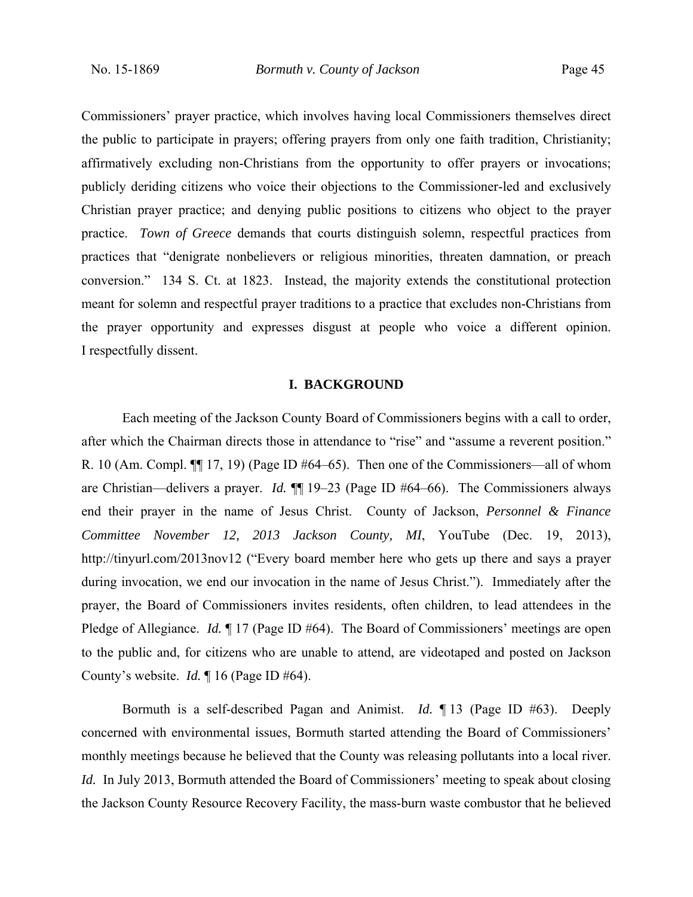Commissioners' prayer practice, which involves having local Commissioners themselves direct the public to participate in prayers; offering prayers from only one faith tradition, Christianity; affirmatively excluding non-Christians from the opportunity to offer prayers or invocations; publicly deriding citizens who voice their objections to the Commissioner-led and exclusively Christian prayer practice; and denying public positions to citizens who object to the prayer practice. *Town of Greece* demands that courts distinguish solemn, respectful practices from practices that "denigrate nonbelievers or religious minorities, threaten damnation, or preach conversion." 134 S. Ct. at 1823. Instead, the majority extends the constitutional protection meant for solemn and respectful prayer traditions to a practice that excludes non-Christians from the prayer opportunity and expresses disgust at people who voice a different opinion. I respectfully dissent.

## I. BACKGROUND

Each meeting of the Jackson County Board of Commissioners begins with a call to order, after which the Chairman directs those in attendance to "rise" and "assume a reverent position." R. 10 (Am. Compl. ¶¶ 17, 19) (Page ID #64–65). Then one of the Commissioners—all of whom are Christian—delivers a prayer. *Id.* ¶¶ 19–23 (Page ID #64–66). The Commissioners always end their prayer in the name of Jesus Christ. County of Jackson, *Personnel & Finance Committee November 12, 2013 Jackson County, MI*, YouTube (Dec. 19, 2013), http://tinyurl.com/2013nov12 ("Every board member here who gets up there and says a prayer during invocation, we end our invocation in the name of Jesus Christ."). Immediately after the prayer, the Board of Commissioners invites residents, often children, to lead attendees in the Pledge of Allegiance. *Id.* ¶ 17 (Page ID #64). The Board of Commissioners' meetings are open to the public and, for citizens who are unable to attend, are videotaped and posted on Jackson County's website. *Id.* ¶ 16 (Page ID #64).

Bormuth is a self-described Pagan and Animist. *Id.* ¶ 13 (Page ID #63). Deeply concerned with environmental issues, Bormuth started attending the Board of Commissioners' monthly meetings because he believed that the County was releasing pollutants into a local river. *Id.* In July 2013, Bormuth attended the Board of Commissioners' meeting to speak about closing the Jackson County Resource Recovery Facility, the mass-burn waste combustor that he believed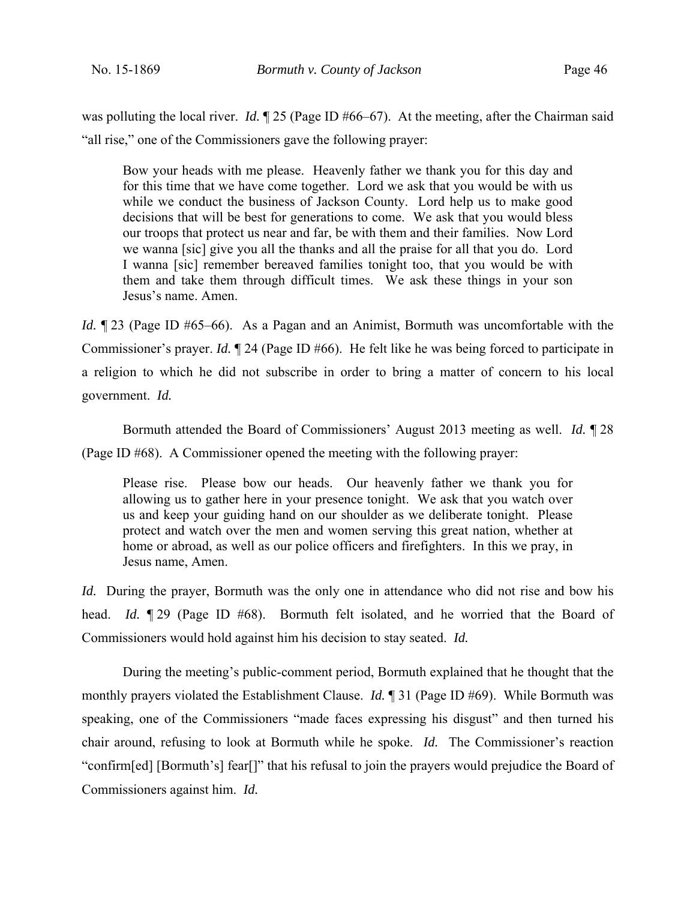was polluting the local river. *Id.* ¶ 25 (Page ID #66–67). At the meeting, after the Chairman said "all rise," one of the Commissioners gave the following prayer:

> Bow your heads with me please. Heavenly father we thank you for this day and for this time that we have come together. Lord we ask that you would be with us while we conduct the business of Jackson County. Lord help us to make good decisions that will be best for generations to come. We ask that you would bless our troops that protect us near and far, be with them and their families. Now Lord we wanna [sic] give you all the thanks and all the praise for all that you do. Lord I wanna [sic] remember bereaved families tonight too, that you would be with them and take them through difficult times. We ask these things in your son Jesus's name. Amen.

*Id.* ¶ 23 (Page ID #65–66). As a Pagan and an Animist, Bormuth was uncomfortable with the Commissioner's prayer. *Id.* ¶ 24 (Page ID #66). He felt like he was being forced to participate in a religion to which he did not subscribe in order to bring a matter of concern to his local government. *Id.*

Bormuth attended the Board of Commissioners' August 2013 meeting as well. *Id.* ¶ 28 (Page ID #68). A Commissioner opened the meeting with the following prayer:

> Please rise. Please bow our heads. Our heavenly father we thank you for allowing us to gather here in your presence tonight. We ask that you watch over us and keep your guiding hand on our shoulder as we deliberate tonight. Please protect and watch over the men and women serving this great nation, whether at home or abroad, as well as our police officers and firefighters. In this we pray, in Jesus name, Amen.

*Id.* During the prayer, Bormuth was the only one in attendance who did not rise and bow his head. *Id.* ¶ 29 (Page ID #68). Bormuth felt isolated, and he worried that the Board of Commissioners would hold against him his decision to stay seated. *Id.*

During the meeting's public-comment period, Bormuth explained that he thought that the monthly prayers violated the Establishment Clause. *Id.* ¶ 31 (Page ID #69). While Bormuth was speaking, one of the Commissioners "made faces expressing his disgust" and then turned his chair around, refusing to look at Bormuth while he spoke. *Id.* The Commissioner's reaction "confirm[ed] [Bormuth's] fear[]" that his refusal to join the prayers would prejudice the Board of Commissioners against him. *Id.*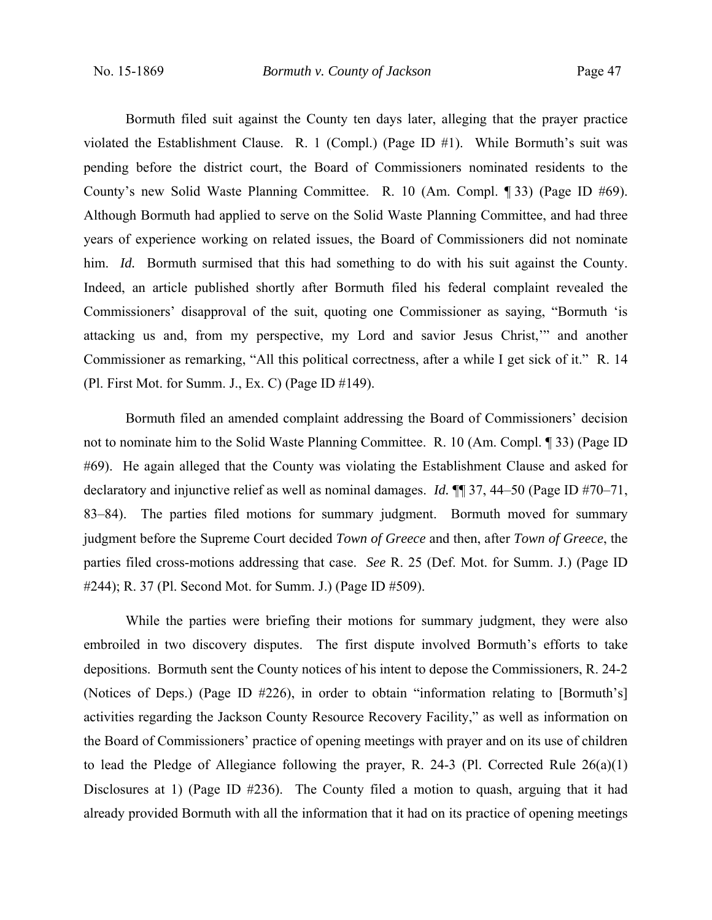Bormuth filed suit against the County ten days later, alleging that the prayer practice violated the Establishment Clause. R. 1 (Compl.) (Page ID #1). While Bormuth's suit was pending before the district court, the Board of Commissioners nominated residents to the County's new Solid Waste Planning Committee. R. 10 (Am. Compl. ¶ 33) (Page ID #69). Although Bormuth had applied to serve on the Solid Waste Planning Committee, and had three years of experience working on related issues, the Board of Commissioners did not nominate him. *Id.* Bormuth surmised that this had something to do with his suit against the County. Indeed, an article published shortly after Bormuth filed his federal complaint revealed the Commissioners' disapproval of the suit, quoting one Commissioner as saying, "Bormuth 'is attacking us and, from my perspective, my Lord and savior Jesus Christ,'" and another Commissioner as remarking, "All this political correctness, after a while I get sick of it." R. 14 (Pl. First Mot. for Summ. J., Ex. C) (Page ID #149).

Bormuth filed an amended complaint addressing the Board of Commissioners' decision not to nominate him to the Solid Waste Planning Committee. R. 10 (Am. Compl. ¶ 33) (Page ID #69). He again alleged that the County was violating the Establishment Clause and asked for declaratory and injunctive relief as well as nominal damages. *Id.* ¶¶ 37, 44–50 (Page ID #70–71, 83–84). The parties filed motions for summary judgment. Bormuth moved for summary judgment before the Supreme Court decided *Town of Greece* and then, after *Town of Greece*, the parties filed cross-motions addressing that case. *See* R. 25 (Def. Mot. for Summ. J.) (Page ID #244); R. 37 (Pl. Second Mot. for Summ. J.) (Page ID #509).

While the parties were briefing their motions for summary judgment, they were also embroiled in two discovery disputes. The first dispute involved Bormuth's efforts to take depositions. Bormuth sent the County notices of his intent to depose the Commissioners, R. 24-2 (Notices of Deps.) (Page ID #226), in order to obtain "information relating to [Bormuth's] activities regarding the Jackson County Resource Recovery Facility," as well as information on the Board of Commissioners' practice of opening meetings with prayer and on its use of children to lead the Pledge of Allegiance following the prayer, R. 24-3 (Pl. Corrected Rule 26(a)(1) Disclosures at 1) (Page ID #236). The County filed a motion to quash, arguing that it had already provided Bormuth with all the information that it had on its practice of opening meetings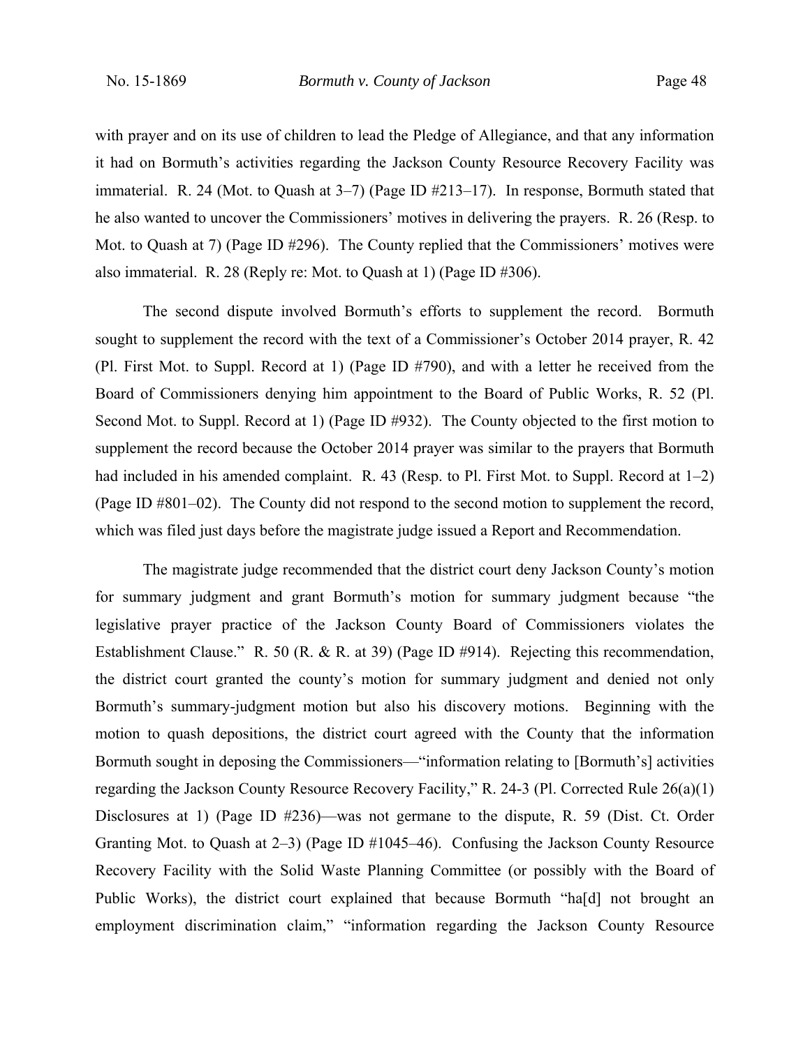with prayer and on its use of children to lead the Pledge of Allegiance, and that any information it had on Bormuth's activities regarding the Jackson County Resource Recovery Facility was immaterial. R. 24 (Mot. to Quash at 3–7) (Page ID #213–17). In response, Bormuth stated that he also wanted to uncover the Commissioners' motives in delivering the prayers. R. 26 (Resp. to Mot. to Quash at 7) (Page ID #296). The County replied that the Commissioners' motives were also immaterial. R. 28 (Reply re: Mot. to Quash at 1) (Page ID #306).

The second dispute involved Bormuth's efforts to supplement the record. Bormuth sought to supplement the record with the text of a Commissioner's October 2014 prayer, R. 42 (Pl. First Mot. to Suppl. Record at 1) (Page ID #790), and with a letter he received from the Board of Commissioners denying him appointment to the Board of Public Works, R. 52 (Pl. Second Mot. to Suppl. Record at 1) (Page ID #932). The County objected to the first motion to supplement the record because the October 2014 prayer was similar to the prayers that Bormuth had included in his amended complaint. R. 43 (Resp. to Pl. First Mot. to Suppl. Record at 1–2) (Page ID #801–02). The County did not respond to the second motion to supplement the record, which was filed just days before the magistrate judge issued a Report and Recommendation.

The magistrate judge recommended that the district court deny Jackson County's motion for summary judgment and grant Bormuth's motion for summary judgment because "the legislative prayer practice of the Jackson County Board of Commissioners violates the Establishment Clause." R. 50 (R. & R. at 39) (Page ID #914). Rejecting this recommendation, the district court granted the county's motion for summary judgment and denied not only Bormuth's summary-judgment motion but also his discovery motions. Beginning with the motion to quash depositions, the district court agreed with the County that the information Bormuth sought in deposing the Commissioners—"information relating to [Bormuth's] activities regarding the Jackson County Resource Recovery Facility," R. 24-3 (Pl. Corrected Rule 26(a)(1) Disclosures at 1) (Page ID #236)—was not germane to the dispute, R. 59 (Dist. Ct. Order Granting Mot. to Quash at 2–3) (Page ID #1045–46). Confusing the Jackson County Resource Recovery Facility with the Solid Waste Planning Committee (or possibly with the Board of Public Works), the district court explained that because Bormuth "ha[d] not brought an employment discrimination claim," "information regarding the Jackson County Resource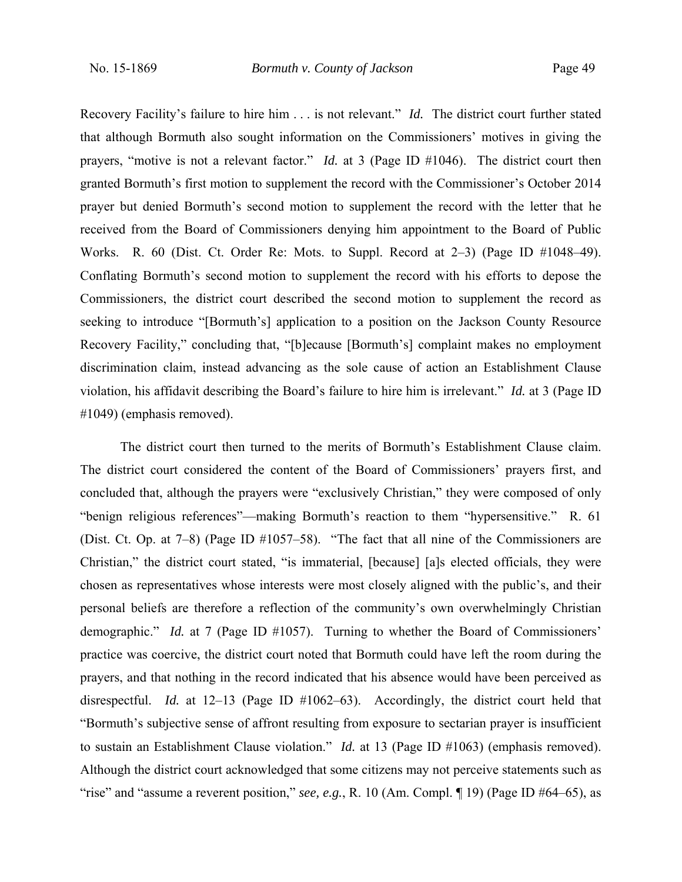Recovery Facility's failure to hire him . . . is not relevant." *Id.* The district court further stated that although Bormuth also sought information on the Commissioners' motives in giving the prayers, "motive is not a relevant factor." *Id.* at 3 (Page ID #1046). The district court then granted Bormuth's first motion to supplement the record with the Commissioner's October 2014 prayer but denied Bormuth's second motion to supplement the record with the letter that he received from the Board of Commissioners denying him appointment to the Board of Public Works. R. 60 (Dist. Ct. Order Re: Mots. to Suppl. Record at 2–3) (Page ID #1048–49). Conflating Bormuth's second motion to supplement the record with his efforts to depose the Commissioners, the district court described the second motion to supplement the record as seeking to introduce "[Bormuth's] application to a position on the Jackson County Resource Recovery Facility," concluding that, "[b]ecause [Bormuth's] complaint makes no employment discrimination claim, instead advancing as the sole cause of action an Establishment Clause violation, his affidavit describing the Board's failure to hire him is irrelevant." *Id.* at 3 (Page ID #1049) (emphasis removed).

The district court then turned to the merits of Bormuth's Establishment Clause claim. The district court considered the content of the Board of Commissioners' prayers first, and concluded that, although the prayers were "exclusively Christian," they were composed of only "benign religious references"—making Bormuth's reaction to them "hypersensitive." R. 61 (Dist. Ct. Op. at 7–8) (Page ID #1057–58). "The fact that all nine of the Commissioners are Christian," the district court stated, "is immaterial, [because] [a]s elected officials, they were chosen as representatives whose interests were most closely aligned with the public's, and their personal beliefs are therefore a reflection of the community's own overwhelmingly Christian demographic." *Id.* at 7 (Page ID #1057). Turning to whether the Board of Commissioners' practice was coercive, the district court noted that Bormuth could have left the room during the prayers, and that nothing in the record indicated that his absence would have been perceived as disrespectful. *Id.* at 12–13 (Page ID #1062–63). Accordingly, the district court held that "Bormuth's subjective sense of affront resulting from exposure to sectarian prayer is insufficient to sustain an Establishment Clause violation." *Id.* at 13 (Page ID #1063) (emphasis removed). Although the district court acknowledged that some citizens may not perceive statements such as "rise" and "assume a reverent position," *see, e.g.*, R. 10 (Am. Compl. ¶ 19) (Page ID #64–65), as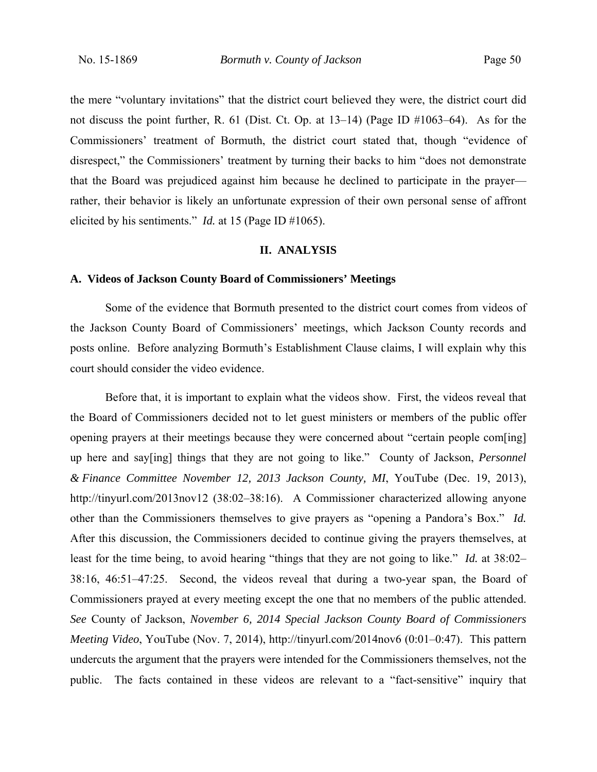the mere "voluntary invitations" that the district court believed they were, the district court did not discuss the point further, R. 61 (Dist. Ct. Op. at 13–14) (Page ID #1063–64). As for the Commissioners' treatment of Bormuth, the district court stated that, though "evidence of disrespect," the Commissioners' treatment by turning their backs to him "does not demonstrate that the Board was prejudiced against him because he declined to participate in the prayer—rather, their behavior is likely an unfortunate expression of their own personal sense of affront elicited by his sentiments." *Id.* at 15 (Page ID #1065).

## II. ANALYSIS

### A. Videos of Jackson County Board of Commissioners' Meetings

Some of the evidence that Bormuth presented to the district court comes from videos of the Jackson County Board of Commissioners' meetings, which Jackson County records and posts online. Before analyzing Bormuth's Establishment Clause claims, I will explain why this court should consider the video evidence.

Before that, it is important to explain what the videos show. First, the videos reveal that the Board of Commissioners decided not to let guest ministers or members of the public offer opening prayers at their meetings because they were concerned about "certain people com[ing] up here and say[ing] things that they are not going to like." County of Jackson, *Personnel & Finance Committee November 12, 2013 Jackson County, MI*, YouTube (Dec. 19, 2013), http://tinyurl.com/2013nov12 (38:02–38:16). A Commissioner characterized allowing anyone other than the Commissioners themselves to give prayers as "opening a Pandora's Box." *Id.* After this discussion, the Commissioners decided to continue giving the prayers themselves, at least for the time being, to avoid hearing "things that they are not going to like." *Id.* at 38:02–38:16, 46:51–47:25. Second, the videos reveal that during a two-year span, the Board of Commissioners prayed at every meeting except the one that no members of the public attended. *See* County of Jackson, *November 6, 2014 Special Jackson County Board of Commissioners Meeting Video*, YouTube (Nov. 7, 2014), http://tinyurl.com/2014nov6 (0:01–0:47). This pattern undercuts the argument that the prayers were intended for the Commissioners themselves, not the public. The facts contained in these videos are relevant to a "fact-sensitive" inquiry that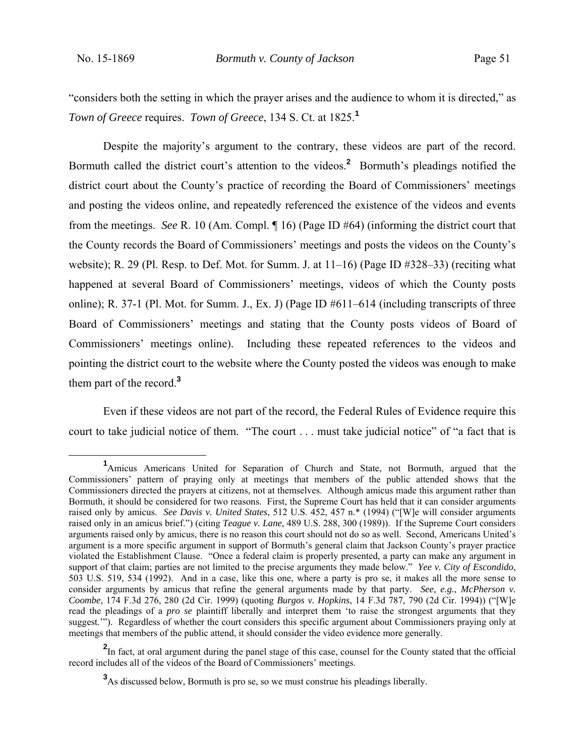"considers both the setting in which the prayer arises and the audience to whom it is directed," as *Town of Greece* requires. *Town of Greece*, 134 S. Ct. at 1825.[1]

Despite the majority's argument to the contrary, these videos are part of the record. Bormuth called the district court's attention to the videos.[2] Bormuth's pleadings notified the district court about the County's practice of recording the Board of Commissioners' meetings and posting the videos online, and repeatedly referenced the existence of the videos and events from the meetings. *See* R. 10 (Am. Compl. ¶ 16) (Page ID #64) (informing the district court that the County records the Board of Commissioners' meetings and posts the videos on the County's website); R. 29 (Pl. Resp. to Def. Mot. for Summ. J. at 11–16) (Page ID #328–33) (reciting what happened at several Board of Commissioners' meetings, videos of which the County posts online); R. 37-1 (Pl. Mot. for Summ. J., Ex. J) (Page ID #611–614 (including transcripts of three Board of Commissioners' meetings and stating that the County posts videos of Board of Commissioners' meetings online). Including these repeated references to the videos and pointing the district court to the website where the County posted the videos was enough to make them part of the record.[3]

Even if these videos are not part of the record, the Federal Rules of Evidence require this court to take judicial notice of them. "The court . . . must take judicial notice" of "a fact that is

---

[1] Amicus Americans United for Separation of Church and State, not Bormuth, argued that the Commissioners' pattern of praying only at meetings that members of the public attended shows that the Commissioners directed the prayers at citizens, not at themselves. Although amicus made this argument rather than Bormuth, it should be considered for two reasons. First, the Supreme Court has held that it can consider arguments raised only by amicus. *See Davis v. United States*, 512 U.S. 452, 457 n.* (1994) ("[W]e will consider arguments raised only in an amicus brief.") (citing *Teague v. Lane*, 489 U.S. 288, 300 (1989)). If the Supreme Court considers arguments raised only by amicus, there is no reason this court should not do so as well. Second, Americans United's argument is a more specific argument in support of Bormuth's general claim that Jackson County's prayer practice violated the Establishment Clause. "Once a federal claim is properly presented, a party can make any argument in support of that claim; parties are not limited to the precise arguments they made below." *Yee v. City of Escondido*, 503 U.S. 519, 534 (1992). And in a case, like this one, where a party is pro se, it makes all the more sense to consider arguments by amicus that refine the general arguments made by that party. *See, e.g.*, *McPherson v. Coombe*, 174 F.3d 276, 280 (2d Cir. 1999) (quoting *Burgos v. Hopkins*, 14 F.3d 787, 790 (2d Cir. 1994)) ("[W]e read the pleadings of a *pro se* plaintiff liberally and interpret them 'to raise the strongest arguments that they suggest.'"). Regardless of whether the court considers this specific argument about Commissioners praying only at meetings that members of the public attend, it should consider the video evidence more generally.

[2] In fact, at oral argument during the panel stage of this case, counsel for the County stated that the official record includes all of the videos of the Board of Commissioners' meetings.

[3] As discussed below, Bormuth is pro se, so we must construe his pleadings liberally.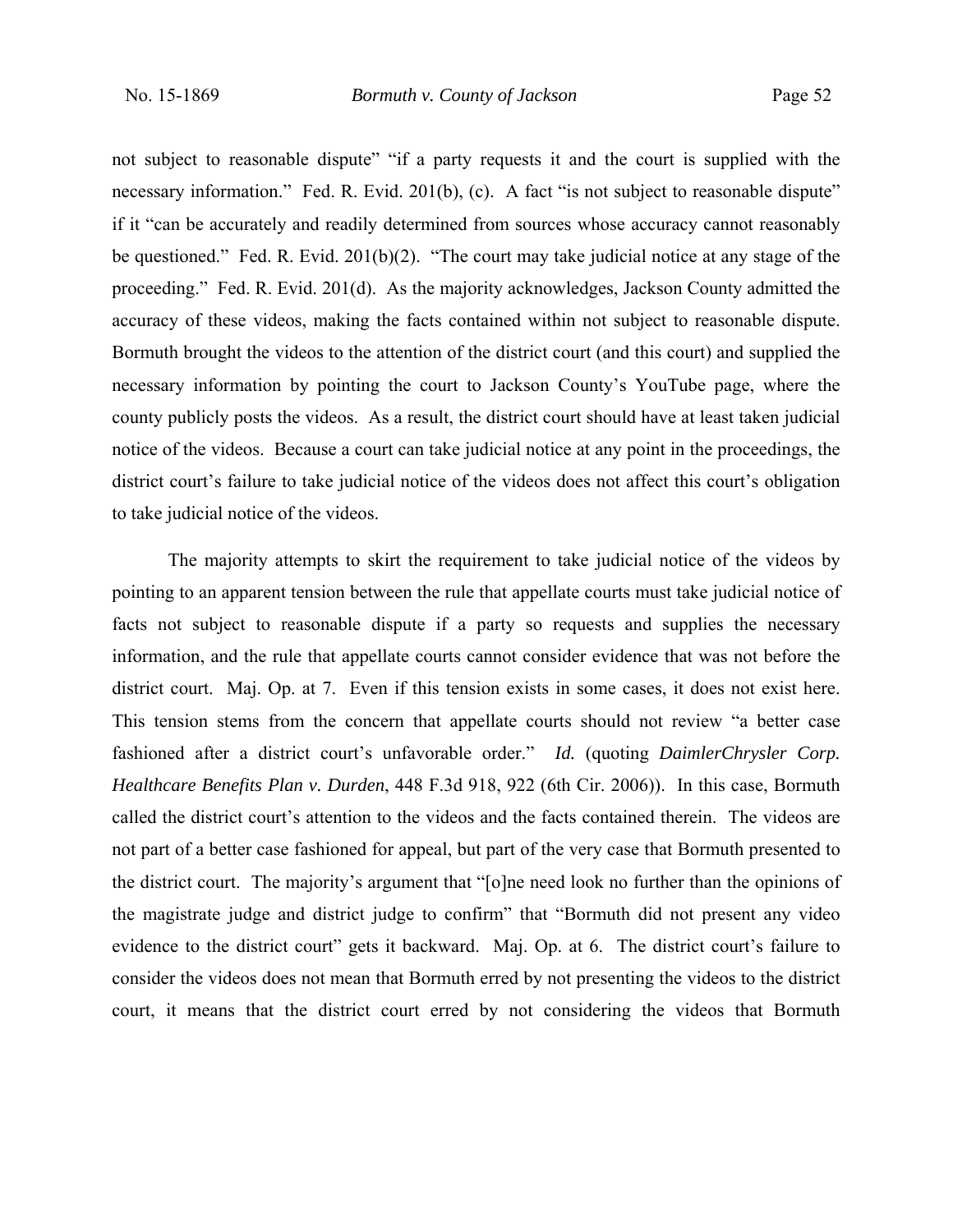not subject to reasonable dispute" "if a party requests it and the court is supplied with the necessary information." Fed. R. Evid. 201(b), (c). A fact "is not subject to reasonable dispute" if it "can be accurately and readily determined from sources whose accuracy cannot reasonably be questioned." Fed. R. Evid. 201(b)(2). "The court may take judicial notice at any stage of the proceeding." Fed. R. Evid. 201(d). As the majority acknowledges, Jackson County admitted the accuracy of these videos, making the facts contained within not subject to reasonable dispute. Bormuth brought the videos to the attention of the district court (and this court) and supplied the necessary information by pointing the court to Jackson County's YouTube page, where the county publicly posts the videos. As a result, the district court should have at least taken judicial notice of the videos. Because a court can take judicial notice at any point in the proceedings, the district court's failure to take judicial notice of the videos does not affect this court's obligation to take judicial notice of the videos.

The majority attempts to skirt the requirement to take judicial notice of the videos by pointing to an apparent tension between the rule that appellate courts must take judicial notice of facts not subject to reasonable dispute if a party so requests and supplies the necessary information, and the rule that appellate courts cannot consider evidence that was not before the district court. Maj. Op. at 7. Even if this tension exists in some cases, it does not exist here. This tension stems from the concern that appellate courts should not review "a better case fashioned after a district court's unfavorable order." *Id.* (quoting *DaimlerChrysler Corp. Healthcare Benefits Plan v. Durden*, 448 F.3d 918, 922 (6th Cir. 2006)). In this case, Bormuth called the district court's attention to the videos and the facts contained therein. The videos are not part of a better case fashioned for appeal, but part of the very case that Bormuth presented to the district court. The majority's argument that "[o]ne need look no further than the opinions of the magistrate judge and district judge to confirm" that "Bormuth did not present any video evidence to the district court" gets it backward. Maj. Op. at 6. The district court's failure to consider the videos does not mean that Bormuth erred by not presenting the videos to the district court, it means that the district court erred by not considering the videos that Bormuth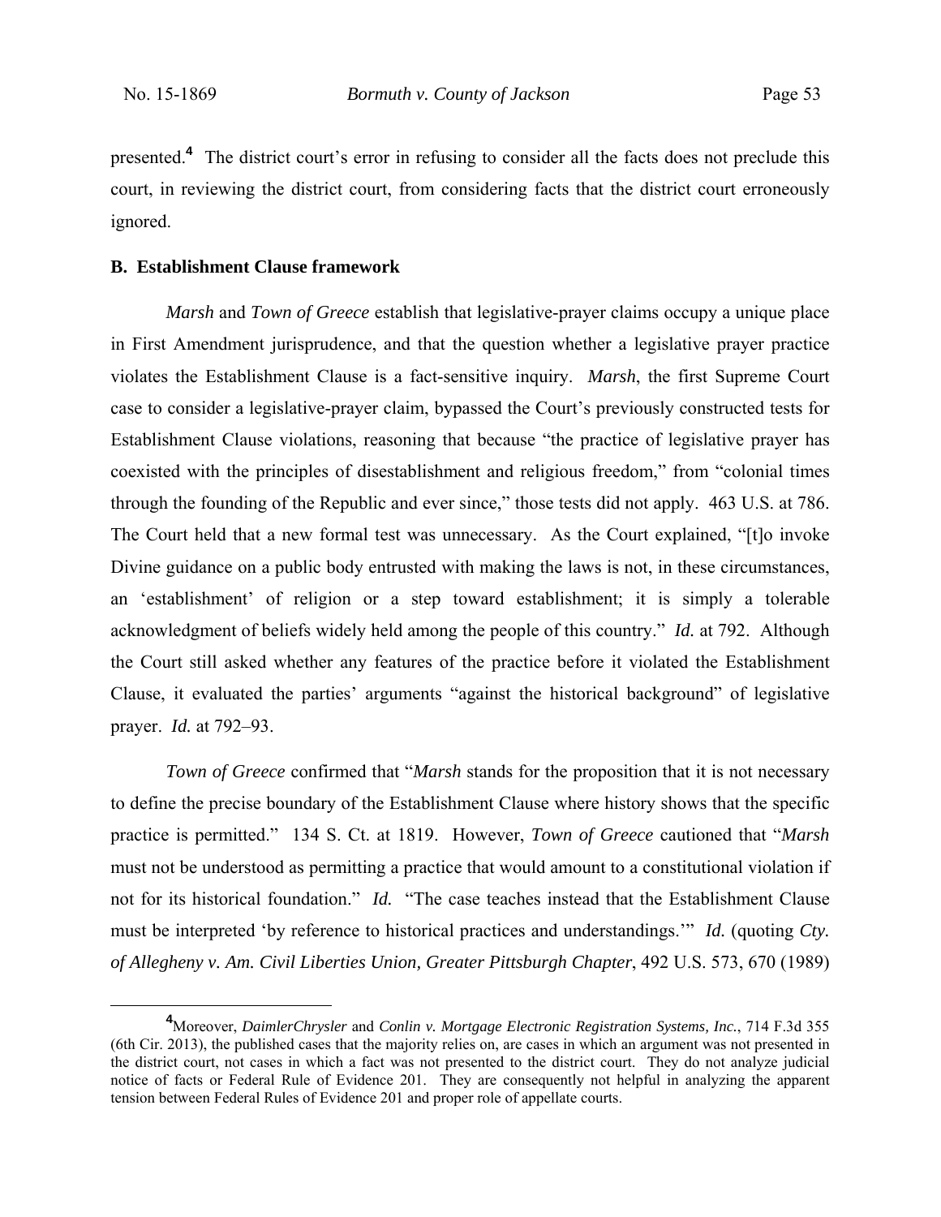presented.[4] The district court's error in refusing to consider all the facts does not preclude this court, in reviewing the district court, from considering facts that the district court erroneously ignored.

**B. Establishment Clause framework**

*Marsh* and *Town of Greece* establish that legislative-prayer claims occupy a unique place in First Amendment jurisprudence, and that the question whether a legislative prayer practice violates the Establishment Clause is a fact-sensitive inquiry. *Marsh*, the first Supreme Court case to consider a legislative-prayer claim, bypassed the Court's previously constructed tests for Establishment Clause violations, reasoning that because "the practice of legislative prayer has coexisted with the principles of disestablishment and religious freedom," from "colonial times through the founding of the Republic and ever since," those tests did not apply. 463 U.S. at 786. The Court held that a new formal test was unnecessary. As the Court explained, "[t]o invoke Divine guidance on a public body entrusted with making the laws is not, in these circumstances, an 'establishment' of religion or a step toward establishment; it is simply a tolerable acknowledgment of beliefs widely held among the people of this country." *Id.* at 792. Although the Court still asked whether any features of the practice before it violated the Establishment Clause, it evaluated the parties' arguments "against the historical background" of legislative prayer. *Id.* at 792–93.

*Town of Greece* confirmed that "*Marsh* stands for the proposition that it is not necessary to define the precise boundary of the Establishment Clause where history shows that the specific practice is permitted." 134 S. Ct. at 1819. However, *Town of Greece* cautioned that "*Marsh* must not be understood as permitting a practice that would amount to a constitutional violation if not for its historical foundation." *Id.* "The case teaches instead that the Establishment Clause must be interpreted 'by reference to historical practices and understandings.'" *Id.* (quoting *Cty. of Allegheny v. Am. Civil Liberties Union, Greater Pittsburgh Chapter*, 492 U.S. 573, 670 (1989)

[4] Moreover, *DaimlerChrysler* and *Conlin v. Mortgage Electronic Registration Systems, Inc.*, 714 F.3d 355 (6th Cir. 2013), the published cases that the majority relies on, are cases in which an argument was not presented in the district court, not cases in which a fact was not presented to the district court. They do not analyze judicial notice of facts or Federal Rule of Evidence 201. They are consequently not helpful in analyzing the apparent tension between Federal Rules of Evidence 201 and proper role of appellate courts.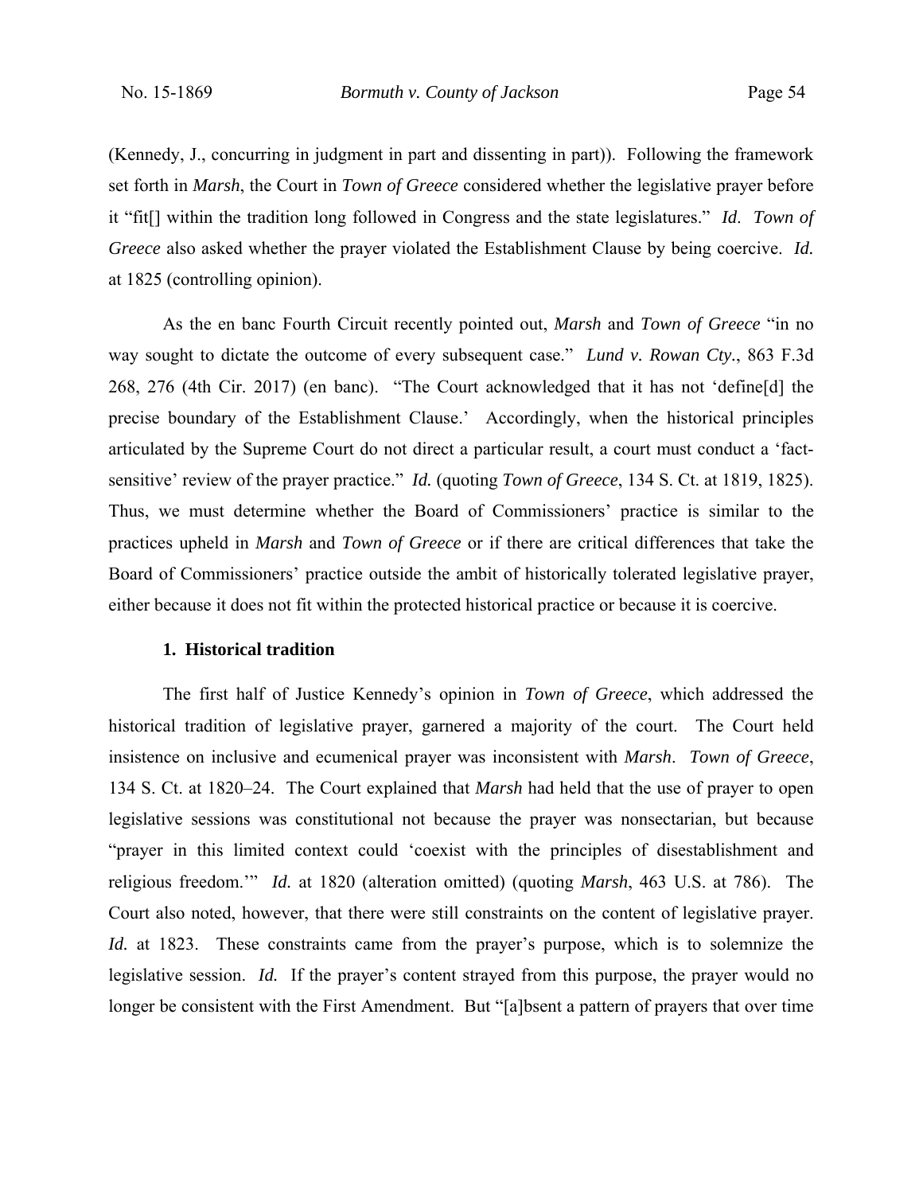(Kennedy, J., concurring in judgment in part and dissenting in part)). Following the framework set forth in *Marsh*, the Court in *Town of Greece* considered whether the legislative prayer before it "fit[] within the tradition long followed in Congress and the state legislatures." *Id*. *Town of Greece* also asked whether the prayer violated the Establishment Clause by being coercive. *Id.* at 1825 (controlling opinion).

As the en banc Fourth Circuit recently pointed out, *Marsh* and *Town of Greece* "in no way sought to dictate the outcome of every subsequent case." *Lund v. Rowan Cty.*, 863 F.3d 268, 276 (4th Cir. 2017) (en banc). "The Court acknowledged that it has not 'define[d] the precise boundary of the Establishment Clause.' Accordingly, when the historical principles articulated by the Supreme Court do not direct a particular result, a court must conduct a 'fact-sensitive' review of the prayer practice." *Id.* (quoting *Town of Greece*, 134 S. Ct. at 1819, 1825). Thus, we must determine whether the Board of Commissioners' practice is similar to the practices upheld in *Marsh* and *Town of Greece* or if there are critical differences that take the Board of Commissioners' practice outside the ambit of historically tolerated legislative prayer, either because it does not fit within the protected historical practice or because it is coercive.

**1. Historical tradition**

The first half of Justice Kennedy's opinion in *Town of Greece*, which addressed the historical tradition of legislative prayer, garnered a majority of the court. The Court held insistence on inclusive and ecumenical prayer was inconsistent with *Marsh*. *Town of Greece*, 134 S. Ct. at 1820–24. The Court explained that *Marsh* had held that the use of prayer to open legislative sessions was constitutional not because the prayer was nonsectarian, but because "prayer in this limited context could 'coexist with the principles of disestablishment and religious freedom.'" *Id.* at 1820 (alteration omitted) (quoting *Marsh*, 463 U.S. at 786). The Court also noted, however, that there were still constraints on the content of legislative prayer. *Id.* at 1823. These constraints came from the prayer's purpose, which is to solemnize the legislative session. *Id.* If the prayer's content strayed from this purpose, the prayer would no longer be consistent with the First Amendment. But "[a]bsent a pattern of prayers that over time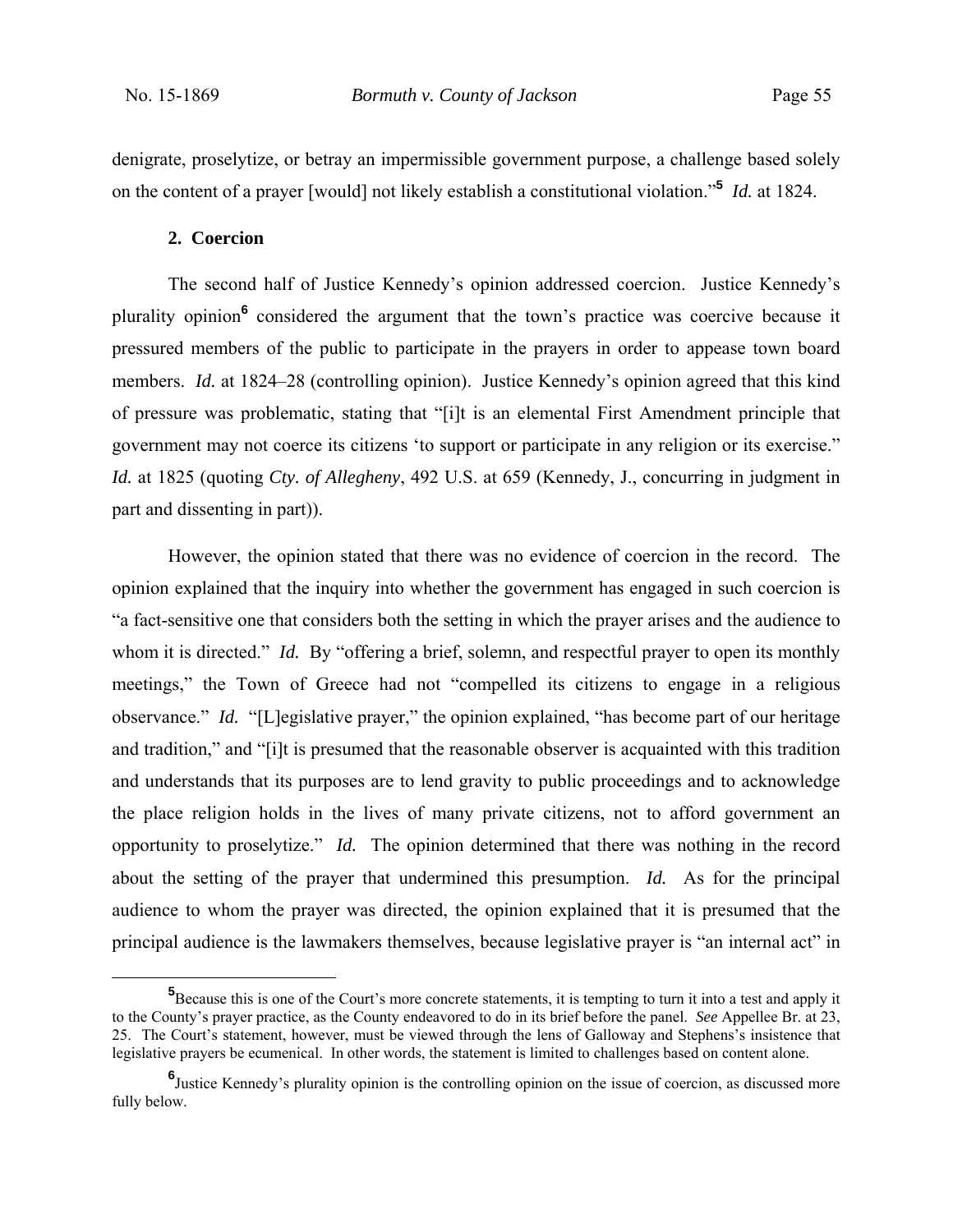denigrate, proselytize, or betray an impermissible government purpose, a challenge based solely on the content of a prayer [would] not likely establish a constitutional violation."[5] *Id.* at 1824.

### 2. Coercion

The second half of Justice Kennedy's opinion addressed coercion. Justice Kennedy's plurality opinion[6] considered the argument that the town's practice was coercive because it pressured members of the public to participate in the prayers in order to appease town board members. *Id.* at 1824–28 (controlling opinion). Justice Kennedy's opinion agreed that this kind of pressure was problematic, stating that "[i]t is an elemental First Amendment principle that government may not coerce its citizens 'to support or participate in any religion or its exercise." *Id.* at 1825 (quoting *Cty. of Allegheny*, 492 U.S. at 659 (Kennedy, J., concurring in judgment in part and dissenting in part)).

However, the opinion stated that there was no evidence of coercion in the record. The opinion explained that the inquiry into whether the government has engaged in such coercion is "a fact-sensitive one that considers both the setting in which the prayer arises and the audience to whom it is directed." *Id.* By "offering a brief, solemn, and respectful prayer to open its monthly meetings," the Town of Greece had not "compelled its citizens to engage in a religious observance." *Id.* "[L]egislative prayer," the opinion explained, "has become part of our heritage and tradition," and "[i]t is presumed that the reasonable observer is acquainted with this tradition and understands that its purposes are to lend gravity to public proceedings and to acknowledge the place religion holds in the lives of many private citizens, not to afford government an opportunity to proselytize." *Id.* The opinion determined that there was nothing in the record about the setting of the prayer that undermined this presumption. *Id.* As for the principal audience to whom the prayer was directed, the opinion explained that it is presumed that the principal audience is the lawmakers themselves, because legislative prayer is "an internal act" in

---

[5] Because this is one of the Court's more concrete statements, it is tempting to turn it into a test and apply it to the County's prayer practice, as the County endeavored to do in its brief before the panel. *See* Appellee Br. at 23, 25. The Court's statement, however, must be viewed through the lens of Galloway and Stephens's insistence that legislative prayers be ecumenical. In other words, the statement is limited to challenges based on content alone.

[6] Justice Kennedy's plurality opinion is the controlling opinion on the issue of coercion, as discussed more fully below.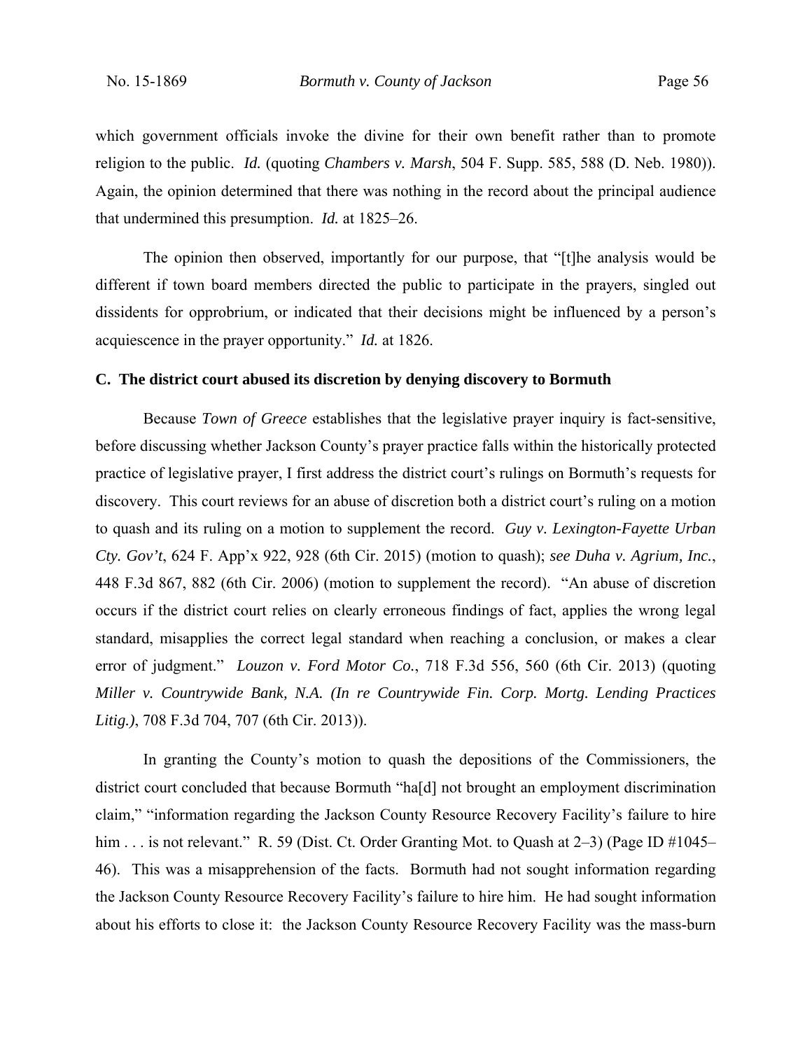which government officials invoke the divine for their own benefit rather than to promote religion to the public. *Id.* (quoting *Chambers v. Marsh*, 504 F. Supp. 585, 588 (D. Neb. 1980)). Again, the opinion determined that there was nothing in the record about the principal audience that undermined this presumption. *Id.* at 1825–26.

The opinion then observed, importantly for our purpose, that "[t]he analysis would be different if town board members directed the public to participate in the prayers, singled out dissidents for opprobrium, or indicated that their decisions might be influenced by a person's acquiescence in the prayer opportunity." *Id.* at 1826.

**C. The district court abused its discretion by denying discovery to Bormuth**

Because *Town of Greece* establishes that the legislative prayer inquiry is fact-sensitive, before discussing whether Jackson County's prayer practice falls within the historically protected practice of legislative prayer, I first address the district court's rulings on Bormuth's requests for discovery. This court reviews for an abuse of discretion both a district court's ruling on a motion to quash and its ruling on a motion to supplement the record. *Guy v. Lexington-Fayette Urban Cty. Gov't*, 624 F. App'x 922, 928 (6th Cir. 2015) (motion to quash); *see Duha v. Agrium, Inc.*, 448 F.3d 867, 882 (6th Cir. 2006) (motion to supplement the record). "An abuse of discretion occurs if the district court relies on clearly erroneous findings of fact, applies the wrong legal standard, misapplies the correct legal standard when reaching a conclusion, or makes a clear error of judgment." *Louzon v. Ford Motor Co.*, 718 F.3d 556, 560 (6th Cir. 2013) (quoting *Miller v. Countrywide Bank, N.A. (In re Countrywide Fin. Corp. Mortg. Lending Practices Litig.)*, 708 F.3d 704, 707 (6th Cir. 2013)).

In granting the County's motion to quash the depositions of the Commissioners, the district court concluded that because Bormuth "ha[d] not brought an employment discrimination claim," "information regarding the Jackson County Resource Recovery Facility's failure to hire him . . . is not relevant." R. 59 (Dist. Ct. Order Granting Mot. to Quash at 2–3) (Page ID #1045–46). This was a misapprehension of the facts. Bormuth had not sought information regarding the Jackson County Resource Recovery Facility's failure to hire him. He had sought information about his efforts to close it: the Jackson County Resource Recovery Facility was the mass-burn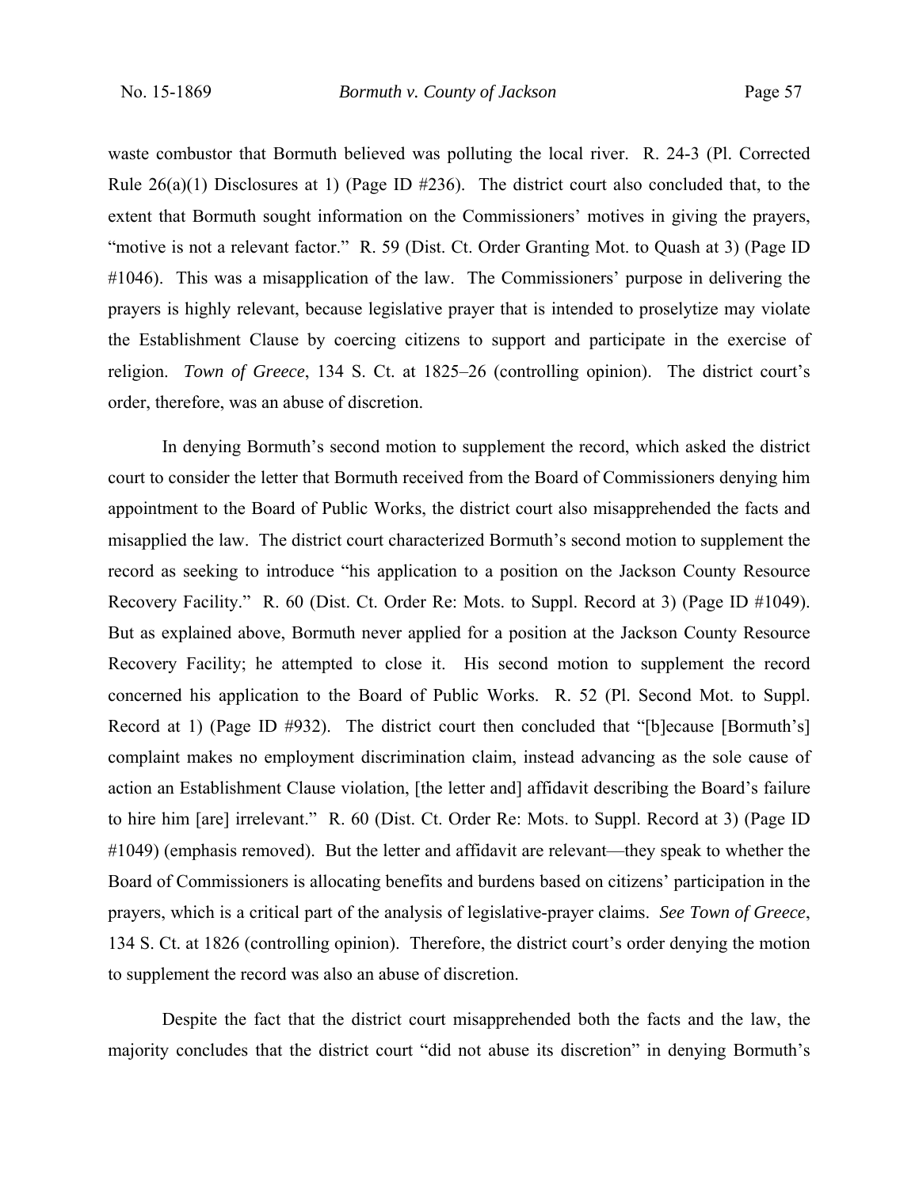waste combustor that Bormuth believed was polluting the local river. R. 24-3 (Pl. Corrected Rule 26(a)(1) Disclosures at 1) (Page ID #236). The district court also concluded that, to the extent that Bormuth sought information on the Commissioners' motives in giving the prayers, "motive is not a relevant factor." R. 59 (Dist. Ct. Order Granting Mot. to Quash at 3) (Page ID #1046). This was a misapplication of the law. The Commissioners' purpose in delivering the prayers is highly relevant, because legislative prayer that is intended to proselytize may violate the Establishment Clause by coercing citizens to support and participate in the exercise of religion. *Town of Greece*, 134 S. Ct. at 1825–26 (controlling opinion). The district court's order, therefore, was an abuse of discretion.

In denying Bormuth's second motion to supplement the record, which asked the district court to consider the letter that Bormuth received from the Board of Commissioners denying him appointment to the Board of Public Works, the district court also misapprehended the facts and misapplied the law. The district court characterized Bormuth's second motion to supplement the record as seeking to introduce "his application to a position on the Jackson County Resource Recovery Facility." R. 60 (Dist. Ct. Order Re: Mots. to Suppl. Record at 3) (Page ID #1049). But as explained above, Bormuth never applied for a position at the Jackson County Resource Recovery Facility; he attempted to close it. His second motion to supplement the record concerned his application to the Board of Public Works. R. 52 (Pl. Second Mot. to Suppl. Record at 1) (Page ID #932). The district court then concluded that "[b]ecause [Bormuth's] complaint makes no employment discrimination claim, instead advancing as the sole cause of action an Establishment Clause violation, [the letter and] affidavit describing the Board's failure to hire him [are] irrelevant." R. 60 (Dist. Ct. Order Re: Mots. to Suppl. Record at 3) (Page ID #1049) (emphasis removed). But the letter and affidavit are relevant—they speak to whether the Board of Commissioners is allocating benefits and burdens based on citizens' participation in the prayers, which is a critical part of the analysis of legislative-prayer claims. *See Town of Greece*, 134 S. Ct. at 1826 (controlling opinion). Therefore, the district court's order denying the motion to supplement the record was also an abuse of discretion.

Despite the fact that the district court misapprehended both the facts and the law, the majority concludes that the district court "did not abuse its discretion" in denying Bormuth's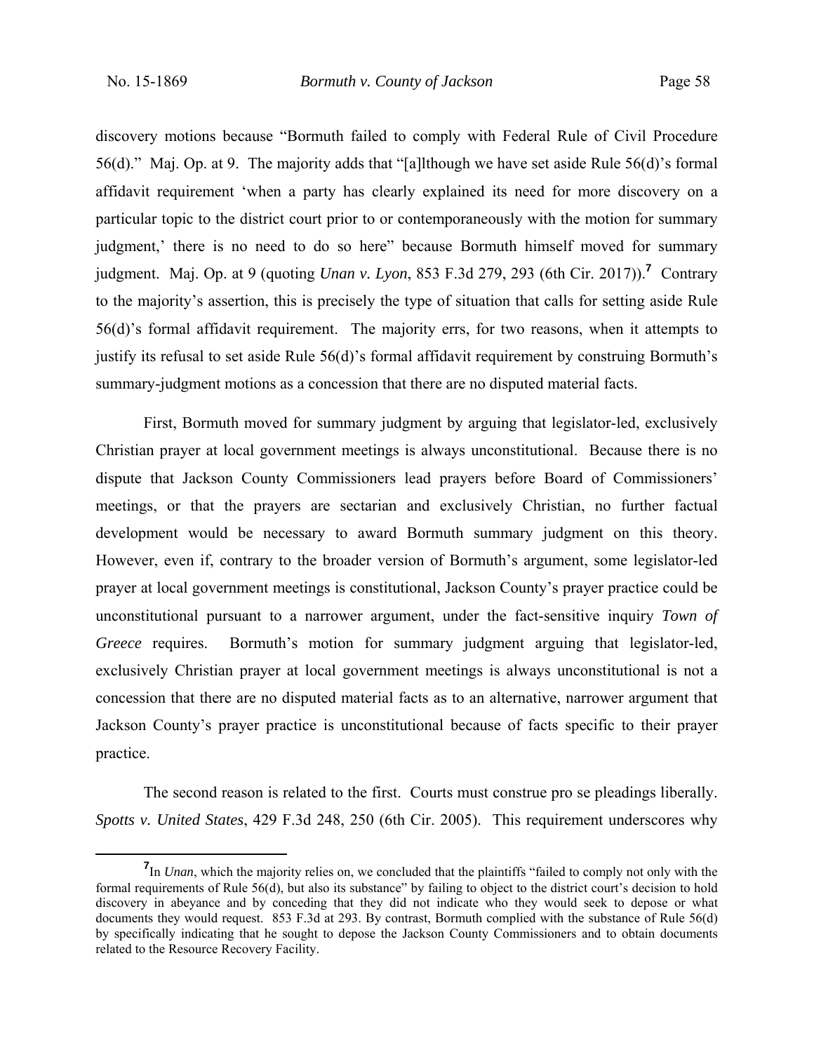discovery motions because "Bormuth failed to comply with Federal Rule of Civil Procedure 56(d)." Maj. Op. at 9. The majority adds that "[a]lthough we have set aside Rule 56(d)'s formal affidavit requirement 'when a party has clearly explained its need for more discovery on a particular topic to the district court prior to or contemporaneously with the motion for summary judgment,' there is no need to do so here" because Bormuth himself moved for summary judgment. Maj. Op. at 9 (quoting *Unan v. Lyon*, 853 F.3d 279, 293 (6th Cir. 2017)).[7] Contrary to the majority's assertion, this is precisely the type of situation that calls for setting aside Rule 56(d)'s formal affidavit requirement. The majority errs, for two reasons, when it attempts to justify its refusal to set aside Rule 56(d)'s formal affidavit requirement by construing Bormuth's summary-judgment motions as a concession that there are no disputed material facts.

First, Bormuth moved for summary judgment by arguing that legislator-led, exclusively Christian prayer at local government meetings is always unconstitutional. Because there is no dispute that Jackson County Commissioners lead prayers before Board of Commissioners' meetings, or that the prayers are sectarian and exclusively Christian, no further factual development would be necessary to award Bormuth summary judgment on this theory. However, even if, contrary to the broader version of Bormuth's argument, some legislator-led prayer at local government meetings is constitutional, Jackson County's prayer practice could be unconstitutional pursuant to a narrower argument, under the fact-sensitive inquiry *Town of Greece* requires. Bormuth's motion for summary judgment arguing that legislator-led, exclusively Christian prayer at local government meetings is always unconstitutional is not a concession that there are no disputed material facts as to an alternative, narrower argument that Jackson County's prayer practice is unconstitutional because of facts specific to their prayer practice.

The second reason is related to the first. Courts must construe pro se pleadings liberally. *Spotts v. United States*, 429 F.3d 248, 250 (6th Cir. 2005). This requirement underscores why

[7] In *Unan*, which the majority relies on, we concluded that the plaintiffs "failed to comply not only with the formal requirements of Rule 56(d), but also its substance" by failing to object to the district court's decision to hold discovery in abeyance and by conceding that they did not indicate who they would seek to depose or what documents they would request. 853 F.3d at 293. By contrast, Bormuth complied with the substance of Rule 56(d) by specifically indicating that he sought to depose the Jackson County Commissioners and to obtain documents related to the Resource Recovery Facility.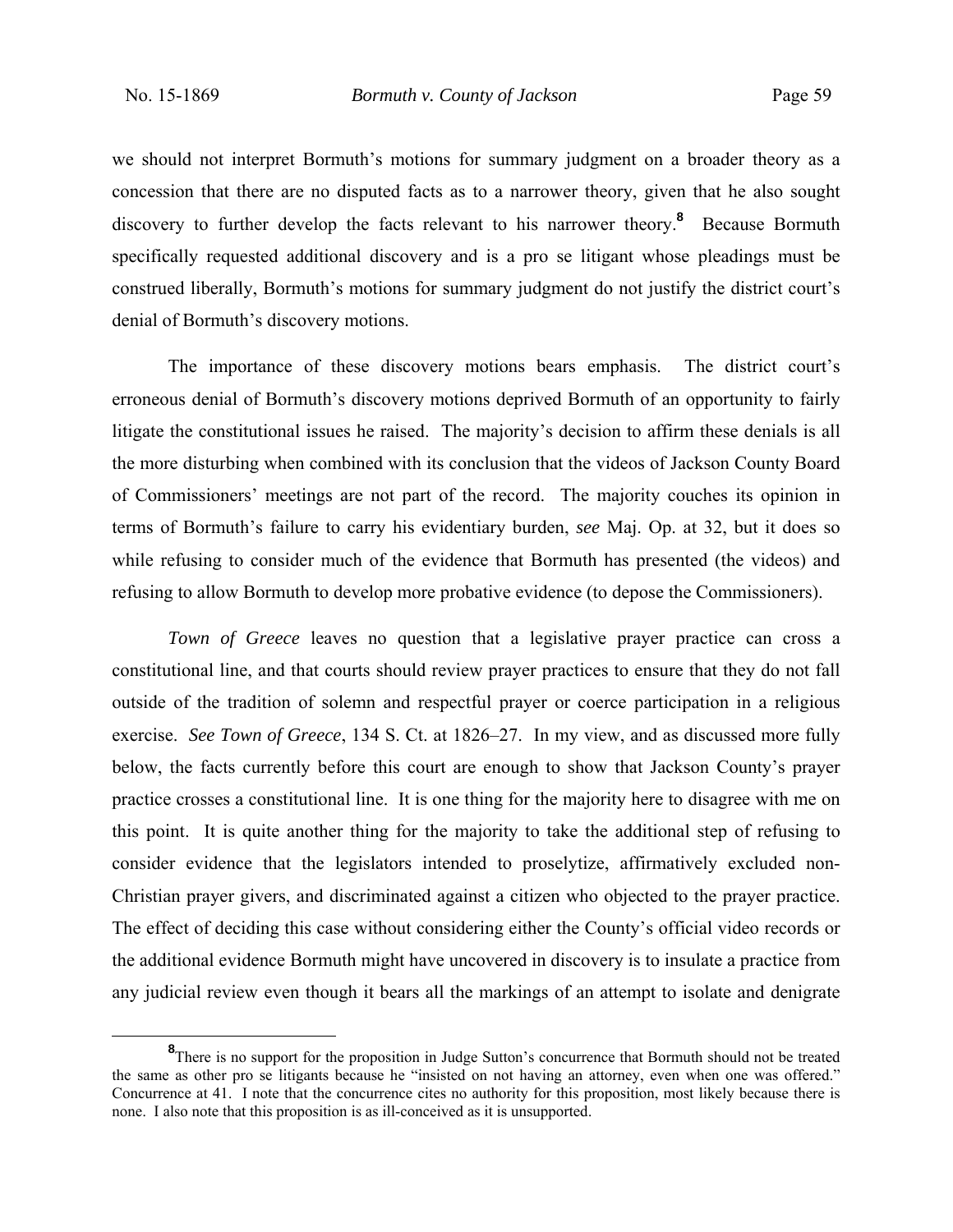we should not interpret Bormuth's motions for summary judgment on a broader theory as a concession that there are no disputed facts as to a narrower theory, given that he also sought discovery to further develop the facts relevant to his narrower theory.[8] Because Bormuth specifically requested additional discovery and is a pro se litigant whose pleadings must be construed liberally, Bormuth's motions for summary judgment do not justify the district court's denial of Bormuth's discovery motions.

The importance of these discovery motions bears emphasis. The district court's erroneous denial of Bormuth's discovery motions deprived Bormuth of an opportunity to fairly litigate the constitutional issues he raised. The majority's decision to affirm these denials is all the more disturbing when combined with its conclusion that the videos of Jackson County Board of Commissioners' meetings are not part of the record. The majority couches its opinion in terms of Bormuth's failure to carry his evidentiary burden, *see* Maj. Op. at 32, but it does so while refusing to consider much of the evidence that Bormuth has presented (the videos) and refusing to allow Bormuth to develop more probative evidence (to depose the Commissioners).

*Town of Greece* leaves no question that a legislative prayer practice can cross a constitutional line, and that courts should review prayer practices to ensure that they do not fall outside of the tradition of solemn and respectful prayer or coerce participation in a religious exercise. *See Town of Greece*, 134 S. Ct. at 1826–27. In my view, and as discussed more fully below, the facts currently before this court are enough to show that Jackson County's prayer practice crosses a constitutional line. It is one thing for the majority here to disagree with me on this point. It is quite another thing for the majority to take the additional step of refusing to consider evidence that the legislators intended to proselytize, affirmatively excluded non-Christian prayer givers, and discriminated against a citizen who objected to the prayer practice. The effect of deciding this case without considering either the County's official video records or the additional evidence Bormuth might have uncovered in discovery is to insulate a practice from any judicial review even though it bears all the markings of an attempt to isolate and denigrate

[8] There is no support for the proposition in Judge Sutton's concurrence that Bormuth should not be treated the same as other pro se litigants because he "insisted on not having an attorney, even when one was offered." Concurrence at 41. I note that the concurrence cites no authority for this proposition, most likely because there is none. I also note that this proposition is as ill-conceived as it is unsupported.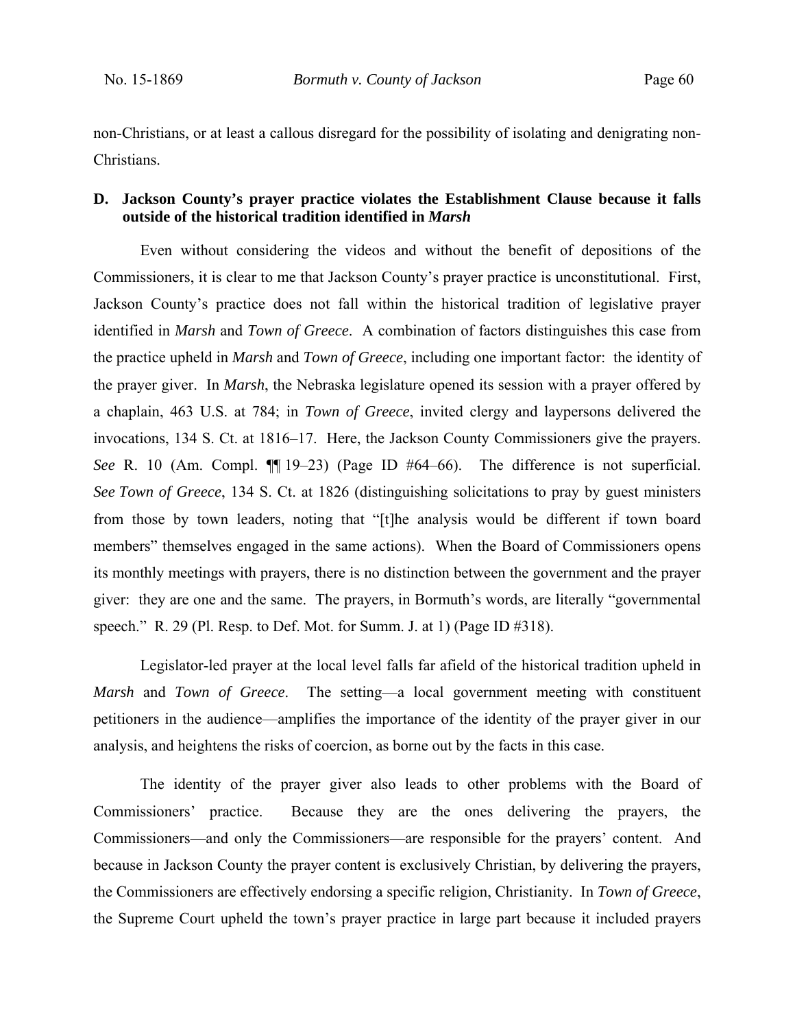non-Christians, or at least a callous disregard for the possibility of isolating and denigrating non-Christians.

**D. Jackson County's prayer practice violates the Establishment Clause because it falls outside of the historical tradition identified in *Marsh***

Even without considering the videos and without the benefit of depositions of the Commissioners, it is clear to me that Jackson County's prayer practice is unconstitutional. First, Jackson County's practice does not fall within the historical tradition of legislative prayer identified in *Marsh* and *Town of Greece*. A combination of factors distinguishes this case from the practice upheld in *Marsh* and *Town of Greece*, including one important factor: the identity of the prayer giver. In *Marsh*, the Nebraska legislature opened its session with a prayer offered by a chaplain, 463 U.S. at 784; in *Town of Greece*, invited clergy and laypersons delivered the invocations, 134 S. Ct. at 1816–17. Here, the Jackson County Commissioners give the prayers. *See* R. 10 (Am. Compl. ¶¶ 19–23) (Page ID #64–66). The difference is not superficial. *See Town of Greece*, 134 S. Ct. at 1826 (distinguishing solicitations to pray by guest ministers from those by town leaders, noting that "[t]he analysis would be different if town board members" themselves engaged in the same actions). When the Board of Commissioners opens its monthly meetings with prayers, there is no distinction between the government and the prayer giver: they are one and the same. The prayers, in Bormuth's words, are literally "governmental speech." R. 29 (Pl. Resp. to Def. Mot. for Summ. J. at 1) (Page ID #318).

Legislator-led prayer at the local level falls far afield of the historical tradition upheld in *Marsh* and *Town of Greece*. The setting—a local government meeting with constituent petitioners in the audience—amplifies the importance of the identity of the prayer giver in our analysis, and heightens the risks of coercion, as borne out by the facts in this case.

The identity of the prayer giver also leads to other problems with the Board of Commissioners' practice. Because they are the ones delivering the prayers, the Commissioners—and only the Commissioners—are responsible for the prayers' content. And because in Jackson County the prayer content is exclusively Christian, by delivering the prayers, the Commissioners are effectively endorsing a specific religion, Christianity. In *Town of Greece*, the Supreme Court upheld the town's prayer practice in large part because it included prayers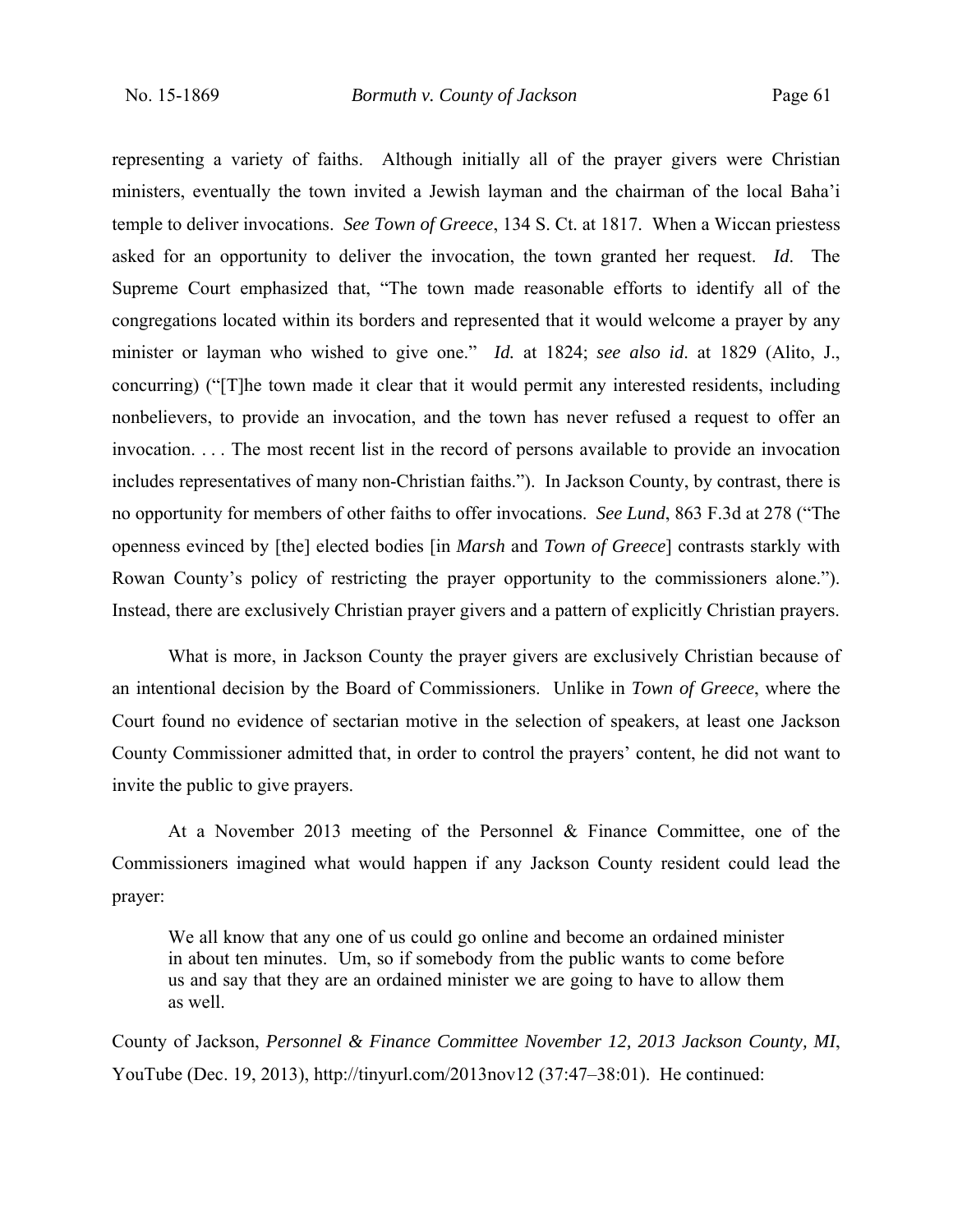representing a variety of faiths. Although initially all of the prayer givers were Christian ministers, eventually the town invited a Jewish layman and the chairman of the local Baha'i temple to deliver invocations. *See Town of Greece*, 134 S. Ct. at 1817. When a Wiccan priestess asked for an opportunity to deliver the invocation, the town granted her request. *Id*. The Supreme Court emphasized that, "The town made reasonable efforts to identify all of the congregations located within its borders and represented that it would welcome a prayer by any minister or layman who wished to give one." *Id.* at 1824; *see also id*. at 1829 (Alito, J., concurring) ("[T]he town made it clear that it would permit any interested residents, including nonbelievers, to provide an invocation, and the town has never refused a request to offer an invocation. . . . The most recent list in the record of persons available to provide an invocation includes representatives of many non-Christian faiths."). In Jackson County, by contrast, there is no opportunity for members of other faiths to offer invocations. *See Lund*, 863 F.3d at 278 ("The openness evinced by [the] elected bodies [in *Marsh* and *Town of Greece*] contrasts starkly with Rowan County's policy of restricting the prayer opportunity to the commissioners alone."). Instead, there are exclusively Christian prayer givers and a pattern of explicitly Christian prayers.

What is more, in Jackson County the prayer givers are exclusively Christian because of an intentional decision by the Board of Commissioners. Unlike in *Town of Greece*, where the Court found no evidence of sectarian motive in the selection of speakers, at least one Jackson County Commissioner admitted that, in order to control the prayers' content, he did not want to invite the public to give prayers.

At a November 2013 meeting of the Personnel & Finance Committee, one of the Commissioners imagined what would happen if any Jackson County resident could lead the prayer:

> We all know that any one of us could go online and become an ordained minister in about ten minutes. Um, so if somebody from the public wants to come before us and say that they are an ordained minister we are going to have to allow them as well.

County of Jackson, *Personnel & Finance Committee November 12, 2013 Jackson County, MI*, YouTube (Dec. 19, 2013), http://tinyurl.com/2013nov12 (37:47–38:01). He continued: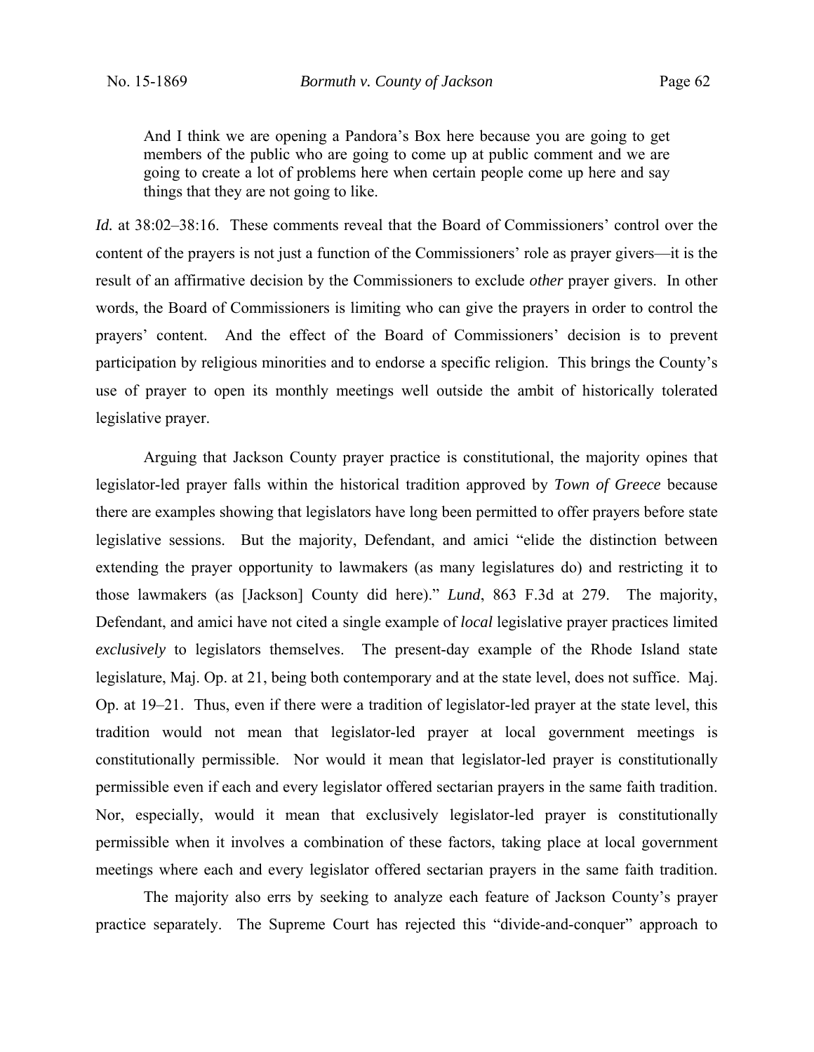> And I think we are opening a Pandora's Box here because you are going to get members of the public who are going to come up at public comment and we are going to create a lot of problems here when certain people come up here and say things that they are not going to like.

*Id.* at 38:02–38:16. These comments reveal that the Board of Commissioners' control over the content of the prayers is not just a function of the Commissioners' role as prayer givers—it is the result of an affirmative decision by the Commissioners to exclude *other* prayer givers. In other words, the Board of Commissioners is limiting who can give the prayers in order to control the prayers' content. And the effect of the Board of Commissioners' decision is to prevent participation by religious minorities and to endorse a specific religion. This brings the County's use of prayer to open its monthly meetings well outside the ambit of historically tolerated legislative prayer.

Arguing that Jackson County prayer practice is constitutional, the majority opines that legislator-led prayer falls within the historical tradition approved by *Town of Greece* because there are examples showing that legislators have long been permitted to offer prayers before state legislative sessions. But the majority, Defendant, and amici "elide the distinction between extending the prayer opportunity to lawmakers (as many legislatures do) and restricting it to those lawmakers (as [Jackson] County did here)." *Lund*, 863 F.3d at 279. The majority, Defendant, and amici have not cited a single example of *local* legislative prayer practices limited *exclusively* to legislators themselves. The present-day example of the Rhode Island state legislature, Maj. Op. at 21, being both contemporary and at the state level, does not suffice. Maj. Op. at 19–21. Thus, even if there were a tradition of legislator-led prayer at the state level, this tradition would not mean that legislator-led prayer at local government meetings is constitutionally permissible. Nor would it mean that legislator-led prayer is constitutionally permissible even if each and every legislator offered sectarian prayers in the same faith tradition. Nor, especially, would it mean that exclusively legislator-led prayer is constitutionally permissible when it involves a combination of these factors, taking place at local government meetings where each and every legislator offered sectarian prayers in the same faith tradition.

The majority also errs by seeking to analyze each feature of Jackson County's prayer practice separately. The Supreme Court has rejected this "divide-and-conquer" approach to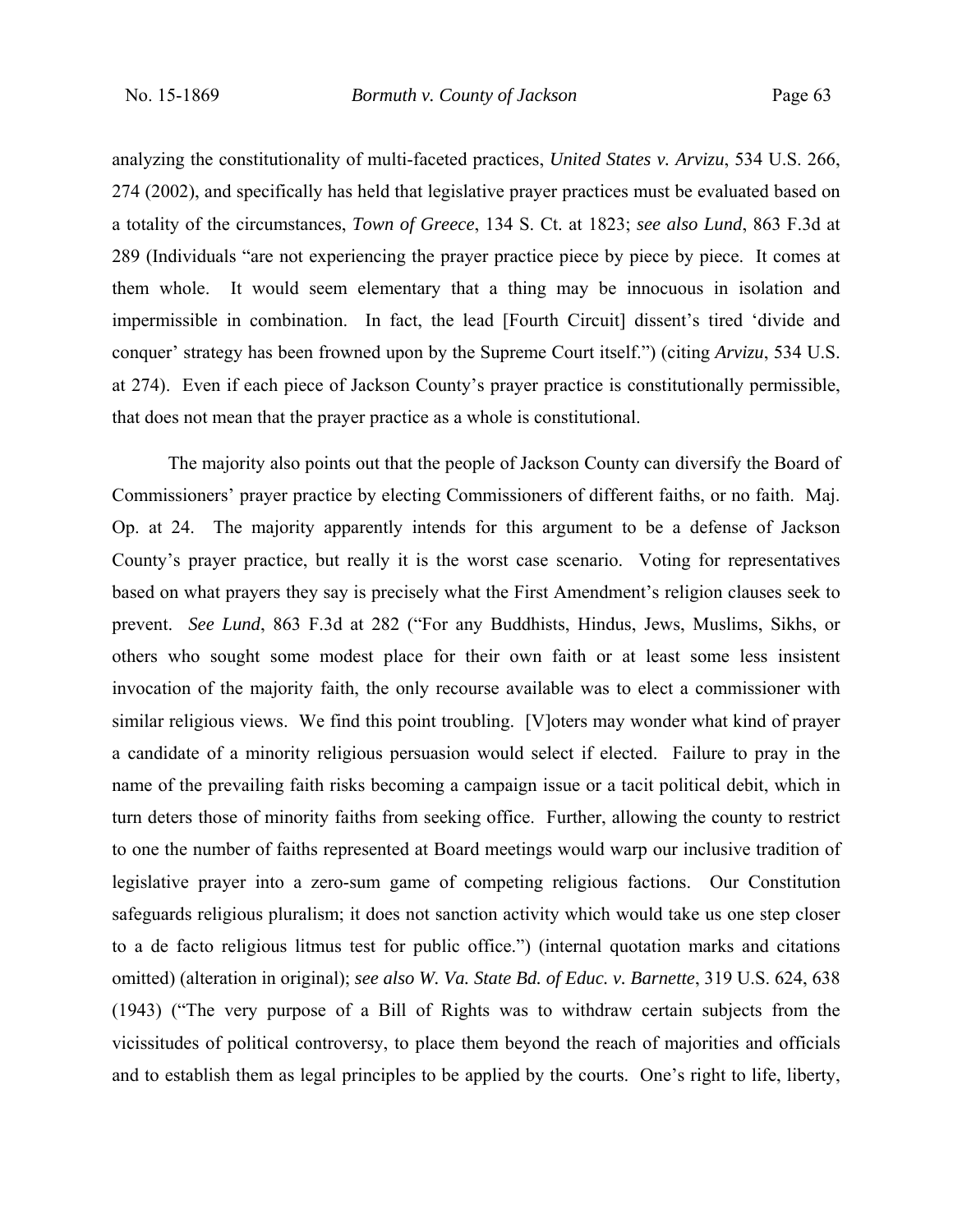analyzing the constitutionality of multi-faceted practices, *United States v. Arvizu*, 534 U.S. 266, 274 (2002), and specifically has held that legislative prayer practices must be evaluated based on a totality of the circumstances, *Town of Greece*, 134 S. Ct. at 1823; *see also Lund*, 863 F.3d at 289 (Individuals "are not experiencing the prayer practice piece by piece by piece. It comes at them whole. It would seem elementary that a thing may be innocuous in isolation and impermissible in combination. In fact, the lead [Fourth Circuit] dissent's tired 'divide and conquer' strategy has been frowned upon by the Supreme Court itself.") (citing *Arvizu*, 534 U.S. at 274). Even if each piece of Jackson County's prayer practice is constitutionally permissible, that does not mean that the prayer practice as a whole is constitutional.

The majority also points out that the people of Jackson County can diversify the Board of Commissioners' prayer practice by electing Commissioners of different faiths, or no faith. Maj. Op. at 24. The majority apparently intends for this argument to be a defense of Jackson County's prayer practice, but really it is the worst case scenario. Voting for representatives based on what prayers they say is precisely what the First Amendment's religion clauses seek to prevent. *See Lund*, 863 F.3d at 282 ("For any Buddhists, Hindus, Jews, Muslims, Sikhs, or others who sought some modest place for their own faith or at least some less insistent invocation of the majority faith, the only recourse available was to elect a commissioner with similar religious views. We find this point troubling. [V]oters may wonder what kind of prayer a candidate of a minority religious persuasion would select if elected. Failure to pray in the name of the prevailing faith risks becoming a campaign issue or a tacit political debit, which in turn deters those of minority faiths from seeking office. Further, allowing the county to restrict to one the number of faiths represented at Board meetings would warp our inclusive tradition of legislative prayer into a zero-sum game of competing religious factions. Our Constitution safeguards religious pluralism; it does not sanction activity which would take us one step closer to a de facto religious litmus test for public office.") (internal quotation marks and citations omitted) (alteration in original); *see also W. Va. State Bd. of Educ. v. Barnette*, 319 U.S. 624, 638 (1943) ("The very purpose of a Bill of Rights was to withdraw certain subjects from the vicissitudes of political controversy, to place them beyond the reach of majorities and officials and to establish them as legal principles to be applied by the courts. One's right to life, liberty,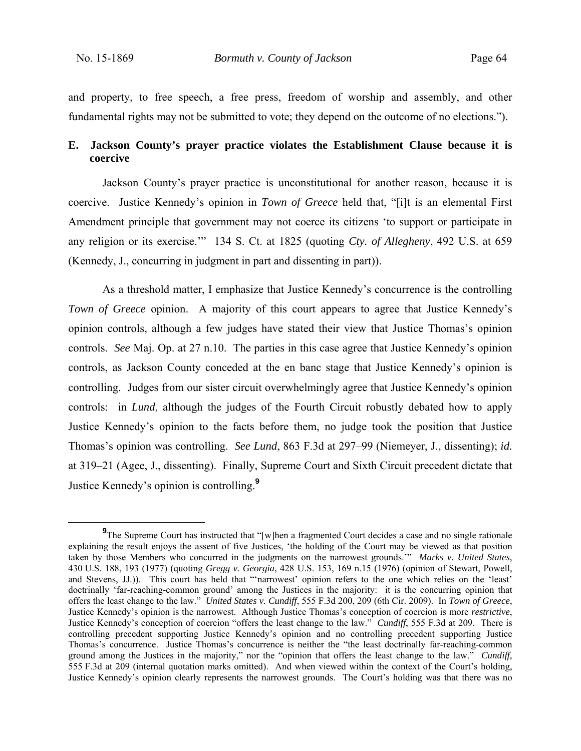and property, to free speech, a free press, freedom of worship and assembly, and other fundamental rights may not be submitted to vote; they depend on the outcome of no elections.").

### E. Jackson County's prayer practice violates the Establishment Clause because it is coercive

Jackson County's prayer practice is unconstitutional for another reason, because it is coercive. Justice Kennedy's opinion in *Town of Greece* held that, "[i]t is an elemental First Amendment principle that government may not coerce its citizens 'to support or participate in any religion or its exercise.'" 134 S. Ct. at 1825 (quoting *Cty. of Allegheny*, 492 U.S. at 659 (Kennedy, J., concurring in judgment in part and dissenting in part)).

As a threshold matter, I emphasize that Justice Kennedy's concurrence is the controlling *Town of Greece* opinion. A majority of this court appears to agree that Justice Kennedy's opinion controls, although a few judges have stated their view that Justice Thomas's opinion controls. *See* Maj. Op. at 27 n.10. The parties in this case agree that Justice Kennedy's opinion controls, as Jackson County conceded at the en banc stage that Justice Kennedy's opinion is controlling. Judges from our sister circuit overwhelmingly agree that Justice Kennedy's opinion controls: in *Lund*, although the judges of the Fourth Circuit robustly debated how to apply Justice Kennedy's opinion to the facts before them, no judge took the position that Justice Thomas's opinion was controlling. *See Lund*, 863 F.3d at 297–99 (Niemeyer, J., dissenting); *id.* at 319–21 (Agee, J., dissenting). Finally, Supreme Court and Sixth Circuit precedent dictate that Justice Kennedy's opinion is controlling.[9]

---

[9]The Supreme Court has instructed that "[w]hen a fragmented Court decides a case and no single rationale explaining the result enjoys the assent of five Justices, 'the holding of the Court may be viewed as that position taken by those Members who concurred in the judgments on the narrowest grounds.'" *Marks v. United States*, 430 U.S. 188, 193 (1977) (quoting *Gregg v. Georgia*, 428 U.S. 153, 169 n.15 (1976) (opinion of Stewart, Powell, and Stevens, JJ.)). This court has held that "'narrowest' opinion refers to the one which relies on the 'least' doctrinally 'far-reaching-common ground' among the Justices in the majority: it is the concurring opinion that offers the least change to the law." *United States v. Cundiff*, 555 F.3d 200, 209 (6th Cir. 2009). In *Town of Greece*, Justice Kennedy's opinion is the narrowest. Although Justice Thomas's conception of coercion is more *restrictive*, Justice Kennedy's conception of coercion "offers the least change to the law." *Cundiff*, 555 F.3d at 209. There is controlling precedent supporting Justice Kennedy's opinion and no controlling precedent supporting Justice Thomas's concurrence. Justice Thomas's concurrence is neither the "the least doctrinally far-reaching-common ground among the Justices in the majority," nor the "opinion that offers the least change to the law." *Cundiff*, 555 F.3d at 209 (internal quotation marks omitted). And when viewed within the context of the Court's holding, Justice Kennedy's opinion clearly represents the narrowest grounds. The Court's holding was that there was no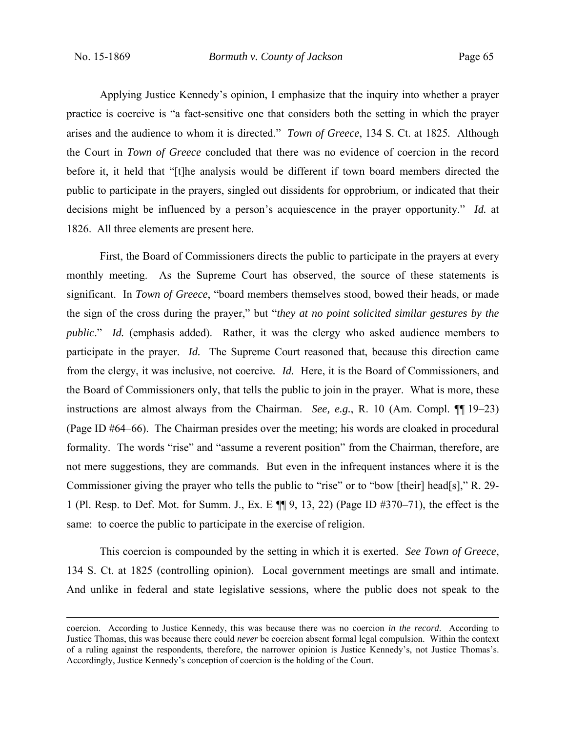Applying Justice Kennedy's opinion, I emphasize that the inquiry into whether a prayer practice is coercive is "a fact-sensitive one that considers both the setting in which the prayer arises and the audience to whom it is directed." *Town of Greece*, 134 S. Ct. at 1825. Although the Court in *Town of Greece* concluded that there was no evidence of coercion in the record before it, it held that "[t]he analysis would be different if town board members directed the public to participate in the prayers, singled out dissidents for opprobrium, or indicated that their decisions might be influenced by a person's acquiescence in the prayer opportunity." *Id.* at 1826. All three elements are present here.

First, the Board of Commissioners directs the public to participate in the prayers at every monthly meeting. As the Supreme Court has observed, the source of these statements is significant. In *Town of Greece*, "board members themselves stood, bowed their heads, or made the sign of the cross during the prayer," but "*they at no point solicited similar gestures by the public*." *Id.* (emphasis added). Rather, it was the clergy who asked audience members to participate in the prayer. *Id.* The Supreme Court reasoned that, because this direction came from the clergy, it was inclusive, not coercive. *Id.* Here, it is the Board of Commissioners, and the Board of Commissioners only, that tells the public to join in the prayer. What is more, these instructions are almost always from the Chairman. *See, e.g.*, R. 10 (Am. Compl. ¶¶ 19–23) (Page ID #64–66). The Chairman presides over the meeting; his words are cloaked in procedural formality. The words "rise" and "assume a reverent position" from the Chairman, therefore, are not mere suggestions, they are commands. But even in the infrequent instances where it is the Commissioner giving the prayer who tells the public to "rise" or to "bow [their] head[s]," R. 29-1 (Pl. Resp. to Def. Mot. for Summ. J., Ex. E ¶¶ 9, 13, 22) (Page ID #370–71), the effect is the same: to coerce the public to participate in the exercise of religion.

This coercion is compounded by the setting in which it is exerted. *See Town of Greece*, 134 S. Ct. at 1825 (controlling opinion). Local government meetings are small and intimate. And unlike in federal and state legislative sessions, where the public does not speak to the

---

coercion. According to Justice Kennedy, this was because there was no coercion *in the record*. According to Justice Thomas, this was because there could *never* be coercion absent formal legal compulsion. Within the context of a ruling against the respondents, therefore, the narrower opinion is Justice Kennedy's, not Justice Thomas's. Accordingly, Justice Kennedy's conception of coercion is the holding of the Court.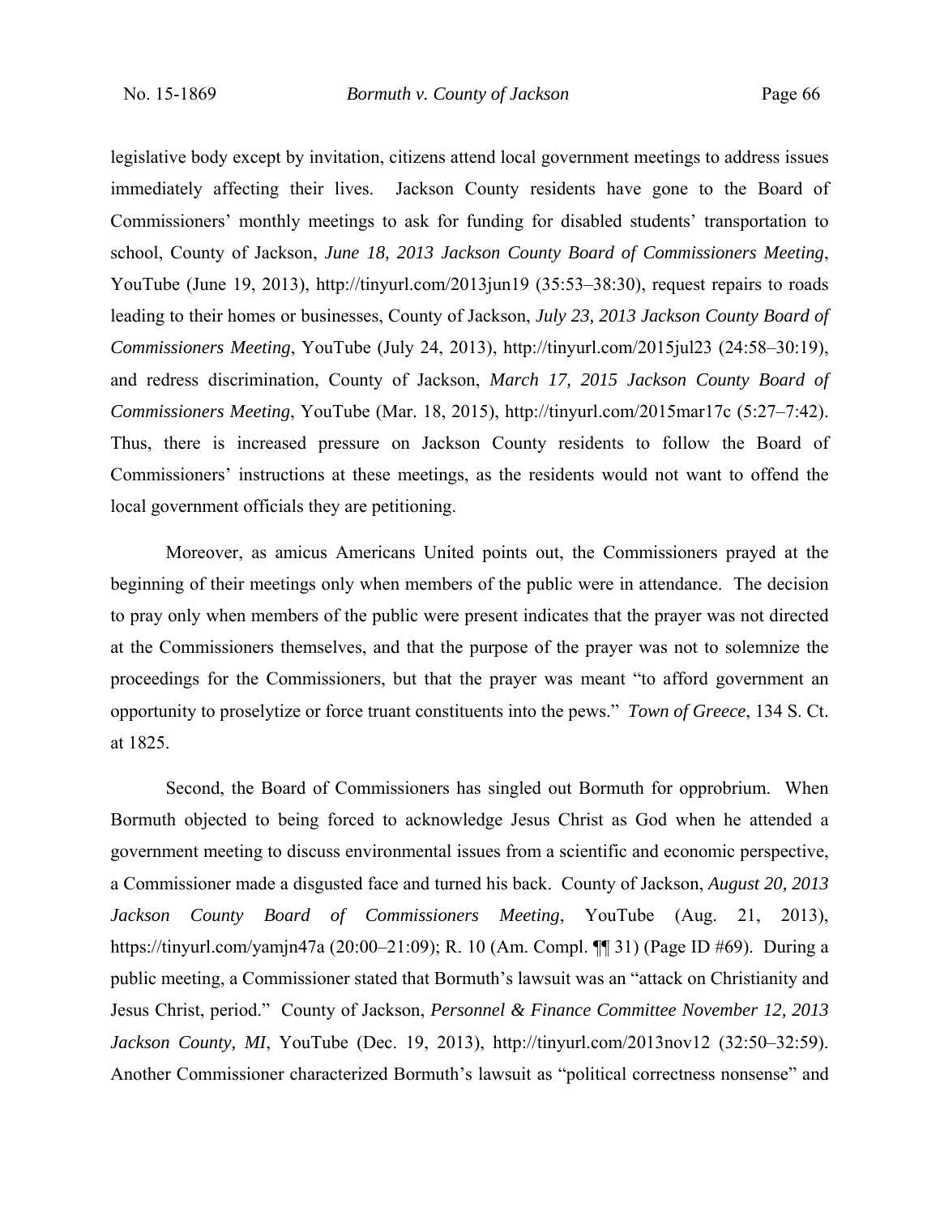legislative body except by invitation, citizens attend local government meetings to address issues immediately affecting their lives. Jackson County residents have gone to the Board of Commissioners' monthly meetings to ask for funding for disabled students' transportation to school, County of Jackson, *June 18, 2013 Jackson County Board of Commissioners Meeting*, YouTube (June 19, 2013), http://tinyurl.com/2013jun19 (35:53–38:30), request repairs to roads leading to their homes or businesses, County of Jackson, *July 23, 2013 Jackson County Board of Commissioners Meeting*, YouTube (July 24, 2013), http://tinyurl.com/2015jul23 (24:58–30:19), and redress discrimination, County of Jackson, *March 17, 2015 Jackson County Board of Commissioners Meeting*, YouTube (Mar. 18, 2015), http://tinyurl.com/2015mar17c (5:27–7:42). Thus, there is increased pressure on Jackson County residents to follow the Board of Commissioners' instructions at these meetings, as the residents would not want to offend the local government officials they are petitioning.

Moreover, as amicus Americans United points out, the Commissioners prayed at the beginning of their meetings only when members of the public were in attendance. The decision to pray only when members of the public were present indicates that the prayer was not directed at the Commissioners themselves, and that the purpose of the prayer was not to solemnize the proceedings for the Commissioners, but that the prayer was meant "to afford government an opportunity to proselytize or force truant constituents into the pews." *Town of Greece*, 134 S. Ct. at 1825.

Second, the Board of Commissioners has singled out Bormuth for opprobrium. When Bormuth objected to being forced to acknowledge Jesus Christ as God when he attended a government meeting to discuss environmental issues from a scientific and economic perspective, a Commissioner made a disgusted face and turned his back. County of Jackson, *August 20, 2013 Jackson County Board of Commissioners Meeting*, YouTube (Aug. 21, 2013), https://tinyurl.com/yamjn47a (20:00–21:09); R. 10 (Am. Compl. ¶¶ 31) (Page ID #69). During a public meeting, a Commissioner stated that Bormuth's lawsuit was an "attack on Christianity and Jesus Christ, period." County of Jackson, *Personnel & Finance Committee November 12, 2013 Jackson County, MI*, YouTube (Dec. 19, 2013), http://tinyurl.com/2013nov12 (32:50–32:59). Another Commissioner characterized Bormuth's lawsuit as "political correctness nonsense" and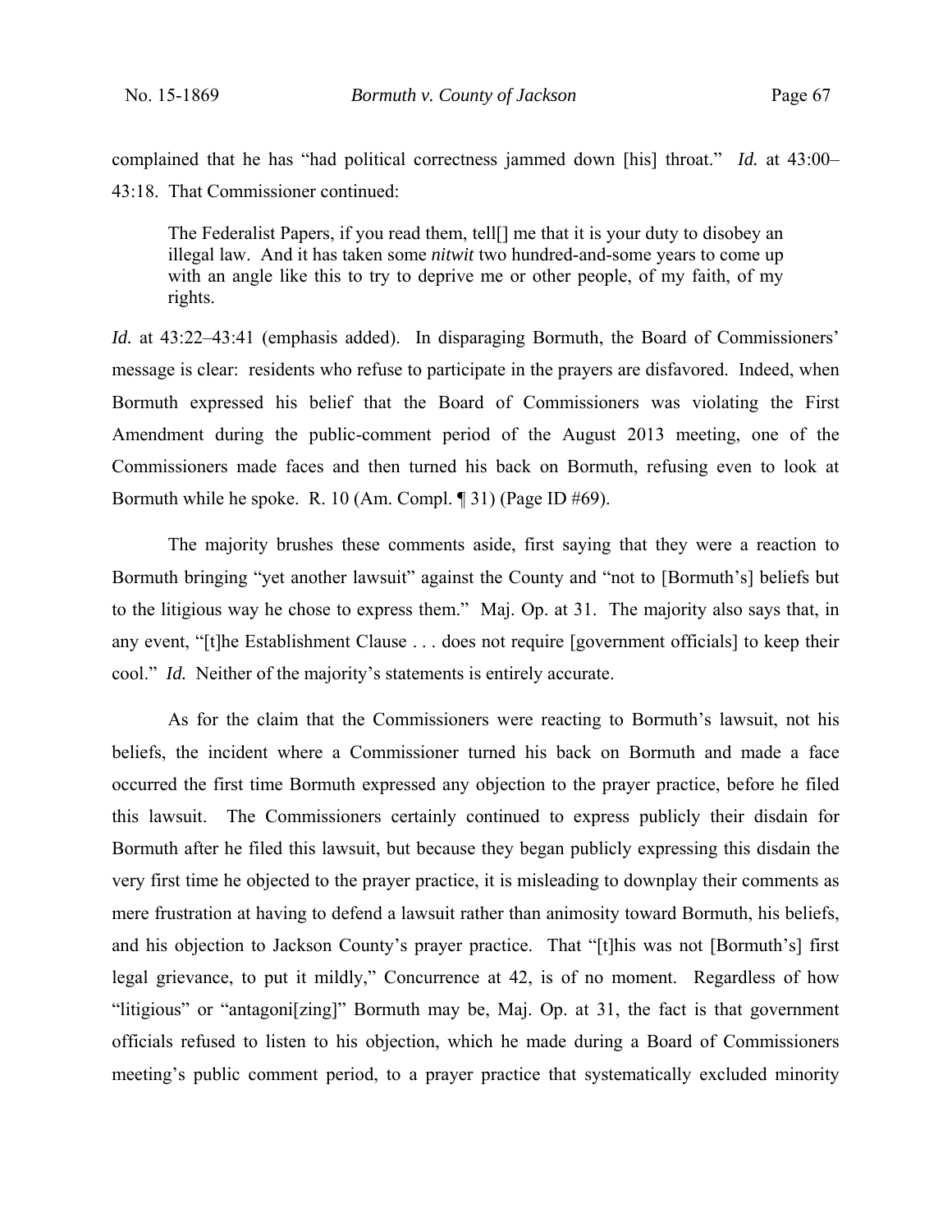complained that he has "had political correctness jammed down [his] throat." *Id.* at 43:00–43:18. That Commissioner continued:

> The Federalist Papers, if you read them, tell[] me that it is your duty to disobey an illegal law. And it has taken some *nitwit* two hundred-and-some years to come up with an angle like this to try to deprive me or other people, of my faith, of my rights.

*Id.* at 43:22–43:41 (emphasis added). In disparaging Bormuth, the Board of Commissioners' message is clear: residents who refuse to participate in the prayers are disfavored. Indeed, when Bormuth expressed his belief that the Board of Commissioners was violating the First Amendment during the public-comment period of the August 2013 meeting, one of the Commissioners made faces and then turned his back on Bormuth, refusing even to look at Bormuth while he spoke. R. 10 (Am. Compl. ¶ 31) (Page ID #69).

The majority brushes these comments aside, first saying that they were a reaction to Bormuth bringing "yet another lawsuit" against the County and "not to [Bormuth's] beliefs but to the litigious way he chose to express them." Maj. Op. at 31. The majority also says that, in any event, "[t]he Establishment Clause . . . does not require [government officials] to keep their cool." *Id.* Neither of the majority's statements is entirely accurate.

As for the claim that the Commissioners were reacting to Bormuth's lawsuit, not his beliefs, the incident where a Commissioner turned his back on Bormuth and made a face occurred the first time Bormuth expressed any objection to the prayer practice, before he filed this lawsuit. The Commissioners certainly continued to express publicly their disdain for Bormuth after he filed this lawsuit, but because they began publicly expressing this disdain the very first time he objected to the prayer practice, it is misleading to downplay their comments as mere frustration at having to defend a lawsuit rather than animosity toward Bormuth, his beliefs, and his objection to Jackson County's prayer practice. That "[t]his was not [Bormuth's] first legal grievance, to put it mildly," Concurrence at 42, is of no moment. Regardless of how "litigious" or "antagoni[zing]" Bormuth may be, Maj. Op. at 31, the fact is that government officials refused to listen to his objection, which he made during a Board of Commissioners meeting's public comment period, to a prayer practice that systematically excluded minority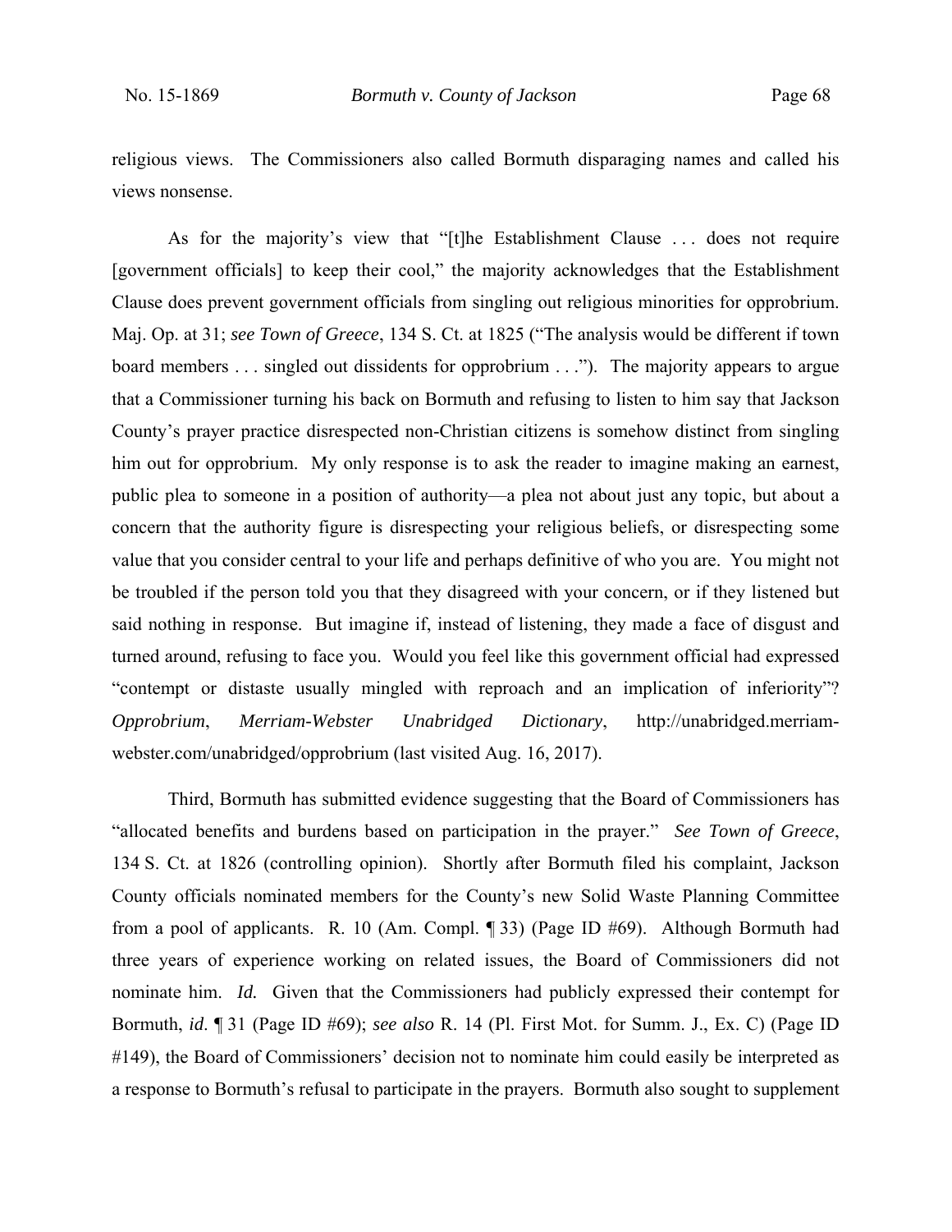religious views. The Commissioners also called Bormuth disparaging names and called his views nonsense.

As for the majority's view that "[t]he Establishment Clause . . . does not require [government officials] to keep their cool," the majority acknowledges that the Establishment Clause does prevent government officials from singling out religious minorities for opprobrium. Maj. Op. at 31; *see Town of Greece*, 134 S. Ct. at 1825 ("The analysis would be different if town board members . . . singled out dissidents for opprobrium . . ."). The majority appears to argue that a Commissioner turning his back on Bormuth and refusing to listen to him say that Jackson County's prayer practice disrespected non-Christian citizens is somehow distinct from singling him out for opprobrium. My only response is to ask the reader to imagine making an earnest, public plea to someone in a position of authority—a plea not about just any topic, but about a concern that the authority figure is disrespecting your religious beliefs, or disrespecting some value that you consider central to your life and perhaps definitive of who you are. You might not be troubled if the person told you that they disagreed with your concern, or if they listened but said nothing in response. But imagine if, instead of listening, they made a face of disgust and turned around, refusing to face you. Would you feel like this government official had expressed "contempt or distaste usually mingled with reproach and an implication of inferiority"? *Opprobrium*, *Merriam-Webster Unabridged Dictionary*, http://unabridged.merriam-webster.com/unabridged/opprobrium (last visited Aug. 16, 2017).

Third, Bormuth has submitted evidence suggesting that the Board of Commissioners has "allocated benefits and burdens based on participation in the prayer." *See Town of Greece*, 134 S. Ct. at 1826 (controlling opinion). Shortly after Bormuth filed his complaint, Jackson County officials nominated members for the County's new Solid Waste Planning Committee from a pool of applicants. R. 10 (Am. Compl. ¶ 33) (Page ID #69). Although Bormuth had three years of experience working on related issues, the Board of Commissioners did not nominate him. *Id.* Given that the Commissioners had publicly expressed their contempt for Bormuth, *id*. ¶ 31 (Page ID #69); *see also* R. 14 (Pl. First Mot. for Summ. J., Ex. C) (Page ID #149), the Board of Commissioners' decision not to nominate him could easily be interpreted as a response to Bormuth's refusal to participate in the prayers. Bormuth also sought to supplement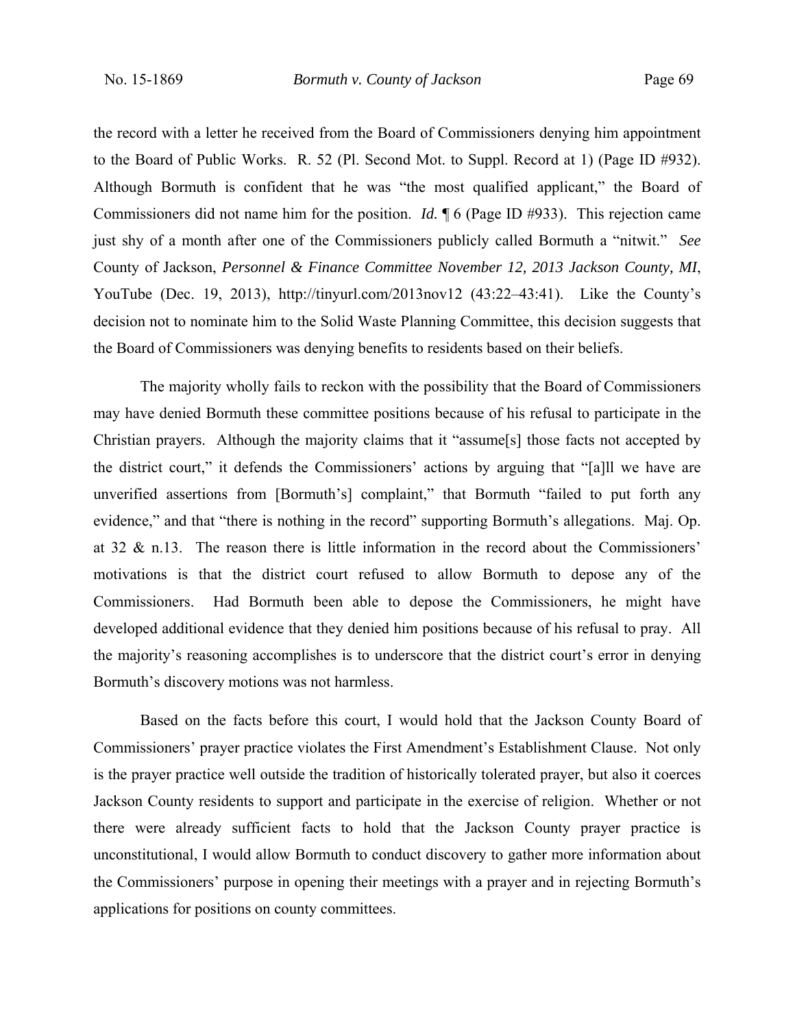the record with a letter he received from the Board of Commissioners denying him appointment to the Board of Public Works. R. 52 (Pl. Second Mot. to Suppl. Record at 1) (Page ID #932). Although Bormuth is confident that he was "the most qualified applicant," the Board of Commissioners did not name him for the position. *Id.* ¶ 6 (Page ID #933). This rejection came just shy of a month after one of the Commissioners publicly called Bormuth a "nitwit." *See* County of Jackson, *Personnel & Finance Committee November 12, 2013 Jackson County, MI*, YouTube (Dec. 19, 2013), http://tinyurl.com/2013nov12 (43:22–43:41). Like the County's decision not to nominate him to the Solid Waste Planning Committee, this decision suggests that the Board of Commissioners was denying benefits to residents based on their beliefs.

The majority wholly fails to reckon with the possibility that the Board of Commissioners may have denied Bormuth these committee positions because of his refusal to participate in the Christian prayers. Although the majority claims that it "assume[s] those facts not accepted by the district court," it defends the Commissioners' actions by arguing that "[a]ll we have are unverified assertions from [Bormuth's] complaint," that Bormuth "failed to put forth any evidence," and that "there is nothing in the record" supporting Bormuth's allegations. Maj. Op. at 32 & n.13. The reason there is little information in the record about the Commissioners' motivations is that the district court refused to allow Bormuth to depose any of the Commissioners. Had Bormuth been able to depose the Commissioners, he might have developed additional evidence that they denied him positions because of his refusal to pray. All the majority's reasoning accomplishes is to underscore that the district court's error in denying Bormuth's discovery motions was not harmless.

Based on the facts before this court, I would hold that the Jackson County Board of Commissioners' prayer practice violates the First Amendment's Establishment Clause. Not only is the prayer practice well outside the tradition of historically tolerated prayer, but also it coerces Jackson County residents to support and participate in the exercise of religion. Whether or not there were already sufficient facts to hold that the Jackson County prayer practice is unconstitutional, I would allow Bormuth to conduct discovery to gather more information about the Commissioners' purpose in opening their meetings with a prayer and in rejecting Bormuth's applications for positions on county committees.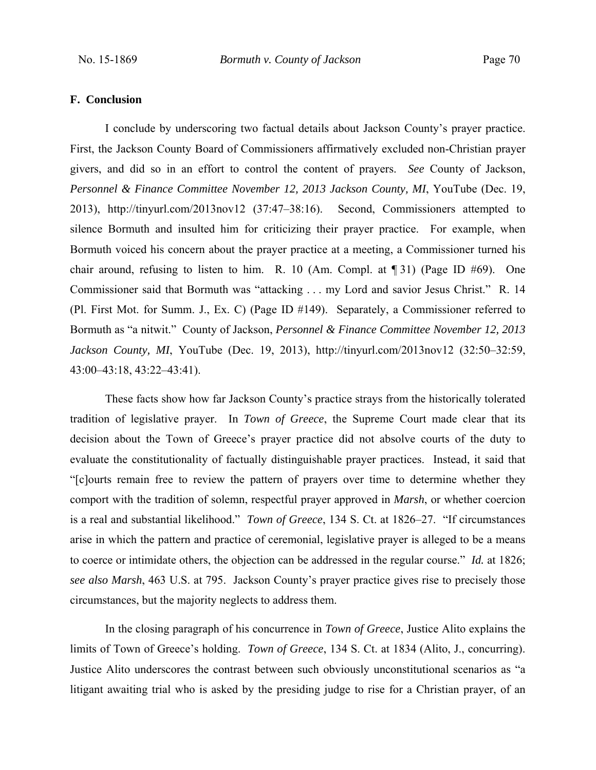### F. Conclusion

I conclude by underscoring two factual details about Jackson County's prayer practice. First, the Jackson County Board of Commissioners affirmatively excluded non-Christian prayer givers, and did so in an effort to control the content of prayers. *See* County of Jackson, *Personnel & Finance Committee November 12, 2013 Jackson County, MI*, YouTube (Dec. 19, 2013), http://tinyurl.com/2013nov12 (37:47–38:16). Second, Commissioners attempted to silence Bormuth and insulted him for criticizing their prayer practice. For example, when Bormuth voiced his concern about the prayer practice at a meeting, a Commissioner turned his chair around, refusing to listen to him. R. 10 (Am. Compl. at ¶ 31) (Page ID #69). One Commissioner said that Bormuth was "attacking . . . my Lord and savior Jesus Christ." R. 14 (Pl. First Mot. for Summ. J., Ex. C) (Page ID #149). Separately, a Commissioner referred to Bormuth as "a nitwit." County of Jackson, *Personnel & Finance Committee November 12, 2013 Jackson County, MI*, YouTube (Dec. 19, 2013), http://tinyurl.com/2013nov12 (32:50–32:59, 43:00–43:18, 43:22–43:41).

These facts show how far Jackson County's practice strays from the historically tolerated tradition of legislative prayer. In *Town of Greece*, the Supreme Court made clear that its decision about the Town of Greece's prayer practice did not absolve courts of the duty to evaluate the constitutionality of factually distinguishable prayer practices. Instead, it said that "[c]ourts remain free to review the pattern of prayers over time to determine whether they comport with the tradition of solemn, respectful prayer approved in *Marsh*, or whether coercion is a real and substantial likelihood." *Town of Greece*, 134 S. Ct. at 1826–27. "If circumstances arise in which the pattern and practice of ceremonial, legislative prayer is alleged to be a means to coerce or intimidate others, the objection can be addressed in the regular course." *Id.* at 1826; *see also Marsh*, 463 U.S. at 795. Jackson County's prayer practice gives rise to precisely those circumstances, but the majority neglects to address them.

In the closing paragraph of his concurrence in *Town of Greece*, Justice Alito explains the limits of Town of Greece's holding. *Town of Greece*, 134 S. Ct. at 1834 (Alito, J., concurring). Justice Alito underscores the contrast between such obviously unconstitutional scenarios as "a litigant awaiting trial who is asked by the presiding judge to rise for a Christian prayer, of an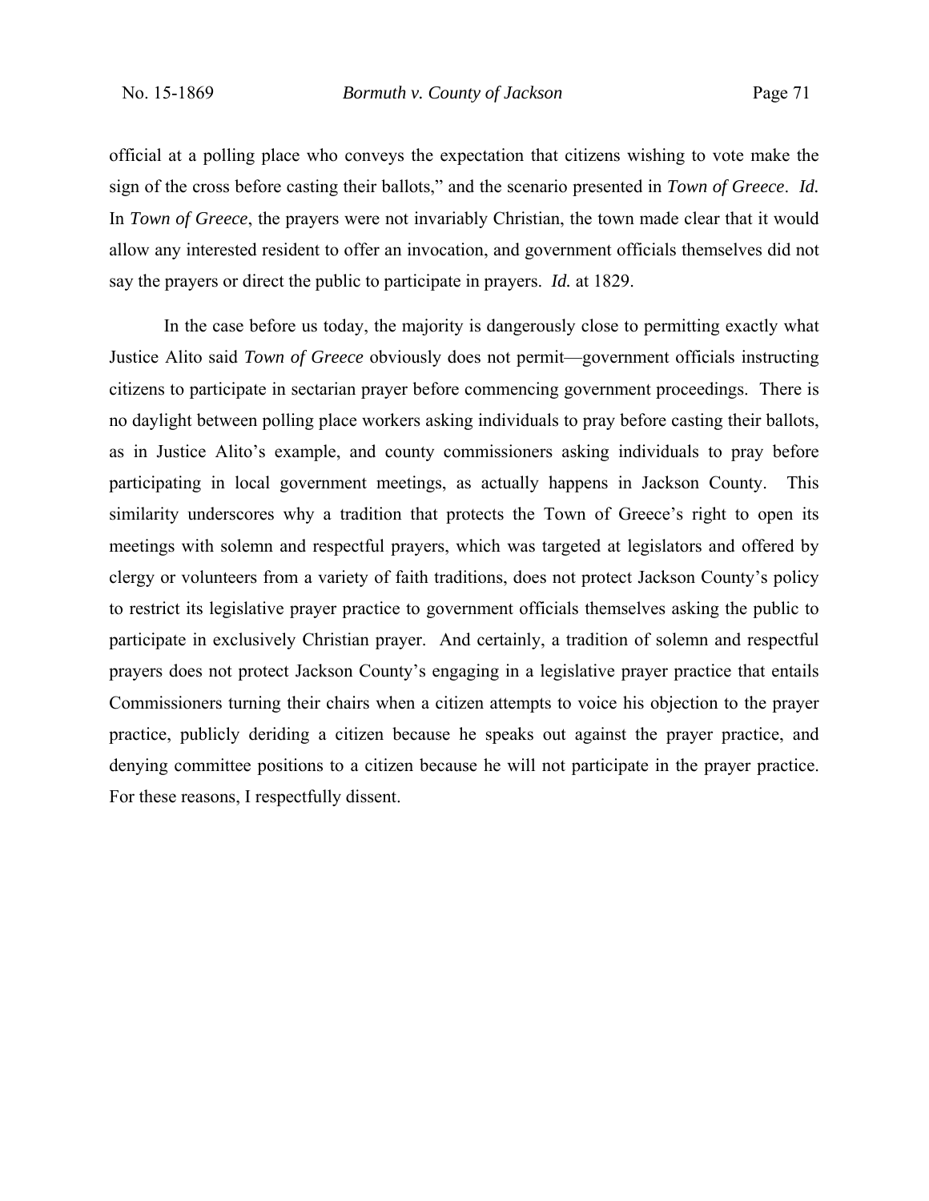official at a polling place who conveys the expectation that citizens wishing to vote make the sign of the cross before casting their ballots," and the scenario presented in *Town of Greece*. *Id.* In *Town of Greece*, the prayers were not invariably Christian, the town made clear that it would allow any interested resident to offer an invocation, and government officials themselves did not say the prayers or direct the public to participate in prayers. *Id.* at 1829.

In the case before us today, the majority is dangerously close to permitting exactly what Justice Alito said *Town of Greece* obviously does not permit—government officials instructing citizens to participate in sectarian prayer before commencing government proceedings. There is no daylight between polling place workers asking individuals to pray before casting their ballots, as in Justice Alito's example, and county commissioners asking individuals to pray before participating in local government meetings, as actually happens in Jackson County. This similarity underscores why a tradition that protects the Town of Greece's right to open its meetings with solemn and respectful prayers, which was targeted at legislators and offered by clergy or volunteers from a variety of faith traditions, does not protect Jackson County's policy to restrict its legislative prayer practice to government officials themselves asking the public to participate in exclusively Christian prayer. And certainly, a tradition of solemn and respectful prayers does not protect Jackson County's engaging in a legislative prayer practice that entails Commissioners turning their chairs when a citizen attempts to voice his objection to the prayer practice, publicly deriding a citizen because he speaks out against the prayer practice, and denying committee positions to a citizen because he will not participate in the prayer practice. For these reasons, I respectfully dissent.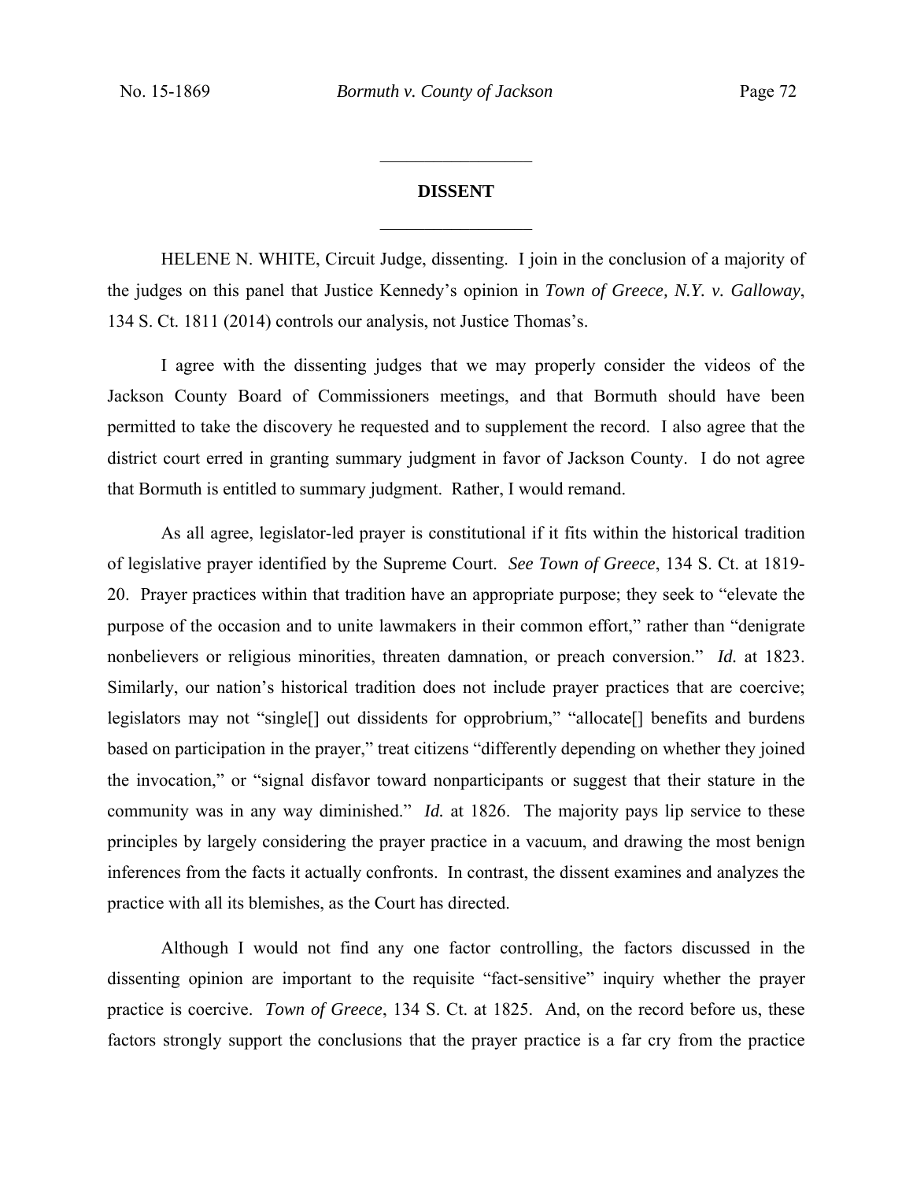## DISSENT

HELENE N. WHITE, Circuit Judge, dissenting. I join in the conclusion of a majority of the judges on this panel that Justice Kennedy's opinion in *Town of Greece, N.Y. v. Galloway*, 134 S. Ct. 1811 (2014) controls our analysis, not Justice Thomas's.

I agree with the dissenting judges that we may properly consider the videos of the Jackson County Board of Commissioners meetings, and that Bormuth should have been permitted to take the discovery he requested and to supplement the record. I also agree that the district court erred in granting summary judgment in favor of Jackson County. I do not agree that Bormuth is entitled to summary judgment. Rather, I would remand.

As all agree, legislator-led prayer is constitutional if it fits within the historical tradition of legislative prayer identified by the Supreme Court. *See Town of Greece*, 134 S. Ct. at 1819-20. Prayer practices within that tradition have an appropriate purpose; they seek to "elevate the purpose of the occasion and to unite lawmakers in their common effort," rather than "denigrate nonbelievers or religious minorities, threaten damnation, or preach conversion." *Id.* at 1823. Similarly, our nation's historical tradition does not include prayer practices that are coercive; legislators may not "single[] out dissidents for opprobrium," "allocate[] benefits and burdens based on participation in the prayer," treat citizens "differently depending on whether they joined the invocation," or "signal disfavor toward nonparticipants or suggest that their stature in the community was in any way diminished." *Id.* at 1826. The majority pays lip service to these principles by largely considering the prayer practice in a vacuum, and drawing the most benign inferences from the facts it actually confronts. In contrast, the dissent examines and analyzes the practice with all its blemishes, as the Court has directed.

Although I would not find any one factor controlling, the factors discussed in the dissenting opinion are important to the requisite "fact-sensitive" inquiry whether the prayer practice is coercive. *Town of Greece*, 134 S. Ct. at 1825. And, on the record before us, these factors strongly support the conclusions that the prayer practice is a far cry from the practice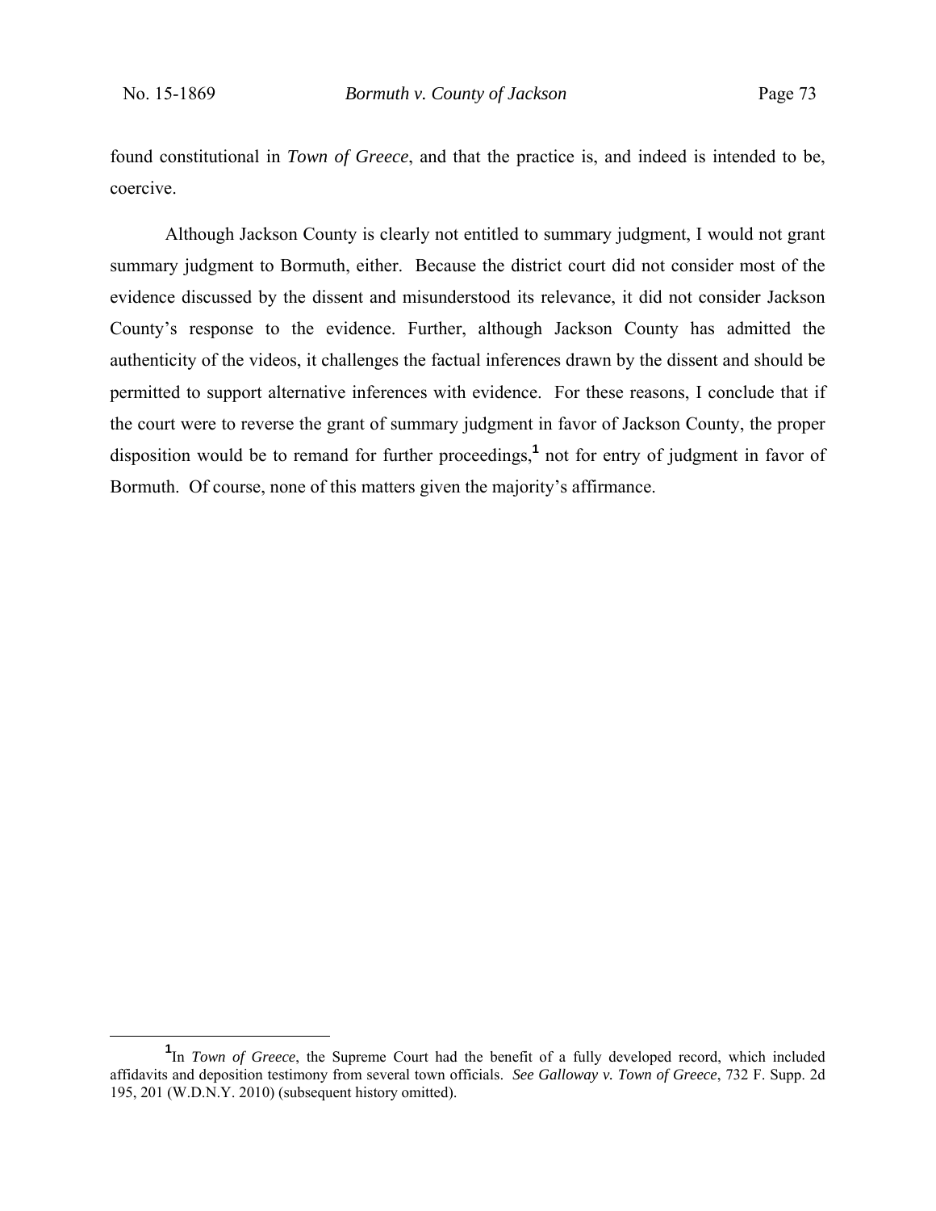found constitutional in *Town of Greece*, and that the practice is, and indeed is intended to be, coercive.

Although Jackson County is clearly not entitled to summary judgment, I would not grant summary judgment to Bormuth, either. Because the district court did not consider most of the evidence discussed by the dissent and misunderstood its relevance, it did not consider Jackson County's response to the evidence. Further, although Jackson County has admitted the authenticity of the videos, it challenges the factual inferences drawn by the dissent and should be permitted to support alternative inferences with evidence. For these reasons, I conclude that if the court were to reverse the grant of summary judgment in favor of Jackson County, the proper disposition would be to remand for further proceedings,[1] not for entry of judgment in favor of Bormuth. Of course, none of this matters given the majority's affirmance.

---

[1] In *Town of Greece*, the Supreme Court had the benefit of a fully developed record, which included affidavits and deposition testimony from several town officials. *See Galloway v. Town of Greece*, 732 F. Supp. 2d 195, 201 (W.D.N.Y. 2010) (subsequent history omitted).